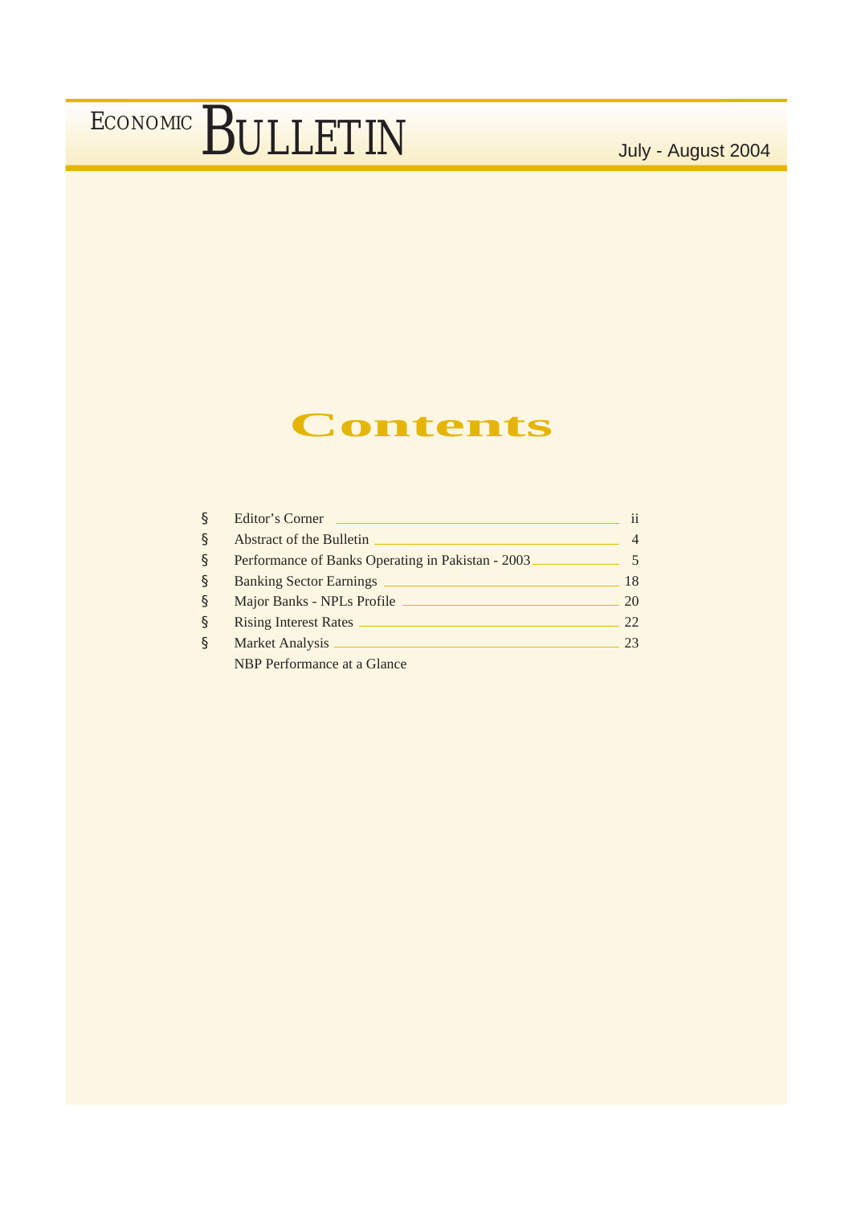# ECONOMIC BULLETIN

July - August 2004

## Contents

| | | |
|---|---|---|
| § | Editor's Corner | ii |
| § | Abstract of the Bulletin | 4 |
| § | Performance of Banks Operating in Pakistan - 2003 | 5 |
| § | Banking Sector Earnings | 18 |
| § | Major Banks - NPLs Profile | 20 |
| § | Rising Interest Rates | 22 |
| § | Market Analysis | 23 |
| | NBP Performance at a Glance | |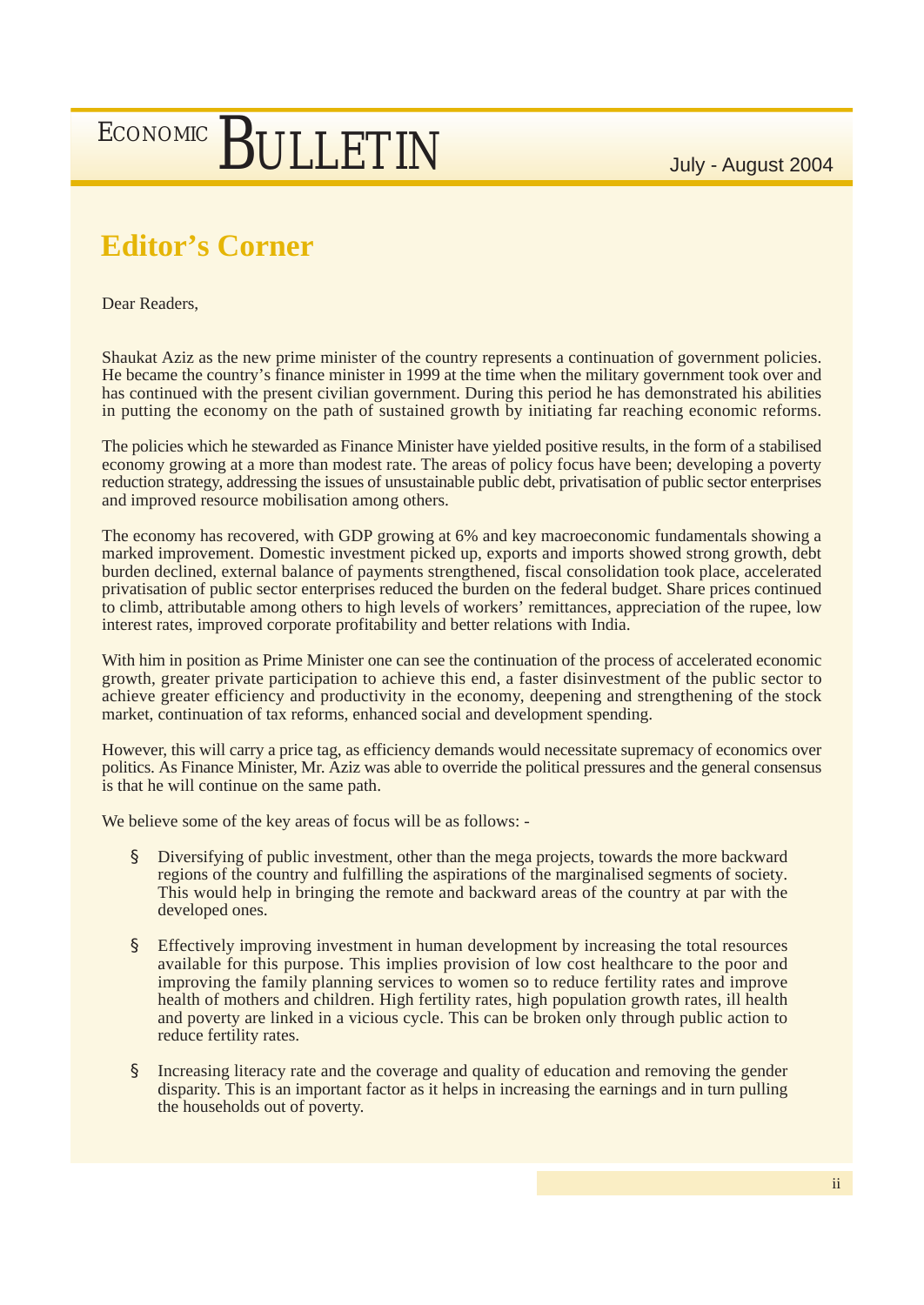## Editor's Corner

Dear Readers,

Shaukat Aziz as the new prime minister of the country represents a continuation of government policies. He became the country's finance minister in 1999 at the time when the military government took over and has continued with the present civilian government. During this period he has demonstrated his abilities in putting the economy on the path of sustained growth by initiating far reaching economic reforms.

The policies which he stewarded as Finance Minister have yielded positive results, in the form of a stabilised economy growing at a more than modest rate. The areas of policy focus have been; developing a poverty reduction strategy, addressing the issues of unsustainable public debt, privatisation of public sector enterprises and improved resource mobilisation among others.

The economy has recovered, with GDP growing at 6% and key macroeconomic fundamentals showing a marked improvement. Domestic investment picked up, exports and imports showed strong growth, debt burden declined, external balance of payments strengthened, fiscal consolidation took place, accelerated privatisation of public sector enterprises reduced the burden on the federal budget. Share prices continued to climb, attributable among others to high levels of workers' remittances, appreciation of the rupee, low interest rates, improved corporate profitability and better relations with India.

With him in position as Prime Minister one can see the continuation of the process of accelerated economic growth, greater private participation to achieve this end, a faster disinvestment of the public sector to achieve greater efficiency and productivity in the economy, deepening and strengthening of the stock market, continuation of tax reforms, enhanced social and development spending.

However, this will carry a price tag, as efficiency demands would necessitate supremacy of economics over politics. As Finance Minister, Mr. Aziz was able to override the political pressures and the general consensus is that he will continue on the same path.

We believe some of the key areas of focus will be as follows: -

- Diversifying of public investment, other than the mega projects, towards the more backward regions of the country and fulfilling the aspirations of the marginalised segments of society. This would help in bringing the remote and backward areas of the country at par with the developed ones.
- Effectively improving investment in human development by increasing the total resources available for this purpose. This implies provision of low cost healthcare to the poor and improving the family planning services to women so to reduce fertility rates and improve health of mothers and children. High fertility rates, high population growth rates, ill health and poverty are linked in a vicious cycle. This can be broken only through public action to reduce fertility rates.
- Increasing literacy rate and the coverage and quality of education and removing the gender disparity. This is an important factor as it helps in increasing the earnings and in turn pulling the households out of poverty.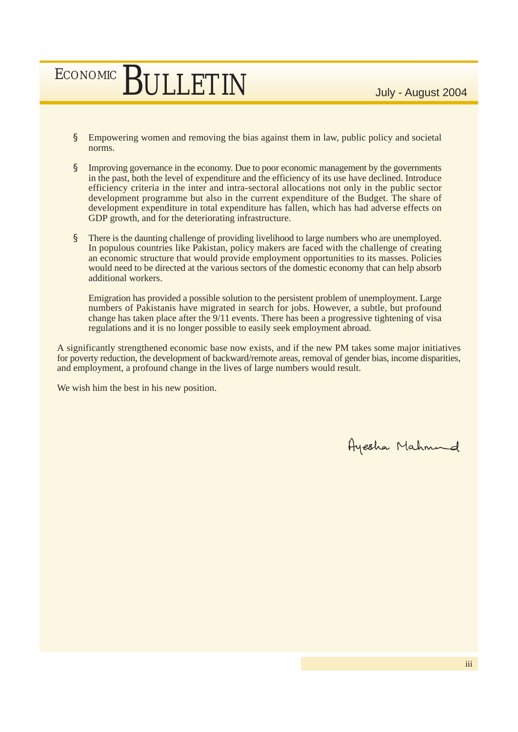- Empowering women and removing the bias against them in law, public policy and societal norms.

- Improving governance in the economy. Due to poor economic management by the governments in the past, both the level of expenditure and the efficiency of its use have declined. Introduce efficiency criteria in the inter and intra-sectoral allocations not only in the public sector development programme but also in the current expenditure of the Budget. The share of development expenditure in total expenditure has fallen, which has had adverse effects on GDP growth, and for the deteriorating infrastructure.

- There is the daunting challenge of providing livelihood to large numbers who are unemployed. In populous countries like Pakistan, policy makers are faced with the challenge of creating an economic structure that would provide employment opportunities to its masses. Policies would need to be directed at the various sectors of the domestic economy that can help absorb additional workers.

  Emigration has provided a possible solution to the persistent problem of unemployment. Large numbers of Pakistanis have migrated in search for jobs. However, a subtle, but profound change has taken place after the 9/11 events. There has been a progressive tightening of visa regulations and it is no longer possible to easily seek employment abroad.

A significantly strengthened economic base now exists, and if the new PM takes some major initiatives for poverty reduction, the development of backward/remote areas, removal of gender bias, income disparities, and employment, a profound change in the lives of large numbers would result.

We wish him the best in his new position.

Ayesha Mahmud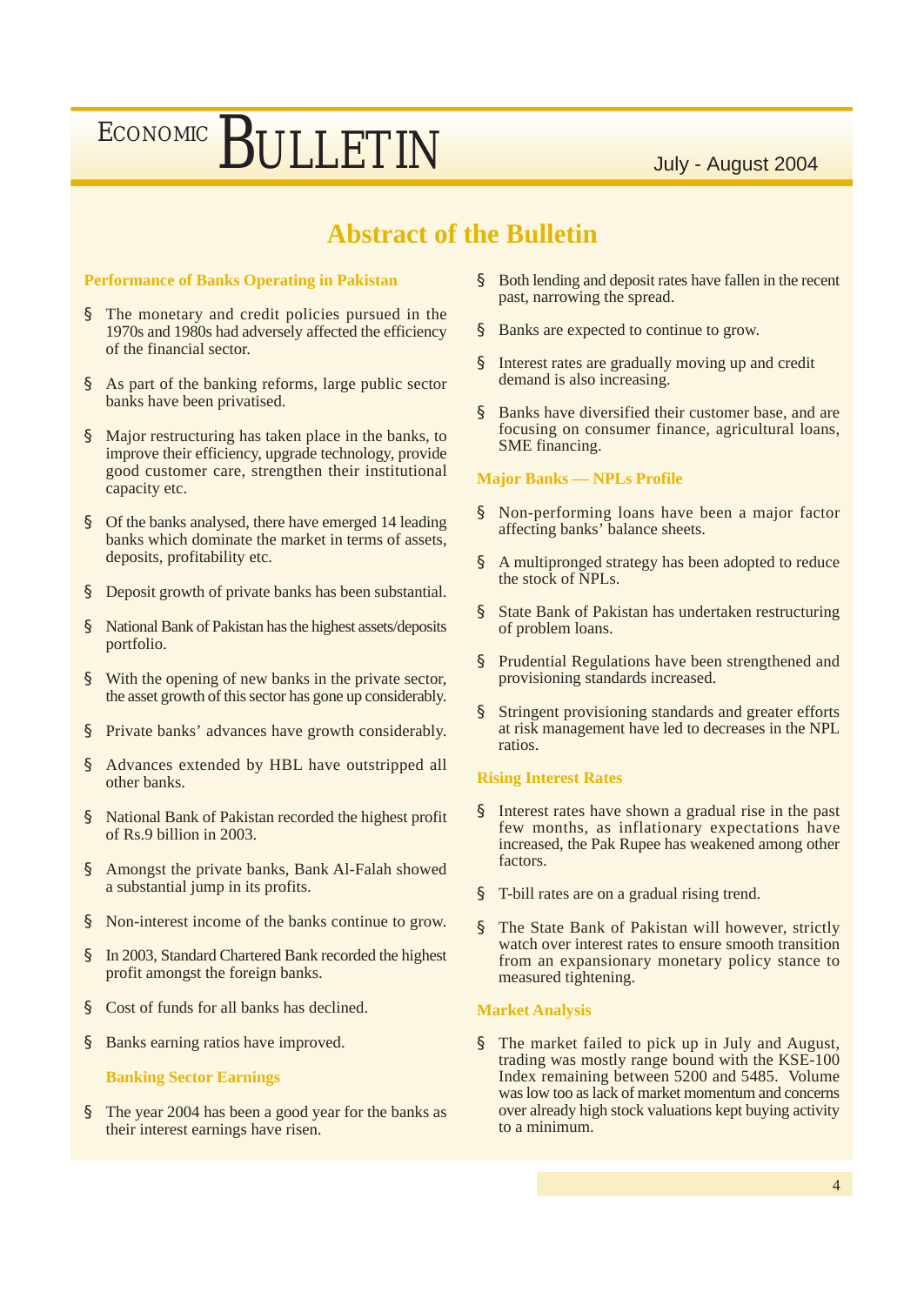# Abstract of the Bulletin

## Performance of Banks Operating in Pakistan

- The monetary and credit policies pursued in the 1970s and 1980s had adversely affected the efficiency of the financial sector.
- As part of the banking reforms, large public sector banks have been privatised.
- Major restructuring has taken place in the banks, to improve their efficiency, upgrade technology, provide good customer care, strengthen their institutional capacity etc.
- Of the banks analysed, there have emerged 14 leading banks which dominate the market in terms of assets, deposits, profitability etc.
- Deposit growth of private banks has been substantial.
- National Bank of Pakistan has the highest assets/deposits portfolio.
- With the opening of new banks in the private sector, the asset growth of this sector has gone up considerably.
- Private banks' advances have growth considerably.
- Advances extended by HBL have outstripped all other banks.
- National Bank of Pakistan recorded the highest profit of Rs.9 billion in 2003.
- Amongst the private banks, Bank Al-Falah showed a substantial jump in its profits.
- Non-interest income of the banks continue to grow.
- In 2003, Standard Chartered Bank recorded the highest profit amongst the foreign banks.
- Cost of funds for all banks has declined.
- Banks earning ratios have improved.

### Banking Sector Earnings

- The year 2004 has been a good year for the banks as their interest earnings have risen.
- Both lending and deposit rates have fallen in the recent past, narrowing the spread.
- Banks are expected to continue to grow.
- Interest rates are gradually moving up and credit demand is also increasing.
- Banks have diversified their customer base, and are focusing on consumer finance, agricultural loans, SME financing.

## Major Banks — NPLs Profile

- Non-performing loans have been a major factor affecting banks' balance sheets.
- A multipronged strategy has been adopted to reduce the stock of NPLs.
- State Bank of Pakistan has undertaken restructuring of problem loans.
- Prudential Regulations have been strengthened and provisioning standards increased.
- Stringent provisioning standards and greater efforts at risk management have led to decreases in the NPL ratios.

## Rising Interest Rates

- Interest rates have shown a gradual rise in the past few months, as inflationary expectations have increased, the Pak Rupee has weakened among other factors.
- T-bill rates are on a gradual rising trend.
- The State Bank of Pakistan will however, strictly watch over interest rates to ensure smooth transition from an expansionary monetary policy stance to measured tightening.

## Market Analysis

- The market failed to pick up in July and August, trading was mostly range bound with the KSE-100 Index remaining between 5200 and 5485. Volume was low too as lack of market momentum and concerns over already high stock valuations kept buying activity to a minimum.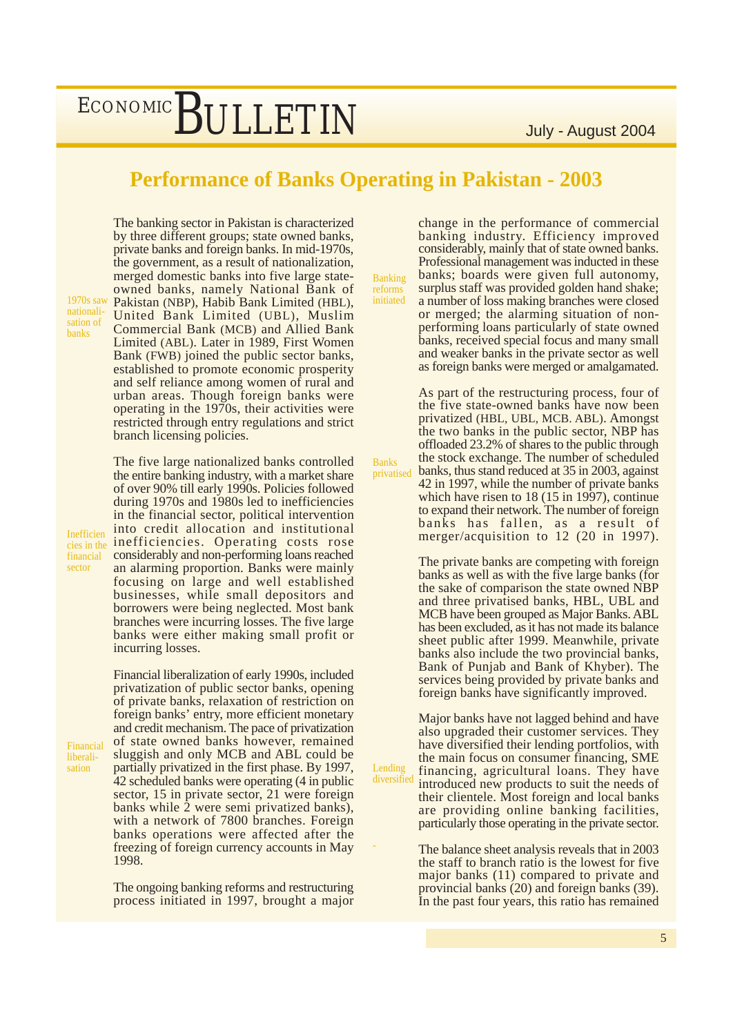# Performance of Banks Operating in Pakistan - 2003

The banking sector in Pakistan is characterized by three different groups; state owned banks, private banks and foreign banks. In mid-1970s, the government, as a result of nationalization, merged domestic banks into five large state-owned banks, namely National Bank of Pakistan (NBP), Habib Bank Limited (HBL), United Bank Limited (UBL), Muslim Commercial Bank (MCB) and Allied Bank Limited (ABL). Later in 1989, First Women Bank (FWB) joined the public sector banks, established to promote economic prosperity and self reliance among women of rural and urban areas. Though foreign banks were operating in the 1970s, their activities were restricted through entry regulations and strict branch licensing policies.

*1970s saw nationalisation of banks*

The five large nationalized banks controlled the entire banking industry, with a market share of over 90% till early 1990s. Policies followed during 1970s and 1980s led to inefficiencies in the financial sector, political intervention into credit allocation and institutional inefficiencies. Operating costs rose considerably and non-performing loans reached an alarming proportion. Banks were mainly focusing on large and well established businesses, while small depositors and borrowers were being neglected. Most bank branches were incurring losses. The five large banks were either making small profit or incurring losses.

*Inefficiencies in the financial sector*

Financial liberalization of early 1990s, included privatization of public sector banks, opening of private banks, relaxation of restriction on foreign banks' entry, more efficient monetary and credit mechanism. The pace of privatization of state owned banks however, remained sluggish and only MCB and ABL could be partially privatized in the first phase. By 1997, 42 scheduled banks were operating (4 in public sector, 15 in private sector, 21 were foreign banks while 2 were semi privatized banks), with a network of 7800 branches. Foreign banks operations were affected after the freezing of foreign currency accounts in May 1998.

*Financial liberalisation*

The ongoing banking reforms and restructuring process initiated in 1997, brought a major change in the performance of commercial banking industry. Efficiency improved considerably, mainly that of state owned banks. Professional management was inducted in these banks; boards were given full autonomy, surplus staff was provided golden hand shake; a number of loss making branches were closed or merged; the alarming situation of non-performing loans particularly of state owned banks, received special focus and many small and weaker banks in the private sector as well as foreign banks were merged or amalgamated.

*Banking reforms initiated*

As part of the restructuring process, four of the five state-owned banks have now been privatized (HBL, UBL, MCB. ABL). Amongst the two banks in the public sector, NBP has offloaded 23.2% of shares to the public through the stock exchange. The number of scheduled banks, thus stand reduced at 35 in 2003, against 42 in 1997, while the number of private banks which have risen to 18 (15 in 1997), continue to expand their network. The number of foreign banks has fallen, as a result of merger/acquisition to 12 (20 in 1997).

*Banks privatised*

The private banks are competing with foreign banks as well as with the five large banks (for the sake of comparison the state owned NBP and three privatised banks, HBL, UBL and MCB have been grouped as Major Banks. ABL has been excluded, as it has not made its balance sheet public after 1999. Meanwhile, private banks also include the two provincial banks, Bank of Punjab and Bank of Khyber). The services being provided by private banks and foreign banks have significantly improved.

Major banks have not lagged behind and have also upgraded their customer services. They have diversified their lending portfolios, with the main focus on consumer financing, SME financing, agricultural loans. They have introduced new products to suit the needs of their clientele. Most foreign and local banks are providing online banking facilities, particularly those operating in the private sector.

*Lending diversified*

The balance sheet analysis reveals that in 2003 the staff to branch ratio is the lowest for five major banks (11) compared to private and provincial banks (20) and foreign banks (39). In the past four years, this ratio has remained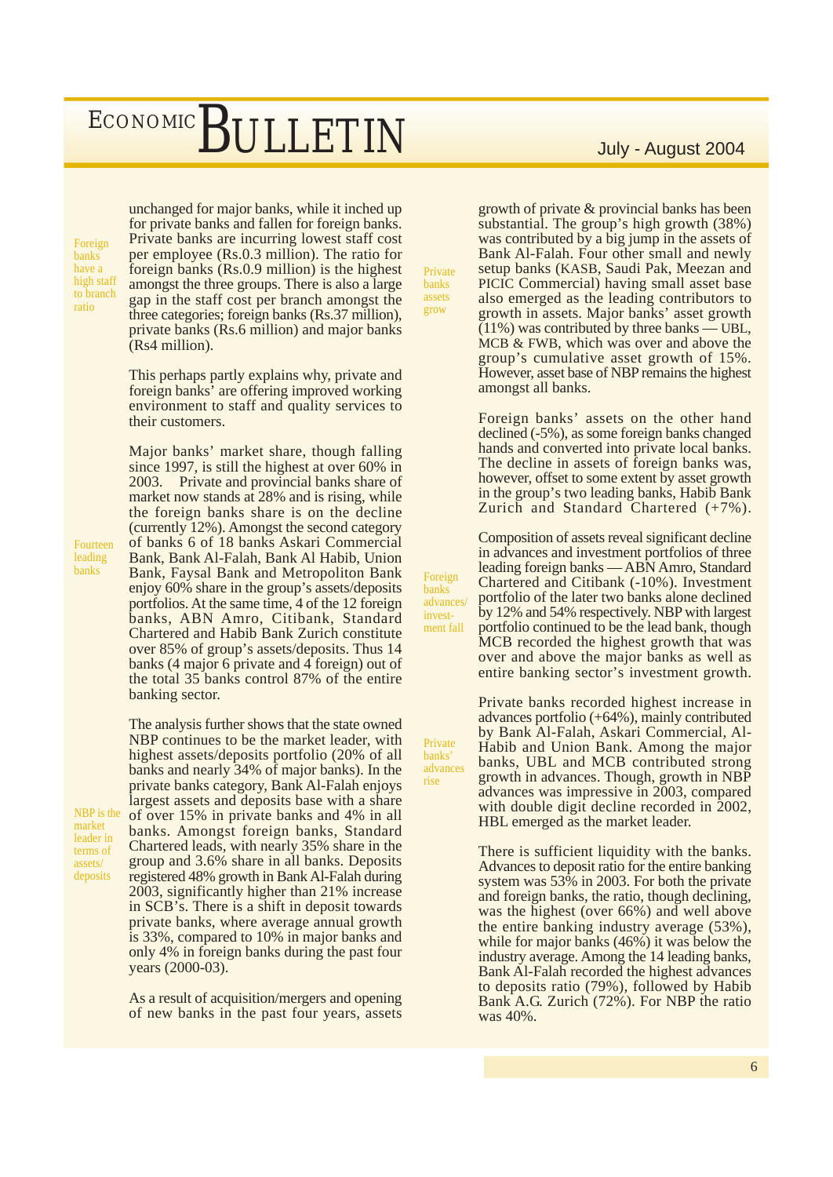unchanged for major banks, while it inched up for private banks and fallen for foreign banks. Private banks are incurring lowest staff cost per employee (Rs.0.3 million). The ratio for foreign banks (Rs.0.9 million) is the highest amongst the three groups. There is also a large gap in the staff cost per branch amongst the three categories; foreign banks (Rs.37 million), private banks (Rs.6 million) and major banks (Rs4 million).

*Foreign banks have a high staff to branch ratio*

This perhaps partly explains why, private and foreign banks' are offering improved working environment to staff and quality services to their customers.

Major banks' market share, though falling since 1997, is still the highest at over 60% in 2003. Private and provincial banks share of market now stands at 28% and is rising, while the foreign banks share is on the decline (currently 12%). Amongst the second category of banks 6 of 18 banks Askari Commercial Bank, Bank Al-Falah, Bank Al Habib, Union Bank, Faysal Bank and Metropoliton Bank enjoy 60% share in the group's assets/deposits portfolios. At the same time, 4 of the 12 foreign banks, ABN Amro, Citibank, Standard Chartered and Habib Bank Zurich constitute over 85% of group's assets/deposits. Thus 14 banks (4 major 6 private and 4 foreign) out of the total 35 banks control 87% of the entire banking sector.

*Fourteen leading banks*

The analysis further shows that the state owned NBP continues to be the market leader, with highest assets/deposits portfolio (20% of all banks and nearly 34% of major banks). In the private banks category, Bank Al-Falah enjoys largest assets and deposits base with a share of over 15% in private banks and 4% in all banks. Amongst foreign banks, Standard Chartered leads, with nearly 35% share in the group and 3.6% share in all banks. Deposits registered 48% growth in Bank Al-Falah during 2003, significantly higher than 21% increase in SCB's. There is a shift in deposit towards private banks, where average annual growth is 33%, compared to 10% in major banks and only 4% in foreign banks during the past four years (2000-03).

*NBP is the market leader in terms of assets/deposits*

As a result of acquisition/mergers and opening of new banks in the past four years, assets growth of private & provincial banks has been substantial. The group's high growth (38%) was contributed by a big jump in the assets of Bank Al-Falah. Four other small and newly setup banks (KASB, Saudi Pak, Meezan and PICIC Commercial) having small asset base also emerged as the leading contributors to growth in assets. Major banks' asset growth (11%) was contributed by three banks — UBL, MCB & FWB, which was over and above the group's cumulative asset growth of 15%. However, asset base of NBP remains the highest amongst all banks.

*Private banks assets grow*

Foreign banks' assets on the other hand declined (-5%), as some foreign banks changed hands and converted into private local banks. The decline in assets of foreign banks was, however, offset to some extent by asset growth in the group's two leading banks, Habib Bank Zurich and Standard Chartered (+7%).

Composition of assets reveal significant decline in advances and investment portfolios of three leading foreign banks — ABN Amro, Standard Chartered and Citibank (-10%). Investment portfolio of the later two banks alone declined by 12% and 54% respectively. NBP with largest portfolio continued to be the lead bank, though MCB recorded the highest growth that was over and above the major banks as well as entire banking sector's investment growth.

*Foreign banks advances/investment fall*

Private banks recorded highest increase in advances portfolio (+64%), mainly contributed by Bank Al-Falah, Askari Commercial, Al-Habib and Union Bank. Among the major banks, UBL and MCB contributed strong growth in advances. Though, growth in NBP advances was impressive in 2003, compared with double digit decline recorded in 2002, HBL emerged as the market leader.

*Private banks' advances rise*

There is sufficient liquidity with the banks. Advances to deposit ratio for the entire banking system was 53% in 2003. For both the private and foreign banks, the ratio, though declining, was the highest (over 66%) and well above the entire banking industry average (53%), while for major banks (46%) it was below the industry average. Among the 14 leading banks, Bank Al-Falah recorded the highest advances to deposits ratio (79%), followed by Habib Bank A.G. Zurich (72%). For NBP the ratio was 40%.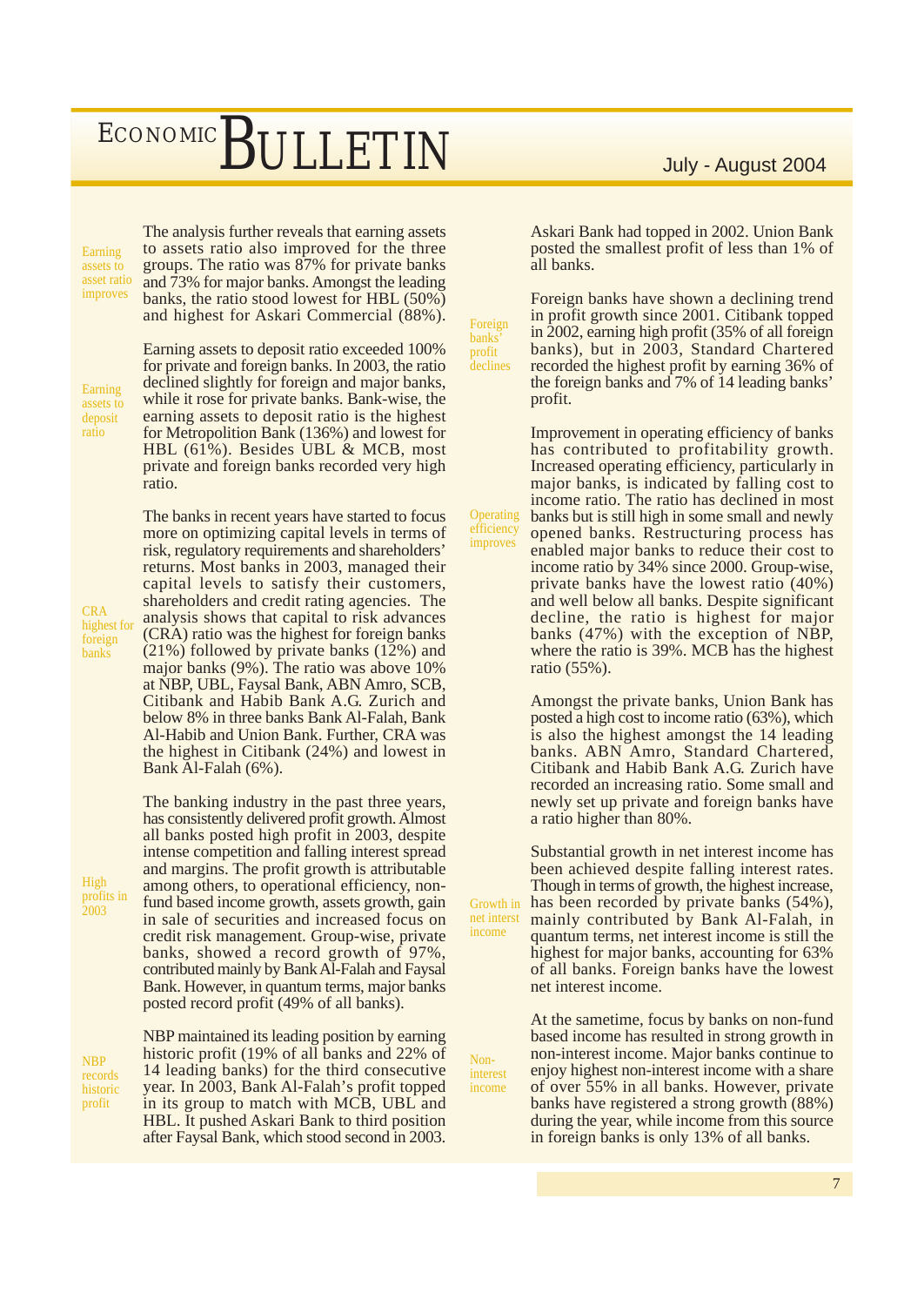**Earning assets to asset ratio improves**

The analysis further reveals that earning assets to assets ratio also improved for the three groups. The ratio was 87% for private banks and 73% for major banks. Amongst the leading banks, the ratio stood lowest for HBL (50%) and highest for Askari Commercial (88%).

**Earning assets to deposit ratio**

Earning assets to deposit ratio exceeded 100% for private and foreign banks. In 2003, the ratio declined slightly for foreign and major banks, while it rose for private banks. Bank-wise, the earning assets to deposit ratio is the highest for Metropolition Bank (136%) and lowest for HBL (61%). Besides UBL & MCB, most private and foreign banks recorded very high ratio.

**CRA highest for foreign banks**

The banks in recent years have started to focus more on optimizing capital levels in terms of risk, regulatory requirements and shareholders' returns. Most banks in 2003, managed their capital levels to satisfy their customers, shareholders and credit rating agencies. The analysis shows that capital to risk advances (CRA) ratio was the highest for foreign banks (21%) followed by private banks (12%) and major banks (9%). The ratio was above 10% at NBP, UBL, Faysal Bank, ABN Amro, SCB, Citibank and Habib Bank A.G. Zurich and below 8% in three banks Bank Al-Falah, Bank Al-Habib and Union Bank. Further, CRA was the highest in Citibank (24%) and lowest in Bank Al-Falah (6%).

**High profits in 2003**

The banking industry in the past three years, has consistently delivered profit growth. Almost all banks posted high profit in 2003, despite intense competition and falling interest spread and margins. The profit growth is attributable among others, to operational efficiency, non-fund based income growth, assets growth, gain in sale of securities and increased focus on credit risk management. Group-wise, private banks, showed a record growth of 97%, contributed mainly by Bank Al-Falah and Faysal Bank. However, in quantum terms, major banks posted record profit (49% of all banks).

**NBP records historic profit**

NBP maintained its leading position by earning historic profit (19% of all banks and 22% of 14 leading banks) for the third consecutive year. In 2003, Bank Al-Falah's profit topped in its group to match with MCB, UBL and HBL. It pushed Askari Bank to third position after Faysal Bank, which stood second in 2003. Askari Bank had topped in 2002. Union Bank posted the smallest profit of less than 1% of all banks.

**Foreign banks' profit declines**

Foreign banks have shown a declining trend in profit growth since 2001. Citibank topped in 2002, earning high profit (35% of all foreign banks), but in 2003, Standard Chartered recorded the highest profit by earning 36% of the foreign banks and 7% of 14 leading banks' profit.

**Operating efficiency improves**

Improvement in operating efficiency of banks has contributed to profitability growth. Increased operating efficiency, particularly in major banks, is indicated by falling cost to income ratio. The ratio has declined in most banks but is still high in some small and newly opened banks. Restructuring process has enabled major banks to reduce their cost to income ratio by 34% since 2000. Group-wise, private banks have the lowest ratio (40%) and well below all banks. Despite significant decline, the ratio is highest for major banks (47%) with the exception of NBP, where the ratio is 39%. MCB has the highest ratio (55%).

Amongst the private banks, Union Bank has posted a high cost to income ratio (63%), which is also the highest amongst the 14 leading banks. ABN Amro, Standard Chartered, Citibank and Habib Bank A.G. Zurich have recorded an increasing ratio. Some small and newly set up private and foreign banks have a ratio higher than 80%.

**Growth in net interst income**

Substantial growth in net interest income has been achieved despite falling interest rates. Though in terms of growth, the highest increase, has been recorded by private banks (54%), mainly contributed by Bank Al-Falah, in quantum terms, net interest income is still the highest for major banks, accounting for 63% of all banks. Foreign banks have the lowest net interest income.

**Non-interest income**

At the sametime, focus by banks on non-fund based income has resulted in strong growth in non-interest income. Major banks continue to enjoy highest non-interest income with a share of over 55% in all banks. However, private banks have registered a strong growth (88%) during the year, while income from this source in foreign banks is only 13% of all banks.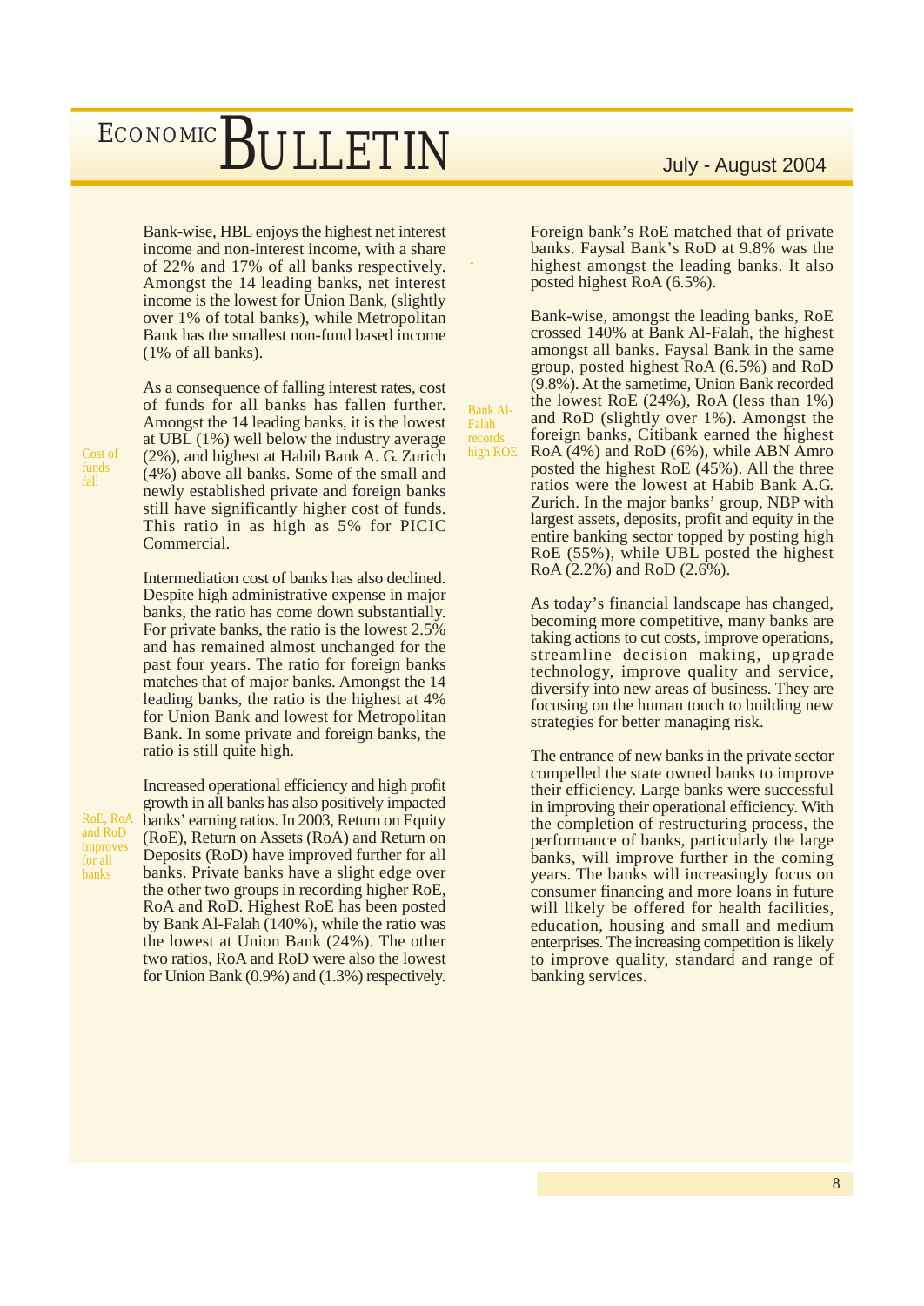Bank-wise, HBL enjoys the highest net interest income and non-interest income, with a share of 22% and 17% of all banks respectively. Amongst the 14 leading banks, net interest income is the lowest for Union Bank, (slightly over 1% of total banks), while Metropolitan Bank has the smallest non-fund based income (1% of all banks).

*Cost of funds fall*

As a consequence of falling interest rates, cost of funds for all banks has fallen further. Amongst the 14 leading banks, it is the lowest at UBL (1%) well below the industry average (2%), and highest at Habib Bank A. G. Zurich (4%) above all banks. Some of the small and newly established private and foreign banks still have significantly higher cost of funds. This ratio in as high as 5% for PICIC Commercial.

Intermediation cost of banks has also declined. Despite high administrative expense in major banks, the ratio has come down substantially. For private banks, the ratio is the lowest 2.5% and has remained almost unchanged for the past four years. The ratio for foreign banks matches that of major banks. Amongst the 14 leading banks, the ratio is the highest at 4% for Union Bank and lowest for Metropolitan Bank. In some private and foreign banks, the ratio is still quite high.

*RoE, RoA and RoD improves for all banks*

Increased operational efficiency and high profit growth in all banks has also positively impacted banks' earning ratios. In 2003, Return on Equity (RoE), Return on Assets (RoA) and Return on Deposits (RoD) have improved further for all banks. Private banks have a slight edge over the other two groups in recording higher RoE, RoA and RoD. Highest RoE has been posted by Bank Al-Falah (140%), while the ratio was the lowest at Union Bank (24%). The other two ratios, RoA and RoD were also the lowest for Union Bank (0.9%) and (1.3%) respectively.

Foreign bank's RoE matched that of private banks. Faysal Bank's RoD at 9.8% was the highest amongst the leading banks. It also posted highest RoA (6.5%).

*Bank Al-Falah records high ROE*

Bank-wise, amongst the leading banks, RoE crossed 140% at Bank Al-Falah, the highest amongst all banks. Faysal Bank in the same group, posted highest RoA (6.5%) and RoD (9.8%). At the sametime, Union Bank recorded the lowest RoE (24%), RoA (less than 1%) and RoD (slightly over 1%). Amongst the foreign banks, Citibank earned the highest RoA (4%) and RoD (6%), while ABN Amro posted the highest RoE (45%). All the three ratios were the lowest at Habib Bank A.G. Zurich. In the major banks' group, NBP with largest assets, deposits, profit and equity in the entire banking sector topped by posting high RoE (55%), while UBL posted the highest RoA (2.2%) and RoD (2.6%).

As today's financial landscape has changed, becoming more competitive, many banks are taking actions to cut costs, improve operations, streamline decision making, upgrade technology, improve quality and service, diversify into new areas of business. They are focusing on the human touch to building new strategies for better managing risk.

The entrance of new banks in the private sector compelled the state owned banks to improve their efficiency. Large banks were successful in improving their operational efficiency. With the completion of restructuring process, the performance of banks, particularly the large banks, will improve further in the coming years. The banks will increasingly focus on consumer financing and more loans in future will likely be offered for health facilities, education, housing and small and medium enterprises. The increasing competition is likely to improve quality, standard and range of banking services.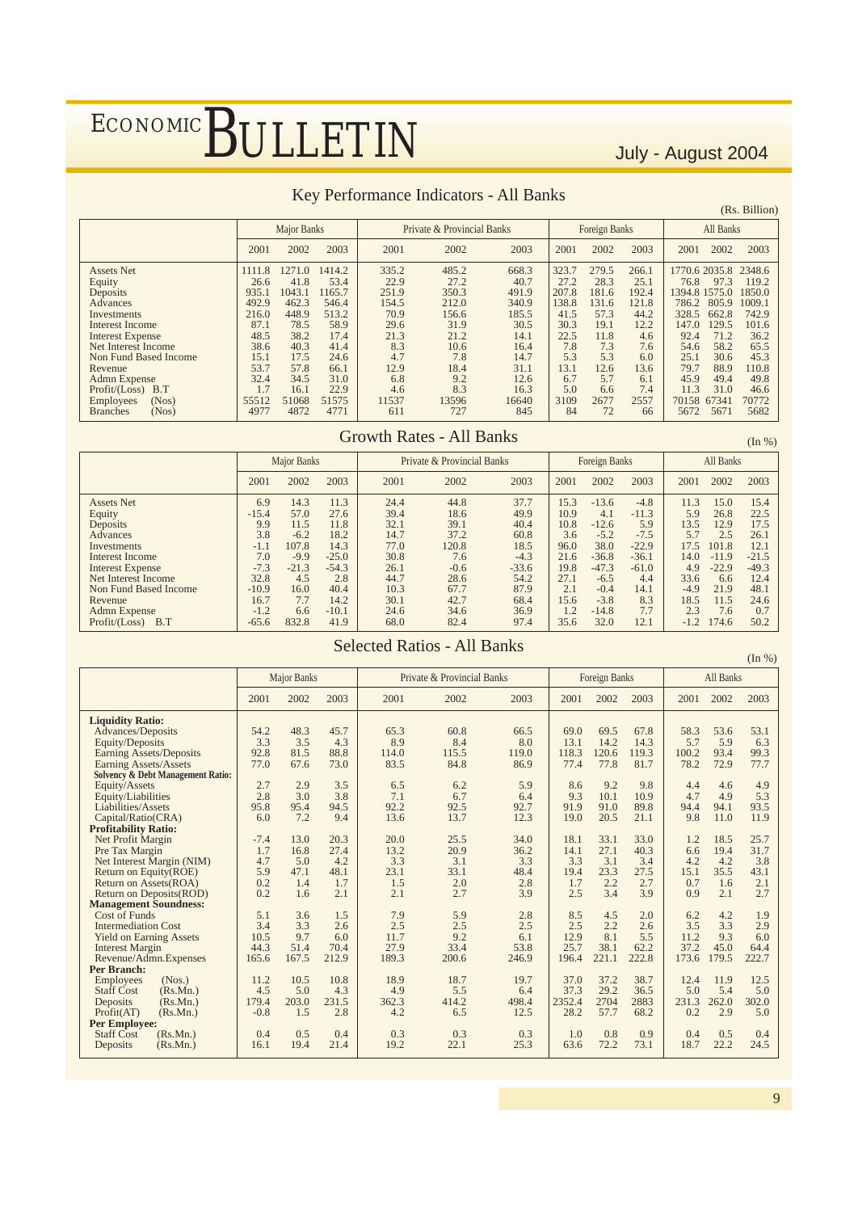## Key Performance Indicators - All Banks

(Rs. Billion)

| | Major Banks | | | Private & Provincial Banks | | | Foreign Banks | | | All Banks | | |
|---|---|---|---|---|---|---|---|---|---|---|---|---|
| | 2001 | 2002 | 2003 | 2001 | 2002 | 2003 | 2001 | 2002 | 2003 | 2001 | 2002 | 2003 |
| Assets Net | 1111.8 | 1271.0 | 1414.2 | 335.2 | 485.2 | 668.3 | 323.7 | 279.5 | 266.1 | 1770.6 | 2035.8 | 2348.6 |
| Equity | 26.6 | 41.8 | 53.4 | 22.9 | 27.2 | 40.7 | 27.2 | 28.3 | 25.1 | 76.8 | 97.3 | 119.2 |
| Deposits | 935.1 | 1043.1 | 1165.7 | 251.9 | 350.3 | 491.9 | 207.8 | 181.6 | 192.4 | 1394.8 | 1575.0 | 1850.0 |
| Advances | 492.9 | 462.3 | 546.4 | 154.5 | 212.0 | 340.9 | 138.8 | 131.6 | 121.8 | 786.2 | 805.9 | 1009.1 |
| Investments | 216.0 | 448.9 | 513.2 | 70.9 | 156.6 | 185.5 | 41.5 | 57.3 | 44.2 | 328.5 | 662.8 | 742.9 |
| Interest Income | 87.1 | 78.5 | 58.9 | 29.6 | 31.9 | 30.5 | 30.3 | 19.1 | 12.2 | 147.0 | 129.5 | 101.6 |
| Interest Expense | 48.5 | 38.2 | 17.4 | 21.3 | 21.2 | 14.1 | 22.5 | 11.8 | 4.6 | 92.4 | 71.2 | 36.2 |
| Net Interest Income | 38.6 | 40.3 | 41.4 | 8.3 | 10.6 | 16.4 | 7.8 | 7.3 | 7.6 | 54.6 | 58.2 | 65.5 |
| Non Fund Based Income | 15.1 | 17.5 | 24.6 | 4.7 | 7.8 | 14.7 | 5.3 | 5.3 | 6.0 | 25.1 | 30.6 | 45.3 |
| Revenue | 53.7 | 57.8 | 66.1 | 12.9 | 18.4 | 31.1 | 13.1 | 12.6 | 13.6 | 79.7 | 88.9 | 110.8 |
| Admn Expense | 32.4 | 34.5 | 31.0 | 6.8 | 9.2 | 12.6 | 6.7 | 5.7 | 6.1 | 45.9 | 49.4 | 49.8 |
| Profit/(Loss) B.T | 1.7 | 16.1 | 22.9 | 4.6 | 8.3 | 16.3 | 5.0 | 6.6 | 7.4 | 11.3 | 31.0 | 46.6 |
| Employees (Nos) | 55512 | 51068 | 51575 | 11537 | 13596 | 16640 | 3109 | 2677 | 2557 | 70158 | 67341 | 70772 |
| Branches (Nos) | 4977 | 4872 | 4771 | 611 | 727 | 845 | 84 | 72 | 66 | 5672 | 5671 | 5682 |

## Growth Rates - All Banks

(In %)

| | Major Banks | | | Private & Provincial Banks | | | Foreign Banks | | | All Banks | | |
|---|---|---|---|---|---|---|---|---|---|---|---|---|
| | 2001 | 2002 | 2003 | 2001 | 2002 | 2003 | 2001 | 2002 | 2003 | 2001 | 2002 | 2003 |
| Assets Net | 6.9 | 14.3 | 11.3 | 24.4 | 44.8 | 37.7 | 15.3 | -13.6 | -4.8 | 11.3 | 15.0 | 15.4 |
| Equity | -15.4 | 57.0 | 27.6 | 39.4 | 18.6 | 49.9 | 10.9 | 4.1 | -11.3 | 5.9 | 26.8 | 22.5 |
| Deposits | 9.9 | 11.5 | 11.8 | 32.1 | 39.1 | 40.4 | 10.8 | -12.6 | 5.9 | 13.5 | 12.9 | 17.5 |
| Advances | 3.8 | -6.2 | 18.2 | 14.7 | 37.2 | 60.8 | 3.6 | -5.2 | -7.5 | 5.7 | 2.5 | 26.1 |
| Investments | -1.1 | 107.8 | 14.3 | 77.0 | 120.8 | 18.5 | 96.0 | 38.0 | -22.9 | 17.5 | 101.8 | 12.1 |
| Interest Income | 7.0 | -9.9 | -25.0 | 30.8 | 7.6 | -4.3 | 21.6 | -36.8 | -36.1 | 14.0 | -11.9 | -21.5 |
| Interest Expense | -7.3 | -21.3 | -54.3 | 26.1 | -0.6 | -33.6 | 19.8 | -47.3 | -61.0 | 4.9 | -22.9 | -49.3 |
| Net Interest Income | 32.8 | 4.5 | 2.8 | 44.7 | 28.6 | 54.2 | 27.1 | -6.5 | 4.4 | 33.6 | 6.6 | 12.4 |
| Non Fund Based Income | -10.9 | 16.0 | 40.4 | 10.3 | 67.7 | 87.9 | 2.1 | -0.4 | 14.1 | -4.9 | 21.9 | 48.1 |
| Revenue | 16.7 | 7.7 | 14.2 | 30.1 | 42.7 | 68.4 | 15.6 | -3.8 | 8.3 | 18.5 | 11.5 | 24.6 |
| Admn Expense | -1.2 | 6.6 | -10.1 | 24.6 | 34.6 | 36.9 | 1.2 | -14.8 | 7.7 | 2.3 | 7.6 | 0.7 |
| Profit/(Loss) B.T | -65.6 | 832.8 | 41.9 | 68.0 | 82.4 | 97.4 | 35.6 | 32.0 | 12.1 | -1.2 | 174.6 | 50.2 |

## Selected Ratios - All Banks

(In %)

| | Major Banks | | | Private & Provincial Banks | | | Foreign Banks | | | All Banks | | |
|---|---|---|---|---|---|---|---|---|---|---|---|---|
| | 2001 | 2002 | 2003 | 2001 | 2002 | 2003 | 2001 | 2002 | 2003 | 2001 | 2002 | 2003 |
| **Liquidity Ratio:** | | | | | | | | | | | | |
| Advances/Deposits | 54.2 | 48.3 | 45.7 | 65.3 | 60.8 | 66.5 | 69.0 | 69.5 | 67.8 | 58.3 | 53.6 | 53.1 |
| Equity/Deposits | 3.3 | 3.5 | 4.3 | 8.9 | 8.4 | 8.0 | 13.1 | 14.2 | 14.3 | 5.7 | 5.9 | 6.3 |
| Earning Assets/Deposits | 92.8 | 81.5 | 88.8 | 114.0 | 115.5 | 119.0 | 118.3 | 120.6 | 119.3 | 100.2 | 93.4 | 99.3 |
| Earning Assets/Assets | 77.0 | 67.6 | 73.0 | 83.5 | 84.8 | 86.9 | 77.4 | 77.8 | 81.7 | 78.2 | 72.9 | 77.7 |
| **Solvency & Debt Management Ratio:** | | | | | | | | | | | | |
| Equity/Assets | 2.7 | 2.9 | 3.5 | 6.5 | 6.2 | 5.9 | 8.6 | 9.2 | 9.8 | 4.4 | 4.6 | 4.9 |
| Equity/Liabilities | 2.8 | 3.0 | 3.8 | 7.1 | 6.7 | 6.4 | 9.3 | 10.1 | 10.9 | 4.7 | 4.9 | 5.3 |
| Liabilities/Assets | 95.8 | 95.4 | 94.5 | 92.2 | 92.5 | 92.7 | 91.9 | 91.0 | 89.8 | 94.4 | 94.1 | 93.5 |
| Capital/Ratio(CRA) | 6.0 | 7.2 | 9.4 | 13.6 | 13.7 | 12.3 | 19.0 | 20.5 | 21.1 | 9.8 | 11.0 | 11.9 |
| **Profitability Ratio:** | | | | | | | | | | | | |
| Net Profit Margin | -7.4 | 13.0 | 20.3 | 20.0 | 25.5 | 34.0 | 18.1 | 33.1 | 33.0 | 1.2 | 18.5 | 25.7 |
| Pre Tax Margin | 1.7 | 16.8 | 27.4 | 13.2 | 20.9 | 36.2 | 14.1 | 27.1 | 40.3 | 6.6 | 19.4 | 31.7 |
| Net Interest Margin (NIM) | 4.7 | 5.0 | 4.2 | 3.3 | 3.1 | 3.3 | 3.3 | 3.1 | 3.4 | 4.2 | 4.2 | 3.8 |
| Return on Equity(ROE) | 5.9 | 47.1 | 48.1 | 23.1 | 33.1 | 48.4 | 19.4 | 23.3 | 27.5 | 15.1 | 35.5 | 43.1 |
| Return on Assets(ROA) | 0.2 | 1.4 | 1.7 | 1.5 | 2.0 | 2.8 | 1.7 | 2.2 | 2.7 | 0.7 | 1.6 | 2.1 |
| Return on Deposits(ROD) | 0.2 | 1.6 | 2.1 | 2.1 | 2.7 | 3.9 | 2.5 | 3.4 | 3.9 | 0.9 | 2.1 | 2.7 |
| **Management Soundness:** | | | | | | | | | | | | |
| Cost of Funds | 5.1 | 3.6 | 1.5 | 7.9 | 5.9 | 2.8 | 8.5 | 4.5 | 2.0 | 6.2 | 4.2 | 1.9 |
| Intermediation Cost | 3.4 | 3.3 | 2.6 | 2.5 | 2.5 | 2.5 | 2.5 | 2.2 | 2.6 | 3.5 | 3.3 | 2.9 |
| Yield on Earning Assets | 10.5 | 9.7 | 6.0 | 11.7 | 9.2 | 6.1 | 12.9 | 8.1 | 5.5 | 11.2 | 9.3 | 6.0 |
| Interest Margin | 44.3 | 51.4 | 70.4 | 27.9 | 33.4 | 53.8 | 25.7 | 38.1 | 62.2 | 37.2 | 45.0 | 64.4 |
| Revenue/Admn.Expenses | 165.6 | 167.5 | 212.9 | 189.3 | 200.6 | 246.9 | 196.4 | 221.1 | 222.8 | 173.6 | 179.5 | 222.7 |
| **Per Branch:** | | | | | | | | | | | | |
| Employees (Nos.) | 11.2 | 10.5 | 10.8 | 18.9 | 18.7 | 19.7 | 37.0 | 37.2 | 38.7 | 12.4 | 11.9 | 12.5 |
| Staff Cost (Rs.Mn.) | 4.5 | 5.0 | 4.3 | 4.9 | 5.5 | 6.4 | 37.3 | 29.2 | 36.5 | 5.0 | 5.4 | 5.0 |
| Deposits (Rs.Mn.) | 179.4 | 203.0 | 231.5 | 362.3 | 414.2 | 498.4 | 2352.4 | 2704 | 2883 | 231.3 | 262.0 | 302.0 |
| Profit(AT) (Rs.Mn.) | -0.8 | 1.5 | 2.8 | 4.2 | 6.5 | 12.5 | 28.2 | 57.7 | 68.2 | 0.2 | 2.9 | 5.0 |
| **Per Employee:** | | | | | | | | | | | | |
| Staff Cost (Rs.Mn.) | 0.4 | 0.5 | 0.4 | 0.3 | 0.3 | 0.3 | 1.0 | 0.8 | 0.9 | 0.4 | 0.5 | 0.4 |
| Deposits (Rs.Mn.) | 16.1 | 19.4 | 21.4 | 19.2 | 22.1 | 25.3 | 63.6 | 72.2 | 73.1 | 18.7 | 22.2 | 24.5 |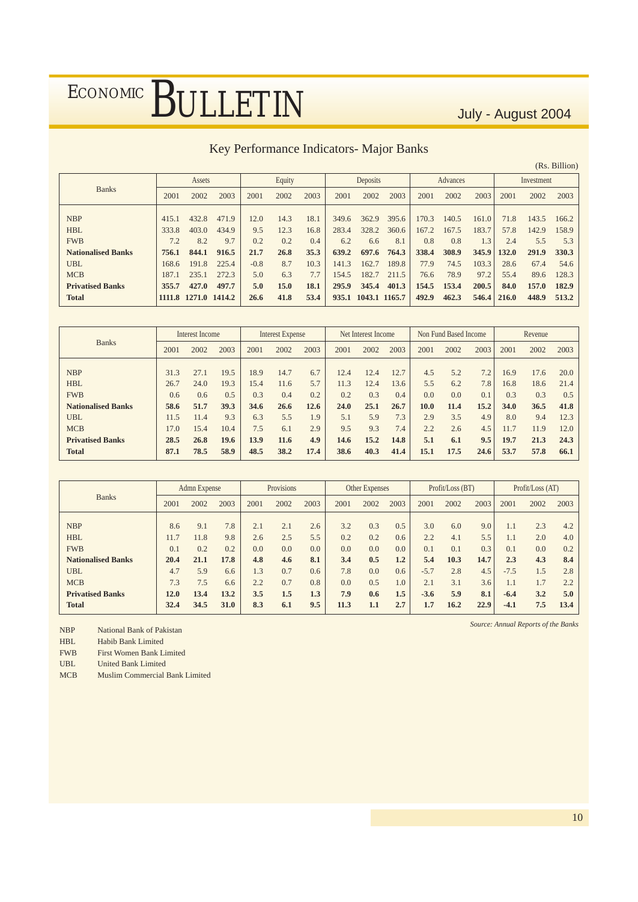## Key Performance Indicators- Major Banks

(Rs. Billion)

| Banks | Assets | | | Equity | | | Deposits | | | Advances | | | Investment | | |
|---|---|---|---|---|---|---|---|---|---|---|---|---|---|---|---|
| | 2001 | 2002 | 2003 | 2001 | 2002 | 2003 | 2001 | 2002 | 2003 | 2001 | 2002 | 2003 | 2001 | 2002 | 2003 |
| NBP | 415.1 | 432.8 | 471.9 | 12.0 | 14.3 | 18.1 | 349.6 | 362.9 | 395.6 | 170.3 | 140.5 | 161.0 | 71.8 | 143.5 | 166.2 |
| HBL | 333.8 | 403.0 | 434.9 | 9.5 | 12.3 | 16.8 | 283.4 | 328.2 | 360.6 | 167.2 | 167.5 | 183.7 | 57.8 | 142.9 | 158.9 |
| FWB | 7.2 | 8.2 | 9.7 | 0.2 | 0.2 | 0.4 | 6.2 | 6.6 | 8.1 | 0.8 | 0.8 | 1.3 | 2.4 | 5.5 | 5.3 |
| **Nationalised Banks** | **756.1** | **844.1** | **916.5** | **21.7** | **26.8** | **35.3** | **639.2** | **697.6** | **764.3** | **338.4** | **308.9** | **345.9** | **132.0** | **291.9** | **330.3** |
| UBL | 168.6 | 191.8 | 225.4 | -0.8 | 8.7 | 10.3 | 141.3 | 162.7 | 189.8 | 77.9 | 74.5 | 103.3 | 28.6 | 67.4 | 54.6 |
| MCB | 187.1 | 235.1 | 272.3 | 5.0 | 6.3 | 7.7 | 154.5 | 182.7 | 211.5 | 76.6 | 78.9 | 97.2 | 55.4 | 89.6 | 128.3 |
| **Privatised Banks** | **355.7** | **427.0** | **497.7** | **5.0** | **15.0** | **18.1** | **295.9** | **345.4** | **401.3** | **154.5** | **153.4** | **200.5** | **84.0** | **157.0** | **182.9** |
| **Total** | **1111.8** | **1271.0** | **1414.2** | **26.6** | **41.8** | **53.4** | **935.1** | **1043.1** | **1165.7** | **492.9** | **462.3** | **546.4** | **216.0** | **448.9** | **513.2** |

| Banks | Interest Income | | | Interest Expense | | | Net Interest Income | | | Non Fund Based Income | | | Revenue | | |
|---|---|---|---|---|---|---|---|---|---|---|---|---|---|---|---|
| | 2001 | 2002 | 2003 | 2001 | 2002 | 2003 | 2001 | 2002 | 2003 | 2001 | 2002 | 2003 | 2001 | 2002 | 2003 |
| NBP | 31.3 | 27.1 | 19.5 | 18.9 | 14.7 | 6.7 | 12.4 | 12.4 | 12.7 | 4.5 | 5.2 | 7.2 | 16.9 | 17.6 | 20.0 |
| HBL | 26.7 | 24.0 | 19.3 | 15.4 | 11.6 | 5.7 | 11.3 | 12.4 | 13.6 | 5.5 | 6.2 | 7.8 | 16.8 | 18.6 | 21.4 |
| FWB | 0.6 | 0.6 | 0.5 | 0.3 | 0.4 | 0.2 | 0.2 | 0.3 | 0.4 | 0.0 | 0.0 | 0.1 | 0.3 | 0.3 | 0.5 |
| **Nationalised Banks** | **58.6** | **51.7** | **39.3** | **34.6** | **26.6** | **12.6** | **24.0** | **25.1** | **26.7** | **10.0** | **11.4** | **15.2** | **34.0** | **36.5** | **41.8** |
| UBL | 11.5 | 11.4 | 9.3 | 6.3 | 5.5 | 1.9 | 5.1 | 5.9 | 7.3 | 2.9 | 3.5 | 4.9 | 8.0 | 9.4 | 12.3 |
| MCB | 17.0 | 15.4 | 10.4 | 7.5 | 6.1 | 2.9 | 9.5 | 9.3 | 7.4 | 2.2 | 2.6 | 4.5 | 11.7 | 11.9 | 12.0 |
| **Privatised Banks** | **28.5** | **26.8** | **19.6** | **13.9** | **11.6** | **4.9** | **14.6** | **15.2** | **14.8** | **5.1** | **6.1** | **9.5** | **19.7** | **21.3** | **24.3** |
| **Total** | **87.1** | **78.5** | **58.9** | **48.5** | **38.2** | **17.4** | **38.6** | **40.3** | **41.4** | **15.1** | **17.5** | **24.6** | **53.7** | **57.8** | **66.1** |

| Banks | Admn Expense | | | Provisions | | | Other Expenses | | | Profit/Loss (BT) | | | Profit/Loss (AT) | | |
|---|---|---|---|---|---|---|---|---|---|---|---|---|---|---|---|
| | 2001 | 2002 | 2003 | 2001 | 2002 | 2003 | 2001 | 2002 | 2003 | 2001 | 2002 | 2003 | 2001 | 2002 | 2003 |
| NBP | 8.6 | 9.1 | 7.8 | 2.1 | 2.1 | 2.6 | 3.2 | 0.3 | 0.5 | 3.0 | 6.0 | 9.0 | 1.1 | 2.3 | 4.2 |
| HBL | 11.7 | 11.8 | 9.8 | 2.6 | 2.5 | 5.5 | 0.2 | 0.2 | 0.6 | 2.2 | 4.1 | 5.5 | 1.1 | 2.0 | 4.0 |
| FWB | 0.1 | 0.2 | 0.2 | 0.0 | 0.0 | 0.0 | 0.0 | 0.0 | 0.0 | 0.1 | 0.1 | 0.3 | 0.1 | 0.0 | 0.2 |
| **Nationalised Banks** | **20.4** | **21.1** | **17.8** | **4.8** | **4.6** | **8.1** | **3.4** | **0.5** | **1.2** | **5.4** | **10.3** | **14.7** | **2.3** | **4.3** | **8.4** |
| UBL | 4.7 | 5.9 | 6.6 | 1.3 | 0.7 | 0.6 | 7.8 | 0.0 | 0.6 | -5.7 | 2.8 | 4.5 | -7.5 | 1.5 | 2.8 |
| MCB | 7.3 | 7.5 | 6.6 | 2.2 | 0.7 | 0.8 | 0.0 | 0.5 | 1.0 | 2.1 | 3.1 | 3.6 | 1.1 | 1.7 | 2.2 |
| **Privatised Banks** | **12.0** | **13.4** | **13.2** | **3.5** | **1.5** | **1.3** | **7.9** | **0.6** | **1.5** | **-3.6** | **5.9** | **8.1** | **-6.4** | **3.2** | **5.0** |
| **Total** | **32.4** | **34.5** | **31.0** | **8.3** | **6.1** | **9.5** | **11.3** | **1.1** | **2.7** | **1.7** | **16.2** | **22.9** | **-4.1** | **7.5** | **13.4** |

*Source: Annual Reports of the Banks*

NBP National Bank of Pakistan
HBL Habib Bank Limited
FWB First Women Bank Limited
UBL United Bank Limited
MCB Muslim Commercial Bank Limited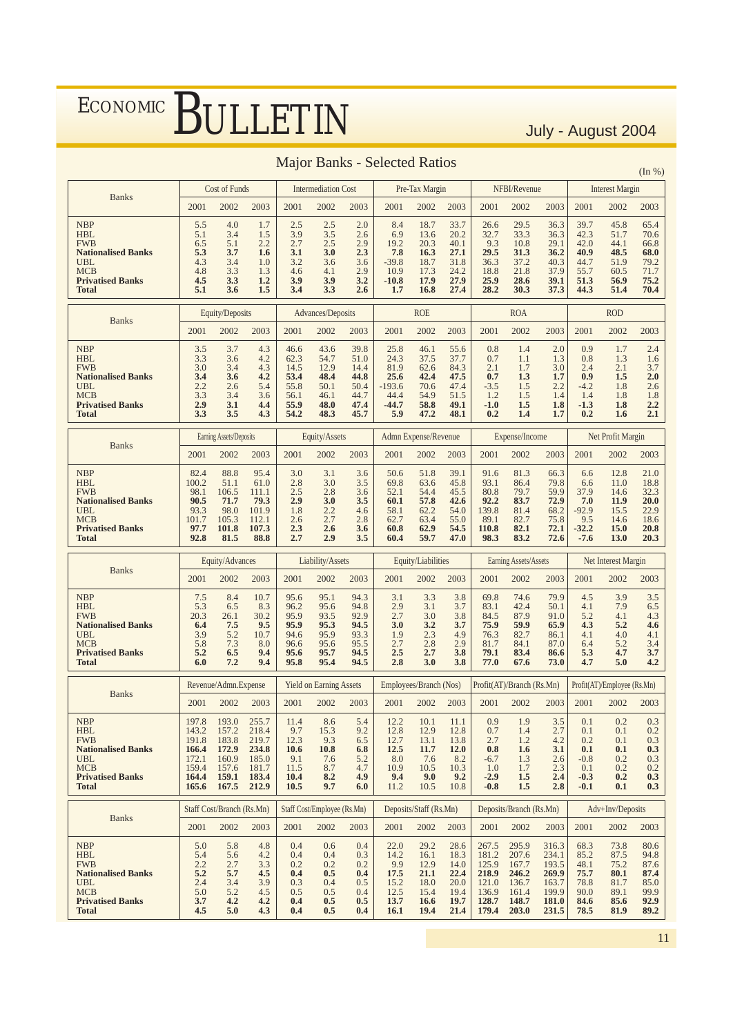## Major Banks - Selected Ratios

(In %)

| Banks | Cost of Funds | | | Intermediation Cost | | | Pre-Tax Margin | | | NFBI/Revenue | | | Interest Margin | | |
|---|---|---|---|---|---|---|---|---|---|---|---|---|---|---|---|
| | 2001 | 2002 | 2003 | 2001 | 2002 | 2003 | 2001 | 2002 | 2003 | 2001 | 2002 | 2003 | 2001 | 2002 | 2003 |
| NBP | 5.5 | 4.0 | 1.7 | 2.5 | 2.5 | 2.0 | 8.4 | 18.7 | 33.7 | 26.6 | 29.5 | 36.3 | 39.7 | 45.8 | 65.4 |
| HBL | 5.1 | 3.4 | 1.5 | 3.9 | 3.5 | 2.6 | 6.9 | 13.6 | 20.2 | 32.7 | 33.3 | 36.3 | 42.3 | 51.7 | 70.6 |
| FWB | 6.5 | 5.1 | 2.2 | 2.7 | 2.5 | 2.9 | 19.2 | 20.3 | 40.1 | 9.3 | 10.8 | 29.1 | 42.0 | 44.1 | 66.8 |
| **Nationalised Banks** | **5.3** | **3.7** | **1.6** | **3.1** | **3.0** | **2.3** | **7.8** | **16.3** | **27.1** | **29.5** | **31.3** | **36.2** | **40.9** | **48.5** | **68.0** |
| UBL | 4.3 | 3.4 | 1.0 | 3.2 | 3.6 | 3.6 | -39.8 | 18.7 | 31.8 | 36.3 | 37.2 | 40.3 | 44.7 | 51.9 | 79.2 |
| MCB | 4.8 | 3.3 | 1.3 | 4.6 | 4.1 | 2.9 | 10.9 | 17.3 | 24.2 | 18.8 | 21.8 | 37.9 | 55.7 | 60.5 | 71.7 |
| **Privatised Banks** | **4.5** | **3.3** | **1.2** | **3.9** | **3.9** | **3.2** | **-10.8** | **17.9** | **27.9** | **25.9** | **28.6** | **39.1** | **51.3** | **56.9** | **75.2** |
| **Total** | **5.1** | **3.6** | **1.5** | **3.4** | **3.3** | **2.6** | **1.7** | **16.8** | **27.4** | **28.2** | **30.3** | **37.3** | **44.3** | **51.4** | **70.4** |

| Banks | Equity/Deposits | | | Advances/Deposits | | | ROE | | | ROA | | | ROD | | |
|---|---|---|---|---|---|---|---|---|---|---|---|---|---|---|---|
| | 2001 | 2002 | 2003 | 2001 | 2002 | 2003 | 2001 | 2002 | 2003 | 2001 | 2002 | 2003 | 2001 | 2002 | 2003 |
| NBP | 3.5 | 3.7 | 4.3 | 46.6 | 43.6 | 39.8 | 25.8 | 46.1 | 55.6 | 0.8 | 1.4 | 2.0 | 0.9 | 1.7 | 2.4 |
| HBL | 3.3 | 3.6 | 4.2 | 62.3 | 54.7 | 51.0 | 24.3 | 37.5 | 37.7 | 0.7 | 1.1 | 1.3 | 0.8 | 1.3 | 1.6 |
| FWB | 3.0 | 3.4 | 4.3 | 14.5 | 12.9 | 14.4 | 81.9 | 62.6 | 84.3 | 2.1 | 1.7 | 3.0 | 2.4 | 2.1 | 3.7 |
| **Nationalised Banks** | **3.4** | **3.6** | **4.2** | **53.4** | **48.4** | **44.8** | **25.6** | **42.4** | **47.5** | **0.7** | **1.3** | **1.7** | **0.9** | **1.5** | **2.0** |
| UBL | 2.2 | 2.6 | 5.4 | 55.8 | 50.1 | 50.4 | -193.6 | 70.6 | 47.4 | -3.5 | 1.5 | 2.2 | -4.2 | 1.8 | 2.6 |
| MCB | 3.3 | 3.4 | 3.6 | 56.1 | 46.1 | 44.7 | 44.4 | 54.9 | 51.5 | 1.2 | 1.5 | 1.4 | 1.4 | 1.8 | 1.8 |
| **Privatised Banks** | **2.9** | **3.1** | **4.4** | **55.9** | **48.0** | **47.4** | **-44.7** | **58.8** | **49.1** | **-1.0** | **1.5** | **1.8** | **-1.3** | **1.8** | **2.2** |
| **Total** | **3.3** | **3.5** | **4.3** | **54.2** | **48.3** | **45.7** | **5.9** | **47.2** | **48.1** | **0.2** | **1.4** | **1.7** | **0.2** | **1.6** | **2.1** |

| Banks | Earning Assets/Deposits | | | Equity/Assets | | | Admn Expense/Revenue | | | Expense/Income | | | Net Profit Margin | | |
|---|---|---|---|---|---|---|---|---|---|---|---|---|---|---|---|
| | 2001 | 2002 | 2003 | 2001 | 2002 | 2003 | 2001 | 2002 | 2003 | 2001 | 2002 | 2003 | 2001 | 2002 | 2003 |
| NBP | 82.4 | 88.8 | 95.4 | 3.0 | 3.1 | 3.6 | 50.6 | 51.8 | 39.1 | 91.6 | 81.3 | 66.3 | 6.6 | 12.8 | 21.0 |
| HBL | 100.2 | 51.1 | 61.0 | 2.8 | 3.0 | 3.5 | 69.8 | 63.6 | 45.8 | 93.1 | 86.4 | 79.8 | 6.6 | 11.0 | 18.8 |
| FWB | 98.1 | 106.5 | 111.1 | 2.5 | 2.8 | 3.6 | 52.1 | 54.4 | 45.5 | 80.8 | 79.7 | 59.9 | 37.9 | 14.6 | 32.3 |
| **Nationalised Banks** | **90.5** | **71.7** | **79.3** | **2.9** | **3.0** | **3.5** | **60.1** | **57.8** | **42.6** | **92.2** | **83.7** | **72.9** | **7.0** | **11.9** | **20.0** |
| UBL | 93.3 | 98.0 | 101.9 | 1.8 | 2.2 | 4.6 | 58.1 | 62.2 | 54.0 | 139.8 | 81.4 | 68.2 | -92.9 | 15.5 | 22.9 |
| MCB | 101.7 | 105.3 | 112.1 | 2.6 | 2.7 | 2.8 | 62.7 | 63.4 | 55.0 | 89.1 | 82.7 | 75.8 | 9.5 | 14.6 | 18.6 |
| **Privatised Banks** | **97.7** | **101.8** | **107.3** | **2.3** | **2.6** | **3.6** | **60.8** | **62.9** | **54.5** | **110.8** | **82.1** | **72.1** | **-32.2** | **15.0** | **20.8** |
| **Total** | **92.8** | **81.5** | **88.8** | **2.7** | **2.9** | **3.5** | **60.4** | **59.7** | **47.0** | **98.3** | **83.2** | **72.6** | **-7.6** | **13.0** | **20.3** |

| Banks | Equity/Advances | | | Liability/Assets | | | Equity/Liabilities | | | Earning Assets/Assets | | | Net Interest Margin | | |
|---|---|---|---|---|---|---|---|---|---|---|---|---|---|---|---|
| | 2001 | 2002 | 2003 | 2001 | 2002 | 2003 | 2001 | 2002 | 2003 | 2001 | 2002 | 2003 | 2001 | 2002 | 2003 |
| NBP | 7.5 | 8.4 | 10.7 | 95.6 | 95.1 | 94.3 | 3.1 | 3.3 | 3.8 | 69.8 | 74.6 | 79.9 | 4.5 | 3.9 | 3.5 |
| HBL | 5.3 | 6.5 | 8.3 | 96.2 | 95.6 | 94.8 | 2.9 | 3.1 | 3.7 | 83.1 | 42.4 | 50.1 | 4.1 | 7.9 | 6.5 |
| FWB | 20.3 | 26.1 | 30.2 | 95.9 | 93.5 | 92.9 | 2.7 | 3.0 | 3.8 | 84.5 | 87.9 | 91.0 | 5.2 | 4.1 | 4.3 |
| **Nationalised Banks** | **6.4** | **7.5** | **9.5** | **95.9** | **95.3** | **94.5** | **3.0** | **3.2** | **3.7** | **75.9** | **59.9** | **65.9** | **4.3** | **5.2** | **4.6** |
| UBL | 3.9 | 5.2 | 10.7 | 94.6 | 95.9 | 93.3 | 1.9 | 2.3 | 4.9 | 76.3 | 82.7 | 86.1 | 4.1 | 4.0 | 4.1 |
| MCB | 5.8 | 7.3 | 8.0 | 96.6 | 95.6 | 95.5 | 2.7 | 2.8 | 2.9 | 81.7 | 84.1 | 87.0 | 6.4 | 5.2 | 3.4 |
| **Privatised Banks** | **5.2** | **6.5** | **9.4** | **95.6** | **95.7** | **94.5** | **2.5** | **2.7** | **3.8** | **79.1** | **83.4** | **86.6** | **5.3** | **4.7** | **3.7** |
| **Total** | **6.0** | **7.2** | **9.4** | **95.8** | **95.4** | **94.5** | **2.8** | **3.0** | **3.8** | **77.0** | **67.6** | **73.0** | **4.7** | **5.0** | **4.2** |

| Banks | Revenue/Admn.Expense | | | Yield on Earning Assets | | | Employees/Branch (Nos) | | | Profit(AT)/Branch (Rs.Mn) | | | Profit(AT)/Employee (Rs.Mn) | | |
|---|---|---|---|---|---|---|---|---|---|---|---|---|---|---|---|
| | 2001 | 2002 | 2003 | 2001 | 2002 | 2003 | 2001 | 2002 | 2003 | 2001 | 2002 | 2003 | 2001 | 2002 | 2003 |
| NBP | 197.8 | 193.0 | 255.7 | 11.4 | 8.6 | 5.4 | 12.2 | 10.1 | 11.1 | 0.9 | 1.9 | 3.5 | 0.1 | 0.2 | 0.3 |
| HBL | 143.2 | 157.2 | 218.4 | 9.7 | 15.3 | 9.2 | 12.8 | 12.9 | 12.8 | 0.7 | 1.4 | 2.7 | 0.1 | 0.1 | 0.2 |
| FWB | 191.8 | 183.8 | 219.7 | 12.3 | 9.3 | 6.5 | 12.7 | 13.1 | 13.8 | 2.7 | 1.2 | 4.2 | 0.2 | 0.1 | 0.3 |
| **Nationalised Banks** | **166.4** | **172.9** | **234.8** | **10.6** | **10.8** | **6.8** | **12.5** | **11.7** | **12.0** | **0.8** | **1.6** | **3.1** | **0.1** | **0.1** | **0.3** |
| UBL | 172.1 | 160.9 | 185.0 | 9.1 | 7.6 | 5.2 | 8.0 | 7.6 | 8.2 | -6.7 | 1.3 | 2.6 | -0.8 | 0.2 | 0.3 |
| MCB | 159.4 | 157.6 | 181.7 | 11.5 | 8.7 | 4.7 | 10.9 | 10.5 | 10.3 | 1.0 | 1.7 | 2.3 | 0.1 | 0.2 | 0.2 |
| **Privatised Banks** | **164.4** | **159.1** | **183.4** | **10.4** | **8.2** | **4.9** | **9.4** | **9.0** | **9.2** | **-2.9** | **1.5** | **2.4** | **-0.3** | **0.2** | **0.3** |
| **Total** | **165.6** | **167.5** | **212.9** | **10.5** | **9.7** | **6.0** | **11.2** | **10.5** | **10.8** | **-0.8** | **1.5** | **2.8** | **-0.1** | **0.1** | **0.3** |

| Banks | Staff Cost/Branch (Rs.Mn) | | | Staff Cost/Employee (Rs.Mn) | | | Deposits/Staff (Rs.Mn) | | | Deposits/Branch (Rs.Mn) | | | Adv+Inv/Deposits | | |
|---|---|---|---|---|---|---|---|---|---|---|---|---|---|---|---|
| | 2001 | 2002 | 2003 | 2001 | 2002 | 2003 | 2001 | 2002 | 2003 | 2001 | 2002 | 2003 | 2001 | 2002 | 2003 |
| NBP | 5.0 | 5.8 | 4.8 | 0.4 | 0.6 | 0.4 | 22.0 | 29.2 | 28.6 | 267.5 | 295.9 | 316.3 | 68.3 | 73.8 | 80.6 |
| HBL | 5.4 | 5.6 | 4.2 | 0.4 | 0.4 | 0.3 | 14.2 | 16.1 | 18.3 | 181.2 | 207.6 | 234.1 | 85.2 | 87.5 | 94.8 |
| FWB | 2.2 | 2.7 | 3.3 | 0.2 | 0.2 | 0.2 | 9.9 | 12.9 | 14.0 | 125.9 | 167.7 | 193.5 | 48.1 | 75.2 | 87.6 |
| **Nationalised Banks** | **5.2** | **5.7** | **4.5** | **0.4** | **0.5** | **0.4** | **17.5** | **21.1** | **22.4** | **218.9** | **246.2** | **269.9** | **75.7** | **80.1** | **87.4** |
| UBL | 2.4 | 3.4 | 3.9 | 0.3 | 0.4 | 0.5 | 15.2 | 18.0 | 20.0 | 121.0 | 136.7 | 163.7 | 78.8 | 81.7 | 85.0 |
| MCB | 5.0 | 5.2 | 4.5 | 0.5 | 0.5 | 0.4 | 12.5 | 15.4 | 19.4 | 136.9 | 161.4 | 199.9 | 90.0 | 89.1 | 99.9 |
| **Privatised Banks** | **3.7** | **4.2** | **4.2** | **0.4** | **0.5** | **0.5** | **13.7** | **16.6** | **19.7** | **128.7** | **148.7** | **181.0** | **84.6** | **85.6** | **92.9** |
| **Total** | **4.5** | **5.0** | **4.3** | **0.4** | **0.5** | **0.4** | **16.1** | **19.4** | **21.4** | **179.4** | **203.0** | **231.5** | **78.5** | **81.9** | **89.2** |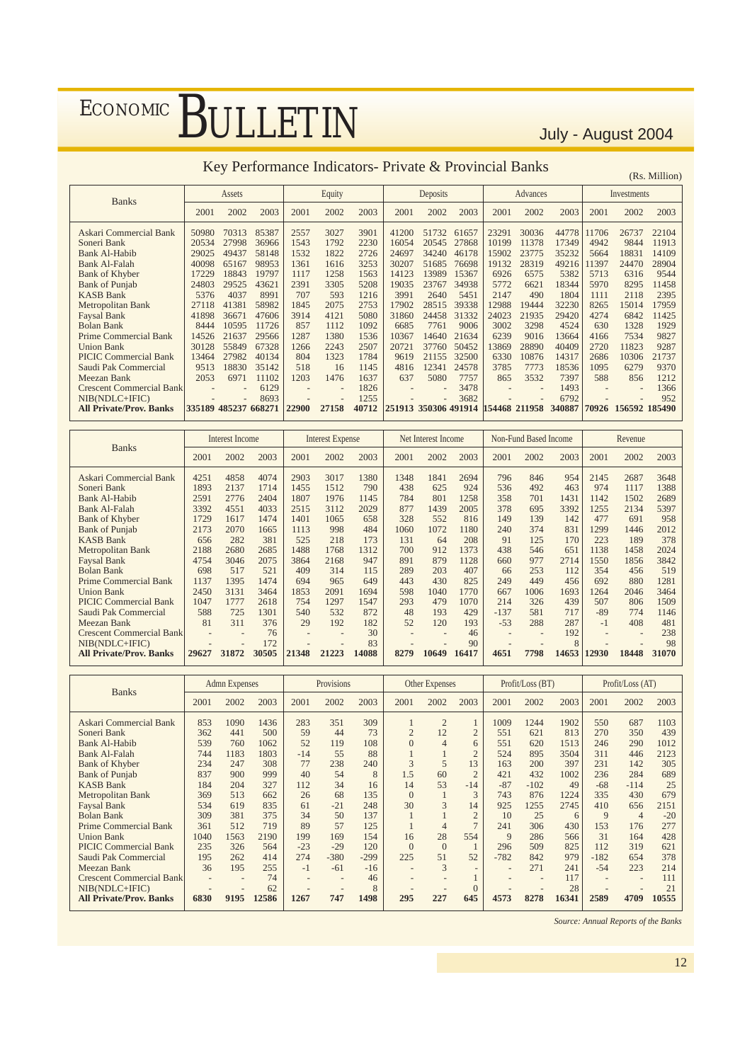## Key Performance Indicators- Private & Provincial Banks

(Rs. Million)

| Banks | Assets | | | Equity | | | Deposits | | | Advances | | | Investments | | |
|---|---|---|---|---|---|---|---|---|---|---|---|---|---|---|---|
| | 2001 | 2002 | 2003 | 2001 | 2002 | 2003 | 2001 | 2002 | 2003 | 2001 | 2002 | 2003 | 2001 | 2002 | 2003 |
| Askari Commercial Bank | 50980 | 70313 | 85387 | 2557 | 3027 | 3901 | 41200 | 51732 | 61657 | 23291 | 30036 | 44778 | 11706 | 26737 | 22104 |
| Soneri Bank | 20534 | 27998 | 36966 | 1543 | 1792 | 2230 | 16054 | 20545 | 27868 | 10199 | 11378 | 17349 | 4942 | 9844 | 11913 |
| Bank Al-Habib | 29025 | 49437 | 58148 | 1532 | 1822 | 2726 | 24697 | 34240 | 46178 | 15902 | 23775 | 35232 | 5664 | 18831 | 14109 |
| Bank Al-Falah | 40098 | 65167 | 98953 | 1361 | 1616 | 3253 | 30207 | 51685 | 76698 | 19132 | 28319 | 49216 | 11397 | 24470 | 28904 |
| Bank of Khyber | 17229 | 18843 | 19797 | 1117 | 1258 | 1563 | 14123 | 13989 | 15367 | 6926 | 6575 | 5382 | 5713 | 6316 | 9544 |
| Bank of Punjab | 24803 | 29525 | 43621 | 2391 | 3305 | 5208 | 19035 | 23767 | 34938 | 5772 | 6621 | 18344 | 5970 | 8295 | 11458 |
| KASB Bank | 5376 | 4037 | 8991 | 707 | 593 | 1216 | 3991 | 2640 | 5451 | 2147 | 490 | 1804 | 1111 | 2118 | 2395 |
| Metropolitan Bank | 27118 | 41381 | 58982 | 1845 | 2075 | 2753 | 17902 | 28515 | 39338 | 12988 | 19444 | 32230 | 8265 | 15014 | 17959 |
| Faysal Bank | 41898 | 36671 | 47606 | 3914 | 4121 | 5080 | 31860 | 24458 | 31332 | 24023 | 21935 | 29420 | 4274 | 6842 | 11425 |
| Bolan Bank | 8444 | 10595 | 11726 | 857 | 1112 | 1092 | 6685 | 7761 | 9006 | 3002 | 3298 | 4524 | 630 | 1328 | 1929 |
| Prime Commercial Bank | 14526 | 21637 | 29566 | 1287 | 1380 | 1536 | 10367 | 14640 | 21634 | 6239 | 9016 | 13664 | 4166 | 7534 | 9827 |
| Union Bank | 30128 | 55849 | 67328 | 1266 | 2243 | 2507 | 20721 | 37760 | 50452 | 13869 | 28890 | 40409 | 2720 | 11823 | 9287 |
| PICIC Commercial Bank | 13464 | 27982 | 40134 | 804 | 1323 | 1784 | 9619 | 21155 | 32500 | 6330 | 10876 | 14317 | 2686 | 10306 | 21737 |
| Saudi Pak Commercial | 9513 | 18830 | 35142 | 518 | 16 | 1145 | 4816 | 12341 | 24578 | 3785 | 7773 | 18536 | 1095 | 6279 | 9370 |
| Meezan Bank | 2053 | 6971 | 11102 | 1203 | 1476 | 1637 | 637 | 5080 | 7757 | 865 | 3532 | 7397 | 588 | 856 | 1212 |
| Crescent Commercial Bank | - | - | 6129 | - | - | 1826 | - | - | 3478 | - | - | 1493 | - | - | 1366 |
| NIB(NDLC+IFIC) | - | - | 8693 | - | - | 1255 | - | - | 3682 | - | - | 6792 | - | - | 952 |
| **All Private/Prov. Banks** | **335189** | **485237** | **668271** | **22900** | **27158** | **40712** | **251913** | **350306** | **491914** | **154468** | **211958** | **340887** | **70926** | **156592** | **185490** |

| Banks | Interest Income | | | Interest Expense | | | Net Interest Income | | | Non-Fund Based Income | | | Revenue | | |
|---|---|---|---|---|---|---|---|---|---|---|---|---|---|---|---|
| | 2001 | 2002 | 2003 | 2001 | 2002 | 2003 | 2001 | 2002 | 2003 | 2001 | 2002 | 2003 | 2001 | 2002 | 2003 |
| Askari Commercial Bank | 4251 | 4858 | 4074 | 2903 | 3017 | 1380 | 1348 | 1841 | 2694 | 796 | 846 | 954 | 2145 | 2687 | 3648 |
| Soneri Bank | 1893 | 2137 | 1714 | 1455 | 1512 | 790 | 438 | 625 | 924 | 536 | 492 | 463 | 974 | 1117 | 1388 |
| Bank Al-Habib | 2591 | 2776 | 2404 | 1807 | 1976 | 1145 | 784 | 801 | 1258 | 358 | 701 | 1431 | 1142 | 1502 | 2689 |
| Bank Al-Falah | 3392 | 4551 | 4033 | 2515 | 3112 | 2029 | 877 | 1439 | 2005 | 378 | 695 | 3392 | 1255 | 2134 | 5397 |
| Bank of Khyber | 1729 | 1617 | 1474 | 1401 | 1065 | 658 | 328 | 552 | 816 | 149 | 139 | 142 | 477 | 691 | 958 |
| Bank of Punjab | 2173 | 2070 | 1665 | 1113 | 998 | 484 | 1060 | 1072 | 1180 | 240 | 374 | 831 | 1299 | 1446 | 2012 |
| KASB Bank | 656 | 282 | 381 | 525 | 218 | 173 | 131 | 64 | 208 | 91 | 125 | 170 | 223 | 189 | 378 |
| Metropolitan Bank | 2188 | 2680 | 2685 | 1488 | 1768 | 1312 | 700 | 912 | 1373 | 438 | 546 | 651 | 1138 | 1458 | 2024 |
| Faysal Bank | 4754 | 3046 | 2075 | 3864 | 2168 | 947 | 891 | 879 | 1128 | 660 | 977 | 2714 | 1550 | 1856 | 3842 |
| Bolan Bank | 698 | 517 | 521 | 409 | 314 | 115 | 289 | 203 | 407 | 66 | 253 | 112 | 354 | 456 | 519 |
| Prime Commercial Bank | 1137 | 1395 | 1474 | 694 | 965 | 649 | 443 | 430 | 825 | 249 | 449 | 456 | 692 | 880 | 1281 |
| Union Bank | 2450 | 3131 | 3464 | 1853 | 2091 | 1694 | 598 | 1040 | 1770 | 667 | 1006 | 1693 | 1264 | 2046 | 3464 |
| PICIC Commercial Bank | 1047 | 1777 | 2618 | 754 | 1297 | 1547 | 293 | 479 | 1070 | 214 | 326 | 439 | 507 | 806 | 1509 |
| Saudi Pak Commercial | 588 | 725 | 1301 | 540 | 532 | 872 | 48 | 193 | 429 | -137 | 581 | 717 | -89 | 774 | 1146 |
| Meezan Bank | 81 | 311 | 376 | 29 | 192 | 182 | 52 | 120 | 193 | -53 | 288 | 287 | -1 | 408 | 481 |
| Crescent Commercial Bank | - | - | 76 | - | - | 30 | - | - | 46 | - | - | 192 | - | - | 238 |
| NIB(NDLC+IFIC) | - | - | 172 | - | - | 83 | - | - | 90 | - | - | 8 | - | - | 98 |
| **All Private/Prov. Banks** | **29627** | **31872** | **30505** | **21348** | **21223** | **14088** | **8279** | **10649** | **16417** | **4651** | **7798** | **14653** | **12930** | **18448** | **31070** |

| Banks | Admn Expenses | | | Provisions | | | Other Expenses | | | Profit/Loss (BT) | | | Profit/Loss (AT) | | |
|---|---|---|---|---|---|---|---|---|---|---|---|---|---|---|---|
| | 2001 | 2002 | 2003 | 2001 | 2002 | 2003 | 2001 | 2002 | 2003 | 2001 | 2002 | 2003 | 2001 | 2002 | 2003 |
| Askari Commercial Bank | 853 | 1090 | 1436 | 283 | 351 | 309 | 1 | 2 | 1 | 1009 | 1244 | 1902 | 550 | 687 | 1103 |
| Soneri Bank | 362 | 441 | 500 | 59 | 44 | 73 | 2 | 12 | 2 | 551 | 621 | 813 | 270 | 350 | 439 |
| Bank Al-Habib | 539 | 760 | 1062 | 52 | 119 | 108 | 0 | 4 | 6 | 551 | 620 | 1513 | 246 | 290 | 1012 |
| Bank Al-Falah | 744 | 1183 | 1803 | -14 | 55 | 88 | 1 | 1 | 2 | 524 | 895 | 3504 | 311 | 446 | 2123 |
| Bank of Khyber | 234 | 247 | 308 | 77 | 238 | 240 | 3 | 5 | 13 | 163 | 200 | 397 | 231 | 142 | 305 |
| Bank of Punjab | 837 | 900 | 999 | 40 | 54 | 8 | 1.5 | 60 | 2 | 421 | 432 | 1002 | 236 | 284 | 689 |
| KASB Bank | 184 | 204 | 327 | 112 | 34 | 16 | 14 | 53 | -14 | -87 | -102 | 49 | -68 | -114 | 25 |
| Metropolitan Bank | 369 | 513 | 662 | 26 | 68 | 135 | 0 | 1 | 3 | 743 | 876 | 1224 | 335 | 430 | 679 |
| Faysal Bank | 534 | 619 | 835 | 61 | -21 | 248 | 30 | 3 | 14 | 925 | 1255 | 2745 | 410 | 656 | 2151 |
| Bolan Bank | 309 | 381 | 375 | 34 | 50 | 137 | 1 | 1 | 2 | 10 | 25 | 6 | 9 | 4 | -20 |
| Prime Commercial Bank | 361 | 512 | 719 | 89 | 57 | 125 | 1 | 4 | 7 | 241 | 306 | 430 | 153 | 176 | 277 |
| Union Bank | 1040 | 1563 | 2190 | 199 | 169 | 154 | 16 | 28 | 554 | 9 | 286 | 566 | 31 | 164 | 428 |
| PICIC Commercial Bank | 235 | 326 | 564 | -23 | -29 | 120 | 0 | 0 | 1 | 296 | 509 | 825 | 112 | 319 | 621 |
| Saudi Pak Commercial | 195 | 262 | 414 | 274 | -380 | -299 | 225 | 51 | 52 | -782 | 842 | 979 | -182 | 654 | 378 |
| Meezan Bank | 36 | 195 | 255 | -1 | -61 | -16 | - | 3 | - | - | 271 | 241 | -54 | 223 | 214 |
| Crescent Commercial Bank | - | - | 74 | - | - | 46 | - | - | 1 | - | - | 117 | - | - | 111 |
| NIB(NDLC+IFIC) | - | - | 62 | - | - | 8 | - | - | 0 | - | - | 28 | - | - | 21 |
| **All Private/Prov. Banks** | **6830** | **9195** | **12586** | **1267** | **747** | **1498** | **295** | **227** | **645** | **4573** | **8278** | **16341** | **2589** | **4709** | **10555** |

*Source: Annual Reports of the Banks*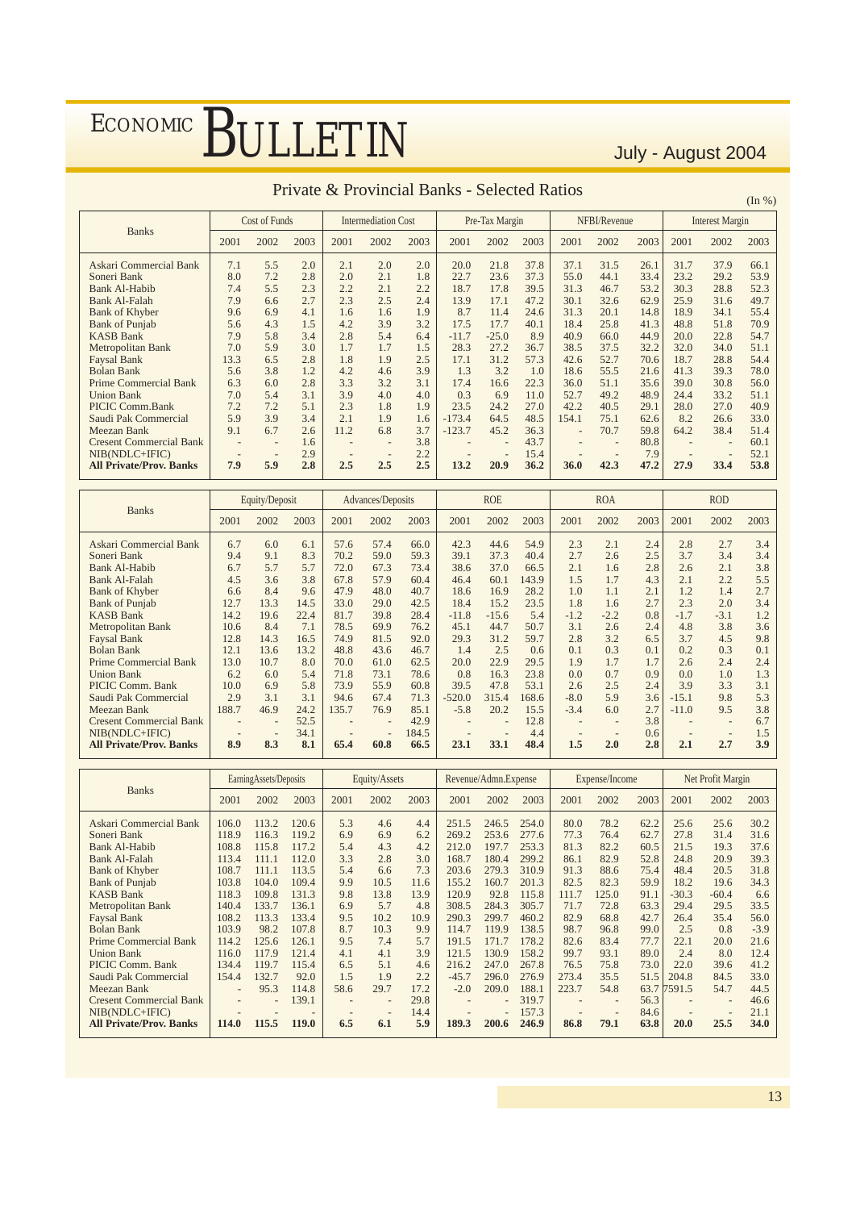## Private & Provincial Banks - Selected Ratios

(In %)

| Banks | Cost of Funds | | | Intermediation Cost | | | Pre-Tax Margin | | | NFBI/Revenue | | | Interest Margin | | |
|---|---|---|---|---|---|---|---|---|---|---|---|---|---|---|---|
| | 2001 | 2002 | 2003 | 2001 | 2002 | 2003 | 2001 | 2002 | 2003 | 2001 | 2002 | 2003 | 2001 | 2002 | 2003 |
| Askari Commercial Bank | 7.1 | 5.5 | 2.0 | 2.1 | 2.0 | 2.0 | 20.0 | 21.8 | 37.8 | 37.1 | 31.5 | 26.1 | 31.7 | 37.9 | 66.1 |
| Soneri Bank | 8.0 | 7.2 | 2.8 | 2.0 | 2.1 | 1.8 | 22.7 | 23.6 | 37.3 | 55.0 | 44.1 | 33.4 | 23.2 | 29.2 | 53.9 |
| Bank Al-Habib | 7.4 | 5.5 | 2.3 | 2.2 | 2.1 | 2.2 | 18.7 | 17.8 | 39.5 | 31.3 | 46.7 | 53.2 | 30.3 | 28.8 | 52.3 |
| Bank Al-Falah | 7.9 | 6.6 | 2.7 | 2.3 | 2.5 | 2.4 | 13.9 | 17.1 | 47.2 | 30.1 | 32.6 | 62.9 | 25.9 | 31.6 | 49.7 |
| Bank of Khyber | 9.6 | 6.9 | 4.1 | 1.6 | 1.6 | 1.9 | 8.7 | 11.4 | 24.6 | 31.3 | 20.1 | 14.8 | 18.9 | 34.1 | 55.4 |
| Bank of Punjab | 5.6 | 4.3 | 1.5 | 4.2 | 3.9 | 3.2 | 17.5 | 17.7 | 40.1 | 18.4 | 25.8 | 41.3 | 48.8 | 51.8 | 70.9 |
| KASB Bank | 7.9 | 5.8 | 3.4 | 2.8 | 5.4 | 6.4 | -11.7 | -25.0 | 8.9 | 40.9 | 66.0 | 44.9 | 20.0 | 22.8 | 54.7 |
| Metropolitan Bank | 7.0 | 5.9 | 3.0 | 1.7 | 1.7 | 1.5 | 28.3 | 27.2 | 36.7 | 38.5 | 37.5 | 32.2 | 32.0 | 34.0 | 51.1 |
| Faysal Bank | 13.3 | 6.5 | 2.8 | 1.8 | 1.9 | 2.5 | 17.1 | 31.2 | 57.3 | 42.6 | 52.7 | 70.6 | 18.7 | 28.8 | 54.4 |
| Bolan Bank | 5.6 | 3.8 | 1.2 | 4.2 | 4.6 | 3.9 | 1.3 | 3.2 | 1.0 | 18.6 | 55.5 | 21.6 | 41.3 | 39.3 | 78.0 |
| Prime Commercial Bank | 6.3 | 6.0 | 2.8 | 3.3 | 3.2 | 3.1 | 17.4 | 16.6 | 22.3 | 36.0 | 51.1 | 35.6 | 39.0 | 30.8 | 56.0 |
| Union Bank | 7.0 | 5.4 | 3.1 | 3.9 | 4.0 | 4.0 | 0.3 | 6.9 | 11.0 | 52.7 | 49.2 | 48.9 | 24.4 | 33.2 | 51.1 |
| PICIC Comm.Bank | 7.2 | 7.2 | 5.1 | 2.3 | 1.8 | 1.9 | 23.5 | 24.2 | 27.0 | 42.2 | 40.5 | 29.1 | 28.0 | 27.0 | 40.9 |
| Saudi Pak Commercial | 5.9 | 3.9 | 3.4 | 2.1 | 1.9 | 1.6 | -173.4 | 64.5 | 48.5 | 154.1 | 75.1 | 62.6 | 8.2 | 26.6 | 33.0 |
| Meezan Bank | 9.1 | 6.7 | 2.6 | 11.2 | 6.8 | 3.7 | -123.7 | 45.2 | 36.3 | - | 70.7 | 59.8 | 64.2 | 38.4 | 51.4 |
| Cresent Commercial Bank | - | - | 1.6 | - | - | 3.8 | - | - | 43.7 | - | - | 80.8 | - | - | 60.1 |
| NIB(NDLC+IFIC) | - | - | 2.9 | - | - | 2.2 | - | - | 15.4 | - | - | 7.9 | - | - | 52.1 |
| **All Private/Prov. Banks** | **7.9** | **5.9** | **2.8** | **2.5** | **2.5** | **2.5** | **13.2** | **20.9** | **36.2** | **36.0** | **42.3** | **47.2** | **27.9** | **33.4** | **53.8** |

| Banks | Equity/Deposit | | | Advances/Deposits | | | ROE | | | ROA | | | ROD | | |
|---|---|---|---|---|---|---|---|---|---|---|---|---|---|---|---|
| | 2001 | 2002 | 2003 | 2001 | 2002 | 2003 | 2001 | 2002 | 2003 | 2001 | 2002 | 2003 | 2001 | 2002 | 2003 |
| Askari Commercial Bank | 6.7 | 6.0 | 6.1 | 57.6 | 57.4 | 66.0 | 42.3 | 44.6 | 54.9 | 2.3 | 2.1 | 2.4 | 2.8 | 2.7 | 3.4 |
| Soneri Bank | 9.4 | 9.1 | 8.3 | 70.2 | 59.0 | 59.3 | 39.1 | 37.3 | 40.4 | 2.7 | 2.6 | 2.5 | 3.7 | 3.4 | 3.4 |
| Bank Al-Habib | 6.7 | 5.7 | 5.7 | 72.0 | 67.3 | 73.4 | 38.6 | 37.0 | 66.5 | 2.1 | 1.6 | 2.8 | 2.6 | 2.1 | 3.8 |
| Bank Al-Falah | 4.5 | 3.6 | 3.8 | 67.8 | 57.9 | 60.4 | 46.4 | 60.1 | 143.9 | 1.5 | 1.7 | 4.3 | 2.1 | 2.2 | 5.5 |
| Bank of Khyber | 6.6 | 8.4 | 9.6 | 47.9 | 48.0 | 40.7 | 18.6 | 16.9 | 28.2 | 1.0 | 1.1 | 2.1 | 1.2 | 1.4 | 2.7 |
| Bank of Punjab | 12.7 | 13.3 | 14.5 | 33.0 | 29.0 | 42.5 | 18.4 | 15.2 | 23.5 | 1.8 | 1.6 | 2.7 | 2.3 | 2.0 | 3.4 |
| KASB Bank | 14.2 | 19.6 | 22.4 | 81.7 | 39.8 | 28.4 | -11.8 | -15.6 | 5.4 | -1.2 | -2.2 | 0.8 | -1.7 | -3.1 | 1.2 |
| Metropolitan Bank | 10.6 | 8.4 | 7.1 | 78.5 | 69.9 | 76.2 | 45.1 | 44.7 | 50.7 | 3.1 | 2.6 | 2.4 | 4.8 | 3.8 | 3.6 |
| Faysal Bank | 12.8 | 14.3 | 16.5 | 74.9 | 81.5 | 92.0 | 29.3 | 31.2 | 59.7 | 2.8 | 3.2 | 6.5 | 3.7 | 4.5 | 9.8 |
| Bolan Bank | 12.1 | 13.6 | 13.2 | 48.8 | 43.6 | 46.7 | 1.4 | 2.5 | 0.6 | 0.1 | 0.3 | 0.1 | 0.2 | 0.3 | 0.1 |
| Prime Commercial Bank | 13.0 | 10.7 | 8.0 | 70.0 | 61.0 | 62.5 | 20.0 | 22.9 | 29.5 | 1.9 | 1.7 | 1.7 | 2.6 | 2.4 | 2.4 |
| Union Bank | 6.2 | 6.0 | 5.4 | 71.8 | 73.1 | 78.6 | 0.8 | 16.3 | 23.8 | 0.0 | 0.7 | 0.9 | 0.0 | 1.0 | 1.3 |
| PICIC Comm. Bank | 10.0 | 6.9 | 5.8 | 73.9 | 55.9 | 60.8 | 39.5 | 47.8 | 53.1 | 2.6 | 2.5 | 2.4 | 3.9 | 3.3 | 3.1 |
| Saudi Pak Commercial | 2.9 | 3.1 | 3.1 | 94.6 | 67.4 | 71.3 | -520.0 | 315.4 | 168.6 | -8.0 | 5.9 | 3.6 | -15.1 | 9.8 | 5.3 |
| Meezan Bank | 188.7 | 46.9 | 24.2 | 135.7 | 76.9 | 85.1 | -5.8 | 20.2 | 15.5 | -3.4 | 6.0 | 2.7 | -11.0 | 9.5 | 3.8 |
| Cresent Commercial Bank | - | - | 52.5 | - | - | 42.9 | - | - | 12.8 | - | - | 3.8 | - | - | 6.7 |
| NIB(NDLC+IFIC) | - | - | 34.1 | - | - | 184.5 | - | - | 4.4 | - | - | 0.6 | - | - | 1.5 |
| **All Private/Prov. Banks** | **8.9** | **8.3** | **8.1** | **65.4** | **60.8** | **66.5** | **23.1** | **33.1** | **48.4** | **1.5** | **2.0** | **2.8** | **2.1** | **2.7** | **3.9** |

| Banks | EarningAssets/Deposits | | | Equity/Assets | | | Revenue/Admn.Expense | | | Expense/Income | | | Net Profit Margin | | |
|---|---|---|---|---|---|---|---|---|---|---|---|---|---|---|---|
| | 2001 | 2002 | 2003 | 2001 | 2002 | 2003 | 2001 | 2002 | 2003 | 2001 | 2002 | 2003 | 2001 | 2002 | 2003 |
| Askari Commercial Bank | 106.0 | 113.2 | 120.6 | 5.3 | 4.6 | 4.4 | 251.5 | 246.5 | 254.0 | 80.0 | 78.2 | 62.2 | 25.6 | 25.6 | 30.2 |
| Soneri Bank | 118.9 | 116.3 | 119.2 | 6.9 | 6.9 | 6.2 | 269.2 | 253.6 | 277.6 | 77.3 | 76.4 | 62.7 | 27.8 | 31.4 | 31.6 |
| Bank Al-Habib | 108.8 | 115.8 | 117.2 | 5.4 | 4.3 | 4.2 | 212.0 | 197.7 | 253.3 | 81.3 | 82.2 | 60.5 | 21.5 | 19.3 | 37.6 |
| Bank Al-Falah | 113.4 | 111.1 | 112.0 | 3.3 | 2.8 | 3.0 | 168.7 | 180.4 | 299.2 | 86.1 | 82.9 | 52.8 | 24.8 | 20.9 | 39.3 |
| Bank of Khyber | 108.7 | 111.1 | 113.5 | 5.4 | 6.6 | 7.3 | 203.6 | 279.3 | 310.9 | 91.3 | 88.6 | 75.4 | 48.4 | 20.5 | 31.8 |
| Bank of Punjab | 103.8 | 104.0 | 109.4 | 9.9 | 10.5 | 11.6 | 155.2 | 160.7 | 201.3 | 82.5 | 82.3 | 59.9 | 18.2 | 19.6 | 34.3 |
| KASB Bank | 118.3 | 109.8 | 131.3 | 9.8 | 13.8 | 13.9 | 120.9 | 92.8 | 115.8 | 111.7 | 125.0 | 91.1 | -30.3 | -60.4 | 6.6 |
| Metropolitan Bank | 140.4 | 133.7 | 136.1 | 6.9 | 5.7 | 4.8 | 308.5 | 284.3 | 305.7 | 71.7 | 72.8 | 63.3 | 29.4 | 29.5 | 33.5 |
| Faysal Bank | 108.2 | 113.3 | 133.4 | 9.5 | 10.2 | 10.9 | 290.3 | 299.7 | 460.2 | 82.9 | 68.8 | 42.7 | 26.4 | 35.4 | 56.0 |
| Bolan Bank | 103.9 | 98.2 | 107.8 | 8.7 | 10.3 | 9.9 | 114.7 | 119.9 | 138.5 | 98.7 | 96.8 | 99.0 | 2.5 | 0.8 | -3.9 |
| Prime Commercial Bank | 114.2 | 125.6 | 126.1 | 9.5 | 7.4 | 5.7 | 191.5 | 171.7 | 178.2 | 82.6 | 83.4 | 77.7 | 22.1 | 20.0 | 21.6 |
| Union Bank | 116.0 | 117.9 | 121.4 | 4.1 | 4.1 | 3.9 | 121.5 | 130.9 | 158.2 | 99.7 | 93.1 | 89.0 | 2.4 | 8.0 | 12.4 |
| PICIC Comm. Bank | 134.4 | 119.7 | 115.4 | 6.5 | 5.1 | 4.6 | 216.2 | 247.0 | 267.8 | 76.5 | 75.8 | 73.0 | 22.0 | 39.6 | 41.2 |
| Saudi Pak Commercial | 154.4 | 132.7 | 92.0 | 1.5 | 1.9 | 2.2 | -45.7 | 296.0 | 276.9 | 273.4 | 35.5 | 51.5 | 204.8 | 84.5 | 33.0 |
| Meezan Bank | - | 95.3 | 114.8 | 58.6 | 29.7 | 17.2 | -2.0 | 209.0 | 188.1 | 223.7 | 54.8 | 63.7 | 7591.5 | 54.7 | 44.5 |
| Cresent Commercial Bank | - | - | 139.1 | - | - | 29.8 | - | - | 319.7 | - | - | 56.3 | - | - | 46.6 |
| NIB(NDLC+IFIC) | - | - | - | - | - | 14.4 | - | - | 157.3 | - | - | 84.6 | - | - | 21.1 |
| **All Private/Prov. Banks** | **114.0** | **115.5** | **119.0** | **6.5** | **6.1** | **5.9** | **189.3** | **200.6** | **246.9** | **86.8** | **79.1** | **63.8** | **20.0** | **25.5** | **34.0** |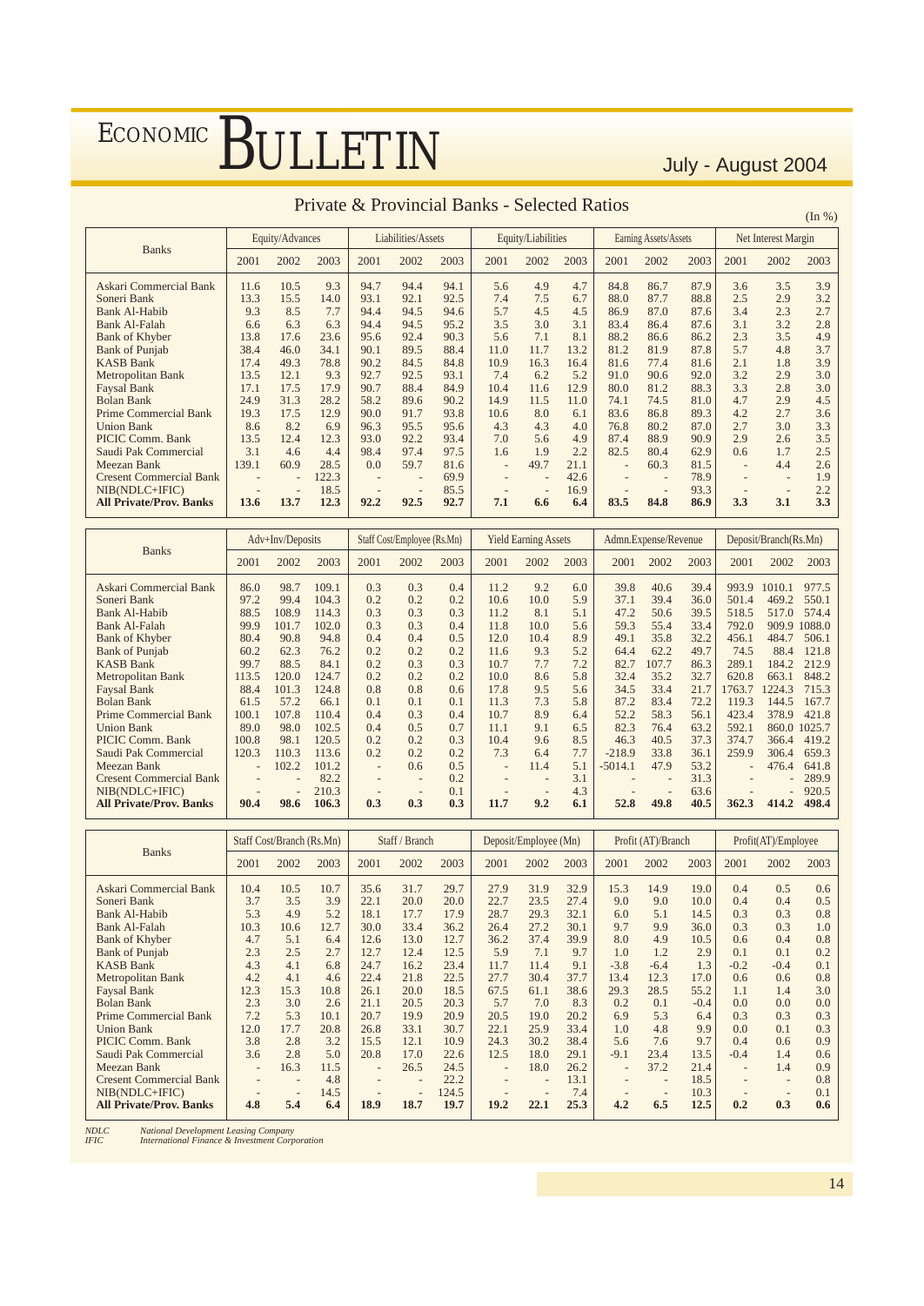## Private & Provincial Banks - Selected Ratios

(In %)

| Banks | Equity/Advances | | | Liabilities/Assets | | | Equity/Liabilities | | | Earning Assets/Assets | | | Net Interest Margin | | |
|---|---|---|---|---|---|---|---|---|---|---|---|---|---|---|---|
| | 2001 | 2002 | 2003 | 2001 | 2002 | 2003 | 2001 | 2002 | 2003 | 2001 | 2002 | 2003 | 2001 | 2002 | 2003 |
| Askari Commercial Bank | 11.6 | 10.5 | 9.3 | 94.7 | 94.4 | 94.1 | 5.6 | 4.9 | 4.7 | 84.8 | 86.7 | 87.9 | 3.6 | 3.5 | 3.9 |
| Soneri Bank | 13.3 | 15.5 | 14.0 | 93.1 | 92.1 | 92.5 | 7.4 | 7.5 | 6.7 | 88.0 | 87.7 | 88.8 | 2.5 | 2.9 | 3.2 |
| Bank Al-Habib | 9.3 | 8.5 | 7.7 | 94.4 | 94.5 | 94.6 | 5.7 | 4.5 | 4.5 | 86.9 | 87.0 | 87.6 | 3.4 | 2.3 | 2.7 |
| Bank Al-Falah | 6.6 | 6.3 | 6.3 | 94.4 | 94.5 | 95.2 | 3.5 | 3.0 | 3.1 | 83.4 | 86.4 | 87.6 | 3.1 | 3.2 | 2.8 |
| Bank of Khyber | 13.8 | 17.6 | 23.6 | 95.6 | 92.4 | 90.3 | 5.6 | 7.1 | 8.1 | 88.2 | 86.6 | 86.2 | 2.3 | 3.5 | 4.9 |
| Bank of Punjab | 38.4 | 46.0 | 34.1 | 90.1 | 89.5 | 88.4 | 11.0 | 11.7 | 13.2 | 81.2 | 81.9 | 87.8 | 5.7 | 4.8 | 3.7 |
| KASB Bank | 17.4 | 49.3 | 78.8 | 90.2 | 84.5 | 84.8 | 10.9 | 16.3 | 16.4 | 81.6 | 77.4 | 81.6 | 2.1 | 1.8 | 3.9 |
| Metropolitan Bank | 13.5 | 12.1 | 9.3 | 92.7 | 92.5 | 93.1 | 7.4 | 6.2 | 5.2 | 91.0 | 90.6 | 92.0 | 3.2 | 2.9 | 3.0 |
| Faysal Bank | 17.1 | 17.5 | 17.9 | 90.7 | 88.4 | 84.9 | 10.4 | 11.6 | 12.9 | 80.0 | 81.2 | 88.3 | 3.3 | 2.8 | 3.0 |
| Bolan Bank | 24.9 | 31.3 | 28.2 | 58.2 | 89.6 | 90.2 | 14.9 | 11.5 | 11.0 | 74.1 | 74.5 | 81.0 | 4.7 | 2.9 | 4.5 |
| Prime Commercial Bank | 19.3 | 17.5 | 12.9 | 90.0 | 91.7 | 93.8 | 10.6 | 8.0 | 6.1 | 83.6 | 86.8 | 89.3 | 4.2 | 2.7 | 3.6 |
| Union Bank | 8.6 | 8.2 | 6.9 | 96.3 | 95.5 | 95.6 | 4.3 | 4.3 | 4.0 | 76.8 | 80.2 | 87.0 | 2.7 | 3.0 | 3.3 |
| PICIC Comm. Bank | 13.5 | 12.4 | 12.3 | 93.0 | 92.2 | 93.4 | 7.0 | 5.6 | 4.9 | 87.4 | 88.9 | 90.9 | 2.9 | 2.6 | 3.5 |
| Saudi Pak Commercial | 3.1 | 4.6 | 4.4 | 98.4 | 97.4 | 97.5 | 1.6 | 1.9 | 2.2 | 82.5 | 80.4 | 62.9 | 0.6 | 1.7 | 2.5 |
| Meezan Bank | 139.1 | 60.9 | 28.5 | 0.0 | 59.7 | 81.6 | - | 49.7 | 21.1 | - | 60.3 | 81.5 | - | 4.4 | 2.6 |
| Cresent Commercial Bank | - | - | 122.3 | - | - | 69.9 | - | - | 42.6 | - | - | 78.9 | - | - | 1.9 |
| NIB(NDLC+IFIC) | - | - | 18.5 | - | - | 85.5 | - | - | 16.9 | - | - | 93.3 | - | - | 2.2 |
| **All Private/Prov. Banks** | **13.6** | **13.7** | **12.3** | **92.2** | **92.5** | **92.7** | **7.1** | **6.6** | **6.4** | **83.5** | **84.8** | **86.9** | **3.3** | **3.1** | **3.3** |

| Banks | Adv+Inv/Deposits | | | Staff Cost/Employee (Rs.Mn) | | | Yield Earning Assets | | | Admn.Expense/Revenue | | | Deposit/Branch(Rs.Mn) | | |
|---|---|---|---|---|---|---|---|---|---|---|---|---|---|---|---|
| | 2001 | 2002 | 2003 | 2001 | 2002 | 2003 | 2001 | 2002 | 2003 | 2001 | 2002 | 2003 | 2001 | 2002 | 2003 |
| Askari Commercial Bank | 86.0 | 98.7 | 109.1 | 0.3 | 0.3 | 0.4 | 11.2 | 9.2 | 6.0 | 39.8 | 40.6 | 39.4 | 993.9 | 1010.1 | 977.5 |
| Soneri Bank | 97.2 | 99.4 | 104.3 | 0.2 | 0.2 | 0.2 | 10.6 | 10.0 | 5.9 | 37.1 | 39.4 | 36.0 | 501.4 | 469.2 | 550.1 |
| Bank Al-Habib | 88.5 | 108.9 | 114.3 | 0.3 | 0.3 | 0.3 | 11.2 | 8.1 | 5.1 | 47.2 | 50.6 | 39.5 | 518.5 | 517.0 | 574.4 |
| Bank Al-Falah | 99.9 | 101.7 | 102.0 | 0.3 | 0.3 | 0.4 | 11.8 | 10.0 | 5.6 | 59.3 | 55.4 | 33.4 | 792.0 | 909.9 | 1088.0 |
| Bank of Khyber | 80.4 | 90.8 | 94.8 | 0.4 | 0.4 | 0.5 | 12.0 | 10.4 | 8.9 | 49.1 | 35.8 | 32.2 | 456.1 | 484.7 | 506.1 |
| Bank of Punjab | 60.2 | 62.3 | 76.2 | 0.2 | 0.2 | 0.2 | 11.6 | 9.3 | 5.2 | 64.4 | 62.2 | 49.7 | 74.5 | 88.4 | 121.8 |
| KASB Bank | 99.7 | 88.5 | 84.1 | 0.2 | 0.3 | 0.3 | 10.7 | 7.7 | 7.2 | 82.7 | 107.7 | 86.3 | 289.1 | 184.2 | 212.9 |
| Metropolitan Bank | 113.5 | 120.0 | 124.7 | 0.2 | 0.2 | 0.2 | 10.0 | 8.6 | 5.8 | 32.4 | 35.2 | 32.7 | 620.8 | 663.1 | 848.2 |
| Faysal Bank | 88.4 | 101.3 | 124.8 | 0.8 | 0.8 | 0.6 | 17.8 | 9.5 | 5.6 | 34.5 | 33.4 | 21.7 | 1763.7 | 1224.3 | 715.3 |
| Bolan Bank | 61.5 | 57.2 | 66.1 | 0.1 | 0.1 | 0.1 | 11.3 | 7.3 | 5.8 | 87.2 | 83.4 | 72.2 | 119.3 | 144.5 | 167.7 |
| Prime Commercial Bank | 100.1 | 107.8 | 110.4 | 0.4 | 0.3 | 0.4 | 10.7 | 8.9 | 6.4 | 52.2 | 58.3 | 56.1 | 423.4 | 378.9 | 421.8 |
| Union Bank | 89.0 | 98.0 | 102.5 | 0.4 | 0.5 | 0.7 | 11.1 | 9.1 | 6.5 | 82.3 | 76.4 | 63.2 | 592.1 | 860.0 | 1025.7 |
| PICIC Comm. Bank | 100.8 | 98.1 | 120.5 | 0.2 | 0.2 | 0.3 | 10.4 | 9.6 | 8.5 | 46.3 | 40.5 | 37.3 | 374.7 | 366.4 | 419.2 |
| Saudi Pak Commercial | 120.3 | 110.3 | 113.6 | 0.2 | 0.2 | 0.2 | 7.3 | 6.4 | 7.7 | -218.9 | 33.8 | 36.1 | 259.9 | 306.4 | 659.3 |
| Meezan Bank | - | 102.2 | 101.2 | - | 0.6 | 0.5 | - | 11.4 | 5.1 | -5014.1 | 47.9 | 53.2 | - | 476.4 | 641.8 |
| Cresent Commercial Bank | - | - | 82.2 | - | - | 0.2 | - | - | 3.1 | - | - | 31.3 | - | - | 289.9 |
| NIB(NDLC+IFIC) | - | - | 210.3 | - | - | 0.1 | - | - | 4.3 | - | - | 63.6 | - | - | 920.5 |
| **All Private/Prov. Banks** | **90.4** | **98.6** | **106.3** | **0.3** | **0.3** | **0.3** | **11.7** | **9.2** | **6.1** | **52.8** | **49.8** | **40.5** | **362.3** | **414.2** | **498.4** |

| Banks | Staff Cost/Branch (Rs.Mn) | | | Staff / Branch | | | Deposit/Employee (Mn) | | | Profit (AT)/Branch | | | Profit(AT)/Employee | | |
|---|---|---|---|---|---|---|---|---|---|---|---|---|---|---|---|
| | 2001 | 2002 | 2003 | 2001 | 2002 | 2003 | 2001 | 2002 | 2003 | 2001 | 2002 | 2003 | 2001 | 2002 | 2003 |
| Askari Commercial Bank | 10.4 | 10.5 | 10.7 | 35.6 | 31.7 | 29.7 | 27.9 | 31.9 | 32.9 | 15.3 | 14.9 | 19.0 | 0.4 | 0.5 | 0.6 |
| Soneri Bank | 3.7 | 3.5 | 3.9 | 22.1 | 20.0 | 20.0 | 22.7 | 23.5 | 27.4 | 9.0 | 9.0 | 10.0 | 0.4 | 0.4 | 0.5 |
| Bank Al-Habib | 5.3 | 4.9 | 5.2 | 18.1 | 17.7 | 17.9 | 28.7 | 29.3 | 32.1 | 6.0 | 5.1 | 14.5 | 0.3 | 0.3 | 0.8 |
| Bank Al-Falah | 10.3 | 10.6 | 12.7 | 30.0 | 33.4 | 36.2 | 26.4 | 27.2 | 30.1 | 9.7 | 9.9 | 36.0 | 0.3 | 0.3 | 1.0 |
| Bank of Khyber | 4.7 | 5.1 | 6.4 | 12.6 | 13.0 | 12.7 | 36.2 | 37.4 | 39.9 | 8.0 | 4.9 | 10.5 | 0.6 | 0.4 | 0.8 |
| Bank of Punjab | 2.3 | 2.5 | 2.7 | 12.7 | 12.4 | 12.5 | 5.9 | 7.1 | 9.7 | 1.0 | 1.2 | 2.9 | 0.1 | 0.1 | 0.2 |
| KASB Bank | 4.3 | 4.1 | 6.8 | 24.7 | 16.2 | 23.4 | 11.7 | 11.4 | 9.1 | -3.8 | -6.4 | 1.3 | -0.2 | -0.4 | 0.1 |
| Metropolitan Bank | 4.2 | 4.1 | 4.6 | 22.4 | 21.8 | 22.5 | 27.7 | 30.4 | 37.7 | 13.4 | 12.3 | 17.0 | 0.6 | 0.6 | 0.8 |
| Faysal Bank | 12.3 | 15.3 | 10.8 | 26.1 | 20.0 | 18.5 | 67.5 | 61.1 | 38.6 | 29.3 | 28.5 | 55.2 | 1.1 | 1.4 | 3.0 |
| Bolan Bank | 2.3 | 3.0 | 2.6 | 21.1 | 20.5 | 20.3 | 5.7 | 7.0 | 8.3 | 0.2 | 0.1 | -0.4 | 0.0 | 0.0 | 0.0 |
| Prime Commercial Bank | 7.2 | 5.3 | 10.1 | 20.7 | 19.9 | 20.9 | 20.5 | 19.0 | 20.2 | 6.9 | 5.3 | 6.4 | 0.3 | 0.3 | 0.3 |
| Union Bank | 12.0 | 17.7 | 20.8 | 26.8 | 33.1 | 30.7 | 22.1 | 25.9 | 33.4 | 1.0 | 4.8 | 9.9 | 0.0 | 0.1 | 0.3 |
| PICIC Comm. Bank | 3.8 | 2.8 | 3.2 | 15.5 | 12.1 | 10.9 | 24.3 | 30.2 | 38.4 | 5.6 | 7.6 | 9.7 | 0.4 | 0.6 | 0.9 |
| Saudi Pak Commercial | 3.6 | 2.8 | 5.0 | 20.8 | 17.0 | 22.6 | 12.5 | 18.0 | 29.1 | -9.1 | 23.4 | 13.5 | -0.4 | 1.4 | 0.6 |
| Meezan Bank | - | 16.3 | 11.5 | - | 26.5 | 24.5 | - | 18.0 | 26.2 | - | 37.2 | 21.4 | - | 1.4 | 0.9 |
| Cresent Commercial Bank | - | - | 4.8 | - | - | 22.2 | - | - | 13.1 | - | - | 18.5 | - | - | 0.8 |
| NIB(NDLC+IFIC) | - | - | 14.5 | - | - | 124.5 | - | - | 7.4 | - | - | 10.3 | - | - | 0.1 |
| **All Private/Prov. Banks** | **4.8** | **5.4** | **6.4** | **18.9** | **18.7** | **19.7** | **19.2** | **22.1** | **25.3** | **4.2** | **6.5** | **12.5** | **0.2** | **0.3** | **0.6** |

*NDLC* *National Development Leasing Company*
*IFIC* *International Finance & Investment Corporation*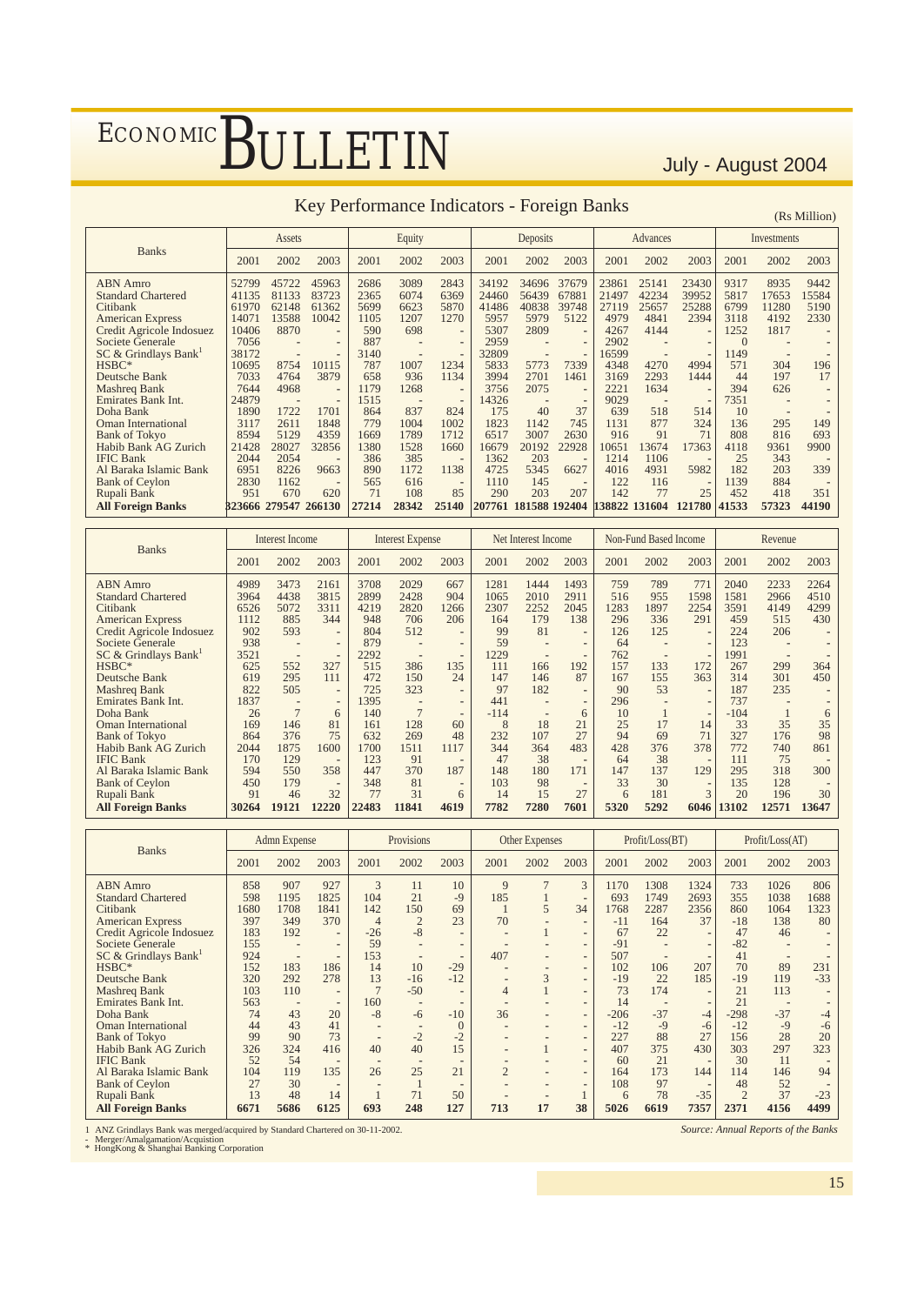# Key Performance Indicators - Foreign Banks

(Rs Million)

| Banks | Assets | | | Equity | | | Deposits | | | Advances | | | Investments | | |
|---|---|---|---|---|---|---|---|---|---|---|---|---|---|---|---|
| | 2001 | 2002 | 2003 | 2001 | 2002 | 2003 | 2001 | 2002 | 2003 | 2001 | 2002 | 2003 | 2001 | 2002 | 2003 |
| ABN Amro | 52799 | 45722 | 45963 | 2686 | 3089 | 2843 | 34192 | 34696 | 37679 | 23861 | 25141 | 23430 | 9317 | 8935 | 9442 |
| Standard Chartered | 41135 | 81133 | 83723 | 2365 | 6074 | 6369 | 24460 | 56439 | 67881 | 21497 | 42234 | 39952 | 5817 | 17653 | 15584 |
| Citibank | 61970 | 62148 | 61362 | 5699 | 6623 | 5870 | 41486 | 40838 | 39748 | 27119 | 25657 | 25288 | 6799 | 11280 | 5190 |
| American Express | 14071 | 13588 | 10042 | 1105 | 1207 | 1270 | 5957 | 5979 | 5122 | 4979 | 4841 | 2394 | 3118 | 4192 | 2330 |
| Credit Agricole Indosuez | 10406 | 8870 | - | 590 | 698 | - | 5307 | 2809 | - | 4267 | 4144 | - | 1252 | 1817 | - |
| Societe Generale | 7056 | - | - | 887 | - | - | 2959 | - | - | 2902 | - | - | 0 | - | - |
| SC & Grindlays Bank[1] | 38172 | - | - | 3140 | - | - | 32809 | - | - | 16599 | - | - | 1149 | - | - |
| HSBC* | 10695 | 8754 | 10115 | 787 | 1007 | 1234 | 5833 | 5773 | 7339 | 4348 | 4270 | 4994 | 571 | 304 | 196 |
| Deutsche Bank | 7033 | 4764 | 3879 | 658 | 936 | 1134 | 3994 | 2701 | 1461 | 3169 | 2293 | 1444 | 44 | 197 | 17 |
| Mashreq Bank | 7644 | 4968 | - | 1179 | 1268 | - | 3756 | 2075 | - | 2221 | 1634 | - | 394 | 626 | - |
| Emirates Bank Int. | 24879 | - | - | 1515 | - | - | 14326 | - | - | 9029 | - | - | 7351 | - | - |
| Doha Bank | 1890 | 1722 | 1701 | 864 | 837 | 824 | 175 | 40 | 37 | 639 | 518 | 514 | 10 | - | - |
| Oman International | 3117 | 2611 | 1848 | 779 | 1004 | 1002 | 1823 | 1142 | 745 | 1131 | 877 | 324 | 136 | 295 | 149 |
| Bank of Tokyo | 8594 | 5129 | 4359 | 1669 | 1789 | 1712 | 6517 | 3007 | 2630 | 916 | 91 | 71 | 808 | 816 | 693 |
| Habib Bank AG Zurich | 21428 | 28027 | 32856 | 1380 | 1528 | 1660 | 16679 | 20192 | 22928 | 10651 | 13674 | 17363 | 4118 | 9361 | 9900 |
| IFIC Bank | 2044 | 2054 | - | 386 | 385 | - | 1362 | 203 | - | 1214 | 1106 | - | 25 | 343 | - |
| Al Baraka Islamic Bank | 6951 | 8226 | 9663 | 890 | 1172 | 1138 | 4725 | 5345 | 6627 | 4016 | 4931 | 5982 | 182 | 203 | 339 |
| Bank of Ceylon | 2830 | 1162 | - | 565 | 616 | - | 1110 | 145 | - | 122 | 116 | - | 1139 | 884 | - |
| Rupali Bank | 951 | 670 | 620 | 71 | 108 | 85 | 290 | 203 | 207 | 142 | 77 | 25 | 452 | 418 | 351 |
| **All Foreign Banks** | **323666** | **279547** | **266130** | **27214** | **28342** | **25140** | **207761** | **181588** | **192404** | **138822** | **131604** | **121780** | **41533** | **57323** | **44190** |

| Banks | Interest Income | | | Interest Expense | | | Net Interest Income | | | Non-Fund Based Income | | | Revenue | | |
|---|---|---|---|---|---|---|---|---|---|---|---|---|---|---|---|
| | 2001 | 2002 | 2003 | 2001 | 2002 | 2003 | 2001 | 2002 | 2003 | 2001 | 2002 | 2003 | 2001 | 2002 | 2003 |
| ABN Amro | 4989 | 3473 | 2161 | 3708 | 2029 | 667 | 1281 | 1444 | 1493 | 759 | 789 | 771 | 2040 | 2233 | 2264 |
| Standard Chartered | 3964 | 4438 | 3815 | 2899 | 2428 | 904 | 1065 | 2010 | 2911 | 516 | 955 | 1598 | 1581 | 2966 | 4510 |
| Citibank | 6526 | 5072 | 3311 | 4219 | 2820 | 1266 | 2307 | 2252 | 2045 | 1283 | 1897 | 2254 | 3591 | 4149 | 4299 |
| American Express | 1112 | 885 | 344 | 948 | 706 | 206 | 164 | 179 | 138 | 296 | 336 | 291 | 459 | 515 | 430 |
| Credit Agricole Indosuez | 902 | 593 | - | 804 | 512 | - | 99 | 81 | - | 126 | 125 | - | 224 | 206 | - |
| Societe Generale | 938 | - | - | 879 | - | - | 59 | - | - | 64 | - | - | 123 | - | - |
| SC & Grindlays Bank[1] | 3521 | - | - | 2292 | - | - | 1229 | - | - | 762 | - | - | 1991 | - | - |
| HSBC* | 625 | 552 | 327 | 515 | 386 | 135 | 111 | 166 | 192 | 157 | 133 | 172 | 267 | 299 | 364 |
| Deutsche Bank | 619 | 295 | 111 | 472 | 150 | 24 | 147 | 146 | 87 | 167 | 155 | 363 | 314 | 301 | 450 |
| Mashreq Bank | 822 | 505 | - | 725 | 323 | - | 97 | 182 | - | 90 | 53 | - | 187 | 235 | - |
| Emirates Bank Int. | 1837 | - | - | 1395 | - | - | 441 | - | - | 296 | - | - | 737 | - | - |
| Doha Bank | 26 | 7 | 6 | 140 | 7 | - | -114 | - | 6 | 10 | 1 | - | -104 | 1 | 6 |
| Oman International | 169 | 146 | 81 | 161 | 128 | 60 | 8 | 18 | 21 | 25 | 17 | 14 | 33 | 35 | 35 |
| Bank of Tokyo | 864 | 376 | 75 | 632 | 269 | 48 | 232 | 107 | 27 | 94 | 69 | 71 | 327 | 176 | 98 |
| Habib Bank AG Zurich | 2044 | 1875 | 1600 | 1700 | 1511 | 1117 | 344 | 364 | 483 | 428 | 376 | 378 | 772 | 740 | 861 |
| IFIC Bank | 170 | 129 | - | 123 | 91 | - | 47 | 38 | - | 64 | 38 | - | 111 | 75 | - |
| Al Baraka Islamic Bank | 594 | 550 | 358 | 447 | 370 | 187 | 148 | 180 | 171 | 147 | 137 | 129 | 295 | 318 | 300 |
| Bank of Ceylon | 450 | 179 | - | 348 | 81 | - | 103 | 98 | - | 33 | 30 | - | 135 | 128 | - |
| Rupali Bank | 91 | 46 | 32 | 77 | 31 | 6 | 14 | 15 | 27 | 6 | 181 | 3 | 20 | 196 | 30 |
| **All Foreign Banks** | **30264** | **19121** | **12220** | **22483** | **11841** | **4619** | **7782** | **7280** | **7601** | **5320** | **5292** | **6046** | **13102** | **12571** | **13647** |

| Banks | Admn Expense | | | Provisions | | | Other Expenses | | | Profit/Loss(BT) | | | Profit/Loss(AT) | | |
|---|---|---|---|---|---|---|---|---|---|---|---|---|---|---|---|
| | 2001 | 2002 | 2003 | 2001 | 2002 | 2003 | 2001 | 2002 | 2003 | 2001 | 2002 | 2003 | 2001 | 2002 | 2003 |
| ABN Amro | 858 | 907 | 927 | 3 | 11 | 10 | 9 | 7 | 3 | 1170 | 1308 | 1324 | 733 | 1026 | 806 |
| Standard Chartered | 598 | 1195 | 1825 | 104 | 21 | -9 | 185 | 1 | - | 693 | 1749 | 2693 | 355 | 1038 | 1688 |
| Citibank | 1680 | 1708 | 1841 | 142 | 150 | 69 | 1 | 5 | 34 | 1768 | 2287 | 2356 | 860 | 1064 | 1323 |
| American Express | 397 | 349 | 370 | 4 | 2 | 23 | 70 | - | - | -11 | 164 | 37 | -18 | 138 | 80 |
| Credit Agricole Indosuez | 183 | 192 | - | -26 | -8 | - | - | 1 | - | 67 | 22 | - | 47 | 46 | - |
| Societe Generale | 155 | - | - | 59 | - | - | - | - | - | -91 | - | - | -82 | - | - |
| SC & Grindlays Bank[1] | 924 | - | - | 153 | - | - | 407 | - | - | 507 | - | - | 41 | - | - |
| HSBC* | 152 | 183 | 186 | 14 | 10 | -29 | - | - | - | 102 | 106 | 207 | 70 | 89 | 231 |
| Deutsche Bank | 320 | 292 | 278 | 13 | -16 | -12 | - | 3 | - | -19 | 22 | 185 | -19 | 119 | -33 |
| Mashreq Bank | 103 | 110 | - | 7 | -50 | - | 4 | 1 | - | 73 | 174 | - | 21 | 113 | - |
| Emirates Bank Int. | 563 | - | - | 160 | - | - | - | - | - | 14 | - | - | 21 | - | - |
| Doha Bank | 74 | 43 | 20 | -8 | -6 | -10 | 36 | - | - | -206 | -37 | -4 | -298 | -37 | -4 |
| Oman International | 44 | 43 | 41 | - | - | 0 | - | - | - | -12 | -9 | -6 | -12 | -9 | -6 |
| Bank of Tokyo | 99 | 90 | 73 | - | -2 | -2 | - | - | - | 227 | 88 | 27 | 156 | 28 | 20 |
| Habib Bank AG Zurich | 326 | 324 | 416 | 40 | 40 | 15 | - | 1 | - | 407 | 375 | 430 | 303 | 297 | 323 |
| IFIC Bank | 52 | 54 | - | - | - | - | - | - | - | 60 | 21 | - | 30 | 11 | - |
| Al Baraka Islamic Bank | 104 | 119 | 135 | 26 | 25 | 21 | 2 | - | - | 164 | 173 | 144 | 114 | 146 | 94 |
| Bank of Ceylon | 27 | 30 | - | - | 1 | - | - | - | - | 108 | 97 | - | 48 | 52 | - |
| Rupali Bank | 13 | 48 | 14 | 1 | 71 | 50 | - | - | 1 | 6 | 78 | -35 | 2 | 37 | -23 |
| **All Foreign Banks** | **6671** | **5686** | **6125** | **693** | **248** | **127** | **713** | **17** | **38** | **5026** | **6619** | **7357** | **2371** | **4156** | **4499** |

1 ANZ Grindlays Bank was merged/acquired by Standard Chartered on 30-11-2002.
- Merger/Amalgamation/Acquistion
* HongKong & Shanghai Banking Corporation

*Source: Annual Reports of the Banks*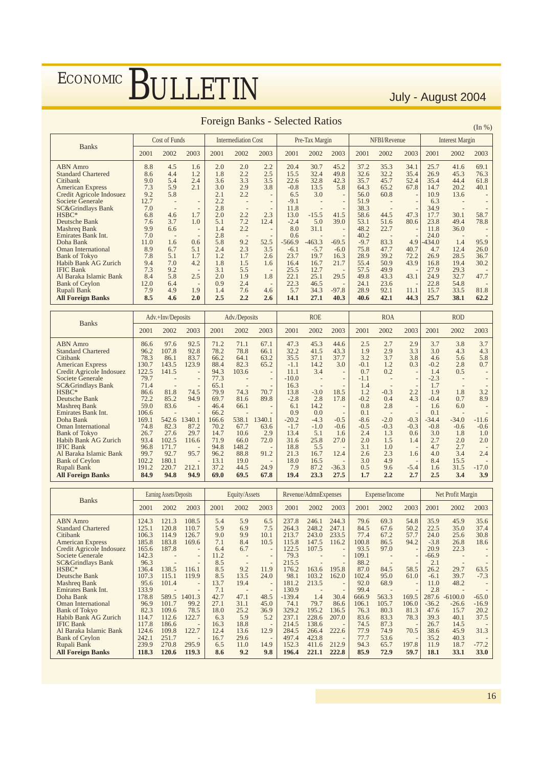# Foreign Banks - Selected Ratios

(In %)

| Banks | Cost of Funds | | | Intermediation Cost | | | Pre-Tax Margin | | | NFBI/Revenue | | | Interest Margin | | |
|---|---|---|---|---|---|---|---|---|---|---|---|---|---|---|---|
| | 2001 | 2002 | 2003 | 2001 | 2002 | 2003 | 2001 | 2002 | 2003 | 2001 | 2002 | 2003 | 2001 | 2002 | 2003 |
| ABN Amro | 8.8 | 4.5 | 1.6 | 2.0 | 2.0 | 2.2 | 20.4 | 30.7 | 45.2 | 37.2 | 35.3 | 34.1 | 25.7 | 41.6 | 69.1 |
| Standard Chartered | 8.6 | 4.4 | 1.2 | 1.8 | 2.2 | 2.5 | 15.5 | 32.4 | 49.8 | 32.6 | 32.2 | 35.4 | 26.9 | 45.3 | 76.3 |
| Citibank | 9.0 | 5.4 | 2.4 | 3.6 | 3.3 | 3.5 | 22.6 | 32.8 | 42.3 | 35.7 | 45.7 | 52.4 | 35.4 | 44.4 | 61.8 |
| American Express | 7.3 | 5.9 | 2.1 | 3.0 | 2.9 | 3.8 | -0.8 | 13.5 | 5.8 | 64.3 | 65.2 | 67.8 | 14.7 | 20.2 | 40.1 |
| Credit Agricole Indosuez | 9.2 | 5.8 | | 2.1 | 2.2 | - | 6.5 | 3.0 | - | 56.0 | 60.8 | - | 10.9 | 13.6 | - |
| Societe Generale | 12.7 | - | - | 2.2 | - | - | -9.1 | - | - | 51.9 | - | - | 6.3 | - | - |
| SC&Grindlays Bank | 7.0 | - | - | 2.8 | - | - | 11.8 | - | - | 38.3 | - | - | 34.9 | - | - |
| HSBC* | 6.8 | 4.6 | 1.7 | 2.0 | 2.2 | 2.3 | 13.0 | -15.5 | 41.5 | 58.6 | 44.5 | 47.3 | 17.7 | 30.1 | 58.7 |
| Deutsche Bank | 7.6 | 3.7 | 1.0 | 5.1 | 7.2 | 12.4 | -2.4 | 5.0 | 39.0 | 53.1 | 51.6 | 80.6 | 23.8 | 49.4 | 78.8 |
| Mashreq Bank | 9.9 | 6.6 | - | 1.4 | 2.2 | - | 8.0 | 31.1 | - | 48.2 | 22.7 | - | 11.8 | 36.0 | - |
| Emirates Bank Int. | 7.0 | - | - | 2.8 | - | - | 0.6 | - | - | 40.2 | - | - | 24.0 | - | - |
| Doha Bank | 11.0 | 1.6 | 0.6 | 5.8 | 9.2 | 52.5 | -566.9 | -463.3 | -69.5 | -9.7 | 83.3 | 4.9 | -434.0 | 1.4 | 95.9 |
| Oman International | 8.9 | 6.7 | 5.1 | 2.4 | 2.3 | 3.5 | -6.1 | -5.7 | -6.0 | 75.8 | 47.7 | 40.7 | 4.7 | 12.4 | 26.0 |
| Bank of Tokyo | 7.8 | 5.1 | 1.7 | 1.2 | 1.7 | 2.6 | 23.7 | 19.7 | 16.3 | 28.9 | 39.2 | 72.2 | 26.9 | 28.5 | 36.7 |
| Habib Bank AG Zurich | 9.4 | 7.0 | 4.2 | 1.8 | 1.5 | 1.6 | 16.4 | 16.7 | 21.7 | 55.4 | 50.9 | 43.9 | 16.8 | 19.4 | 30.2 |
| IFIC Bank | 7.3 | 9.2 | - | 3.1 | 5.5 | - | 25.5 | 12.7 | - | 57.5 | 49.9 | - | 27.9 | 29.3 | - |
| Al Baraka Islamic Bank | 8.4 | 5.8 | 2.5 | 2.0 | 1.9 | 1.8 | 22.1 | 25.1 | 29.5 | 49.8 | 43.3 | 43.1 | 24.9 | 32.7 | 47.7 |
| Bank of Ceylon | 12.0 | 6.4 | - | 0.9 | 2.4 | - | 22.3 | 46.5 | - | 24.1 | 23.6 | - | 22.8 | 54.8 | - |
| Rupali Bank | 7.9 | 4.9 | 1.9 | 1.4 | 7.6 | 4.6 | 5.7 | 34.3 | -97.8 | 28.9 | 92.1 | 11.1 | 15.7 | 33.5 | 81.8 |
| **All Foreign Banks** | **8.5** | **4.6** | **2.0** | **2.5** | **2.2** | **2.6** | **14.1** | **27.1** | **40.3** | **40.6** | **42.1** | **44.3** | **25.7** | **38.1** | **62.2** |

| Banks | Adv.+Inv/Deposits | | | Adv./Deposits | | | ROE | | | ROA | | | ROD | | |
|---|---|---|---|---|---|---|---|---|---|---|---|---|---|---|---|
| | 2001 | 2002 | 2003 | 2001 | 2002 | 2003 | 2001 | 2002 | 2003 | 2001 | 2002 | 2003 | 2001 | 2002 | 2003 |
| ABN Amro | 86.6 | 97.6 | 92.5 | 71.2 | 71.1 | 67.1 | 47.3 | 45.3 | 44.6 | 2.5 | 2.7 | 2.9 | 3.7 | 3.8 | 3.7 |
| Standard Chartered | 96.2 | 107.8 | 92.8 | 78.2 | 78.8 | 66.1 | 32.2 | 41.5 | 43.3 | 1.9 | 2.9 | 3.3 | 3.0 | 4.3 | 4.3 |
| Citibank | 78.3 | 86.1 | 83.7 | 66.2 | 64.1 | 63.2 | 35.5 | 37.1 | 37.7 | 3.2 | 3.7 | 3.8 | 4.6 | 5.6 | 5.8 |
| American Express | 130.7 | 143.5 | 123.9 | 88.4 | 82.3 | 65.2 | -1.1 | 14.2 | 3.0 | -0.1 | 1.2 | 0.3 | -0.2 | 2.8 | 0.7 |
| Credit Agricole Indosuez | 122.5 | 141.5 | - | 94.3 | 103.6 | - | 11.1 | 3.4 | - | 0.7 | 0.2 | - | 1.4 | 0.5 | - |
| Societe Generale | 79.7 | - | - | 77.3 | - | - | -10.0 | - | - | -1.1 | - | - | -2.3 | - | - |
| SC&Grindlays Bank | 71.4 | - | - | 65.1 | - | - | 16.3 | - | - | 1.4 | - | - | 1.7 | - | - |
| HSBC* | 86.6 | 81.8 | 74.5 | 79.9 | 74.3 | 70.7 | 13.8 | -3.0 | 18.5 | 1.2 | -0.3 | 2.2 | 1.9 | 1.8 | 3.2 |
| Deutsche Bank | 72.2 | 85.2 | 94.9 | 69.7 | 81.6 | 89.8 | -2.8 | 2.8 | 17.8 | -0.2 | 0.4 | 4.3 | -0.4 | 0.7 | 8.9 |
| Mashreq Bank | 59.0 | 83.6 | - | 46.4 | 66.1 | - | 6.1 | 14.2 | - | 0.8 | 2.8 | - | 1.6 | 6.0 | - |
| Emirates Bank Int. | 106.6 | - | - | 66.2 | - | - | 0.9 | 0.0 | - | 0.1 | - | - | 0.1 | - | - |
| Doha Bank | 169.1 | 542.6 | 1340.1 | 166.6 | 538.1 | 1340.1 | -20.2 | -4.3 | -0.5 | -8.6 | -2.0 | -0.3 | -34.4 | -34.0 | -11.6 |
| Oman International | 74.8 | 82.3 | 87.2 | 70.2 | 67.7 | 63.6 | -1.7 | -1.0 | -0.6 | -0.5 | -0.3 | -0.3 | -0.8 | -0.6 | -0.6 |
| Bank of Tokyo | 26.7 | 27.6 | 29.7 | 14.7 | 10.6 | 2.9 | 13.4 | 5.1 | 1.6 | 2.4 | 1.3 | 0.6 | 3.0 | 1.8 | 1.0 |
| Habib Bank AG Zurich | 93.4 | 102.5 | 116.6 | 71.9 | 66.0 | 72.0 | 31.6 | 25.8 | 27.0 | 2.0 | 1.5 | 1.4 | 2.7 | 2.0 | 2.0 |
| IFIC Bank | 96.8 | 171.7 | - | 94.8 | 148.2 | - | 18.8 | 5.5 | - | 3.1 | 1.0 | - | 4.7 | 2.7 | - |
| Al Baraka Islamic Bank | 99.7 | 92.7 | 95.7 | 96.2 | 88.8 | 91.2 | 21.3 | 16.7 | 12.4 | 2.6 | 2.3 | 1.6 | 4.0 | 3.4 | 2.4 |
| Bank of Ceylon | 102.2 | 180.1 | - | 13.1 | 19.0 | - | 18.0 | 16.5 | - | 3.0 | 4.9 | - | 8.4 | 15.5 | - |
| Rupali Bank | 191.2 | 220.7 | 212.1 | 37.2 | 44.5 | 24.9 | 7.9 | 87.2 | -36.3 | 0.5 | 9.6 | -5.4 | 1.6 | 31.5 | -17.0 |
| **All Foreign Banks** | **84.9** | **94.8** | **94.9** | **69.0** | **69.5** | **67.8** | **19.4** | **23.3** | **27.5** | **1.7** | **2.2** | **2.7** | **2.5** | **3.4** | **3.9** |

| Banks | Earning Assets/Deposits | | | Equity/Assets | | | Revenue/AdmnExpenses | | | Expense/Income | | | Net Profit Margin | | |
|---|---|---|---|---|---|---|---|---|---|---|---|---|---|---|---|
| | 2001 | 2002 | 2003 | 2001 | 2002 | 2003 | 2001 | 2002 | 2003 | 2001 | 2002 | 2003 | 2001 | 2002 | 2003 |
| ABN Amro | 124.3 | 121.3 | 108.5 | 5.4 | 5.9 | 6.5 | 237.8 | 246.1 | 244.3 | 79.6 | 69.3 | 54.8 | 35.9 | 45.9 | 35.6 |
| Standard Chartered | 125.1 | 120.8 | 110.7 | 5.9 | 6.9 | 7.5 | 264.3 | 248.2 | 247.1 | 84.5 | 67.6 | 50.2 | 22.5 | 35.0 | 37.4 |
| Citibank | 106.3 | 114.9 | 126.7 | 9.0 | 9.9 | 10.1 | 213.7 | 243.0 | 233.5 | 77.4 | 67.2 | 57.7 | 24.0 | 25.6 | 30.8 |
| American Express | 185.8 | 183.8 | 169.6 | 7.1 | 8.4 | 10.5 | 115.8 | 147.5 | 116.2 | 100.8 | 86.5 | 94.2 | -3.8 | 26.8 | 18.6 |
| Credit Agricole Indosuez | 165.6 | 187.8 | - | 6.4 | 6.7 | - | 122.5 | 107.5 | - | 93.5 | 97.0 | - | 20.9 | 22.3 | - |
| Societe Generale | 142.3 | - | - | 11.2 | - | - | 79.3 | - | - | 109.1 | - | - | -66.9 | - | - |
| SC&Grindlays Bank | 96.3 | - | - | 8.5 | - | - | 215.5 | - | - | 88.2 | - | - | 2.1 | - | - |
| HSBC* | 136.4 | 138.5 | 116.1 | 8.5 | 9.2 | 11.9 | 176.2 | 163.6 | 195.8 | 87.0 | 84.5 | 58.5 | 26.2 | 29.7 | 63.5 |
| Deutsche Bank | 107.3 | 115.1 | 119.9 | 8.5 | 13.5 | 24.0 | 98.1 | 103.2 | 162.0 | 102.4 | 95.0 | 61.0 | -6.1 | 39.7 | -7.3 |
| Mashreq Bank | 95.6 | 101.4 | - | 13.7 | 19.4 | - | 181.2 | 213.5 | - | 92.0 | 68.9 | - | 11.0 | 48.2 | - |
| Emirates Bank Int. | 133.9 | - | - | 7.1 | - | - | 130.9 | - | - | 99.4 | - | - | 2.8 | - | - |
| Doha Bank | 178.8 | 589.5 | 1401.3 | 42.7 | 47.1 | 48.5 | -139.4 | 1.4 | 30.4 | 666.9 | 563.3 | 169.5 | 287.6 | -6100.0 | -65.0 |
| Oman International | 96.9 | 101.7 | 99.2 | 27.1 | 31.1 | 45.0 | 74.1 | 79.7 | 86.6 | 106.1 | 105.7 | 106.0 | -36.2 | -26.6 | -16.9 |
| Bank of Tokyo | 82.3 | 109.6 | 78.5 | 18.0 | 25.2 | 36.9 | 329.2 | 195.2 | 136.5 | 76.3 | 80.3 | 81.3 | 47.6 | 15.7 | 20.2 |
| Habib Bank AG Zurich | 114.7 | 112.6 | 122.7 | 6.3 | 5.9 | 5.2 | 237.1 | 228.6 | 207.0 | 83.6 | 83.3 | 78.3 | 39.3 | 40.1 | 37.5 |
| IFIC Bank | 117.8 | 186.6 | - | 16.3 | 18.8 | - | 214.5 | 138.6 | - | 74.5 | 87.3 | - | 26.7 | 14.5 | - |
| Al Baraka Islamic Bank | 124.6 | 109.8 | 122.7 | 12.4 | 13.6 | 12.9 | 284.5 | 266.4 | 222.6 | 77.9 | 74.9 | 70.5 | 38.6 | 45.9 | 31.3 |
| Bank of Ceylon | 242.1 | 251.7 | - | 16.7 | 29.6 | - | 497.4 | 423.8 | - | 77.7 | 53.6 | - | 35.2 | 40.3 | - |
| Rupali Bank | 239.9 | 270.8 | 295.9 | 6.5 | 11.0 | 14.9 | 152.3 | 411.6 | 212.9 | 94.3 | 65.7 | 197.8 | 11.9 | 18.7 | -77.2 |
| **All Foreign Banks** | **118.3** | **120.6** | **119.3** | **8.6** | **9.2** | **9.8** | **196.4** | **221.1** | **222.8** | **85.9** | **72.9** | **59.7** | **18.1** | **33.1** | **33.0** |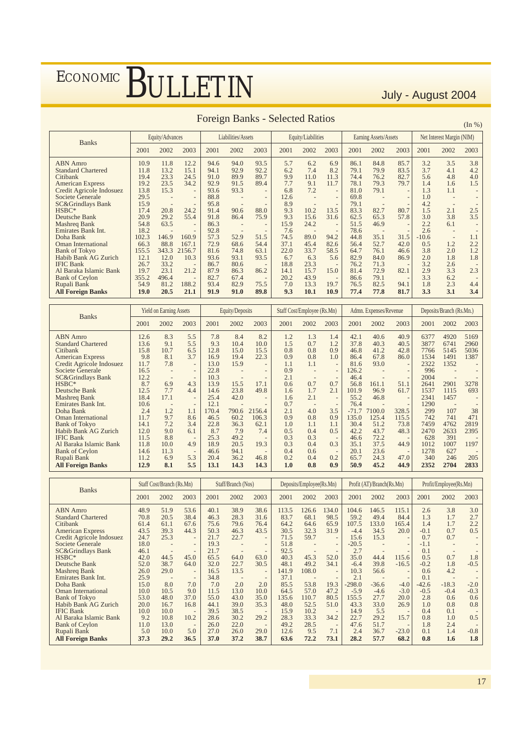## Foreign Banks - Selected Ratios

(In %)

| Banks | Equity/Advances | | | Liabilities/Assets | | | Equity/Liabilities | | | Earning Assets/Assets | | | Net Interest Margin (NIM) | | |
|---|---|---|---|---|---|---|---|---|---|---|---|---|---|---|---|
| | 2001 | 2002 | 2003 | 2001 | 2002 | 2003 | 2001 | 2002 | 2003 | 2001 | 2002 | 2003 | 2001 | 2002 | 2003 |
| ABN Amro | 10.9 | 11.8 | 12.2 | 94.6 | 94.0 | 93.5 | 5.7 | 6.2 | 6.9 | 86.1 | 84.8 | 85.7 | 3.2 | 3.5 | 3.8 |
| Standard Chartered | 11.8 | 13.2 | 15.1 | 94.1 | 92.9 | 92.2 | 6.2 | 7.4 | 8.2 | 79.1 | 79.9 | 83.5 | 3.7 | 4.1 | 4.2 |
| Citibank | 19.4 | 23.3 | 24.5 | 91.0 | 89.9 | 89.7 | 9.9 | 11.0 | 11.3 | 74.4 | 76.2 | 82.7 | 5.6 | 4.8 | 4.0 |
| American Express | 19.2 | 23.5 | 34.2 | 92.9 | 91.5 | 89.4 | 7.7 | 9.1 | 11.7 | 78.1 | 79.3 | 79.7 | 1.4 | 1.6 | 1.5 |
| Credit Agricole Indosuez | 13.8 | 15.3 | - | 93.6 | 93.3 | - | 6.8 | 7.2 | - | 81.0 | 79.1 | - | 1.3 | 1.1 | - |
| Societe Generale | 29.5 | - | - | 88.8 | - | - | 12.6 | - | - | 69.8 | - | - | 1.0 | - | - |
| SC&Grindlays Bank | 15.9 | - | - | 95.8 | - | - | 8.9 | - | - | 79.1 | - | - | 4.2 | - | - |
| HSBC* | 17.4 | 20.8 | 24.2 | 91.4 | 90.6 | 88.0 | 9.3 | 10.2 | 13.5 | 83.3 | 82.7 | 80.7 | 1.5 | 2.1 | 2.5 |
| Deutsche Bank | 20.9 | 29.2 | 55.4 | 91.8 | 86.4 | 75.9 | 9.3 | 15.6 | 31.6 | 62.5 | 65.3 | 57.8 | 3.0 | 3.8 | 3.5 |
| Mashreq Bank | 54.8 | 63.5 | - | 86.3 | - | - | 15.9 | 24.2 | - | 51.5 | 46.9 | - | 2.2 | 6.1 | - |
| Emirates Bank Int. | 18.2 | - | - | 92.8 | - | - | 7.6 | - | - | 78.6 | - | - | 2.6 | - | - |
| Doha Bank | 102.3 | 146.9 | 160.9 | 57.3 | 52.9 | 51.5 | 74.5 | 89.0 | 94.2 | 44.8 | 35.1 | 31.5 | -10.6 | - | 1.1 |
| Oman International | 66.3 | 88.8 | 167.1 | 72.9 | 68.6 | 54.4 | 37.1 | 45.4 | 82.6 | 56.4 | 52.7 | 42.0 | 0.5 | 1.2 | 2.2 |
| Bank of Tokyo | 155.5 | 343.3 | 2156.7 | 81.6 | 74.8 | 63.1 | 22.0 | 33.7 | 58.5 | 64.7 | 76.1 | 46.6 | 3.8 | 2.0 | 1.2 |
| Habib Bank AG Zurich | 12.1 | 12.0 | 10.3 | 93.6 | 93.1 | 93.5 | 6.7 | 6.3 | 5.6 | 82.9 | 84.0 | 86.9 | 2.0 | 1.8 | 1.8 |
| IFIC Bank | 26.7 | 33.2 | - | 86.7 | 80.6 | - | 18.8 | 23.3 | - | 76.2 | 71.3 | - | 3.2 | 2.6 | - |
| Al Baraka Islamic Bank | 19.7 | 23.1 | 21.2 | 87.9 | 86.3 | 86.2 | 14.1 | 15.7 | 15.0 | 81.4 | 72.9 | 82.1 | 2.9 | 3.3 | 2.3 |
| Bank of Ceylon | 355.2 | 496.4 | - | 82.7 | 67.4 | - | 20.2 | 43.9 | - | 86.6 | 79.1 | - | 3.3 | 6.2 | - |
| Rupali Bank | 54.9 | 81.2 | 188.2 | 93.4 | 82.9 | 75.5 | 7.0 | 13.3 | 19.7 | 76.5 | 82.5 | 94.1 | 1.8 | 2.3 | 4.4 |
| **All Foreign Banks** | **19.0** | **20.5** | **21.1** | **91.9** | **91.0** | **89.8** | **9.3** | **10.1** | **10.9** | **77.4** | **77.8** | **81.7** | **3.3** | **3.1** | **3.4** |

| Banks | Yield on Earning Assets | | | Equity/Deposits | | | Staff Cost/Employee (Rs.Mn) | | | Admn. Expenses/Revenue | | | Deposits/Branch (Rs.Mn.) | | |
|---|---|---|---|---|---|---|---|---|---|---|---|---|---|---|---|
| | 2001 | 2002 | 2003 | 2001 | 2002 | 2003 | 2001 | 2002 | 2003 | 2001 | 2002 | 2003 | 2001 | 2002 | 2003 |
| ABN Amro | 12.6 | 8.3 | 5.5 | 7.8 | 8.4 | 8.2 | 1.2 | 1.3 | 1.4 | 42.1 | 40.6 | 40.9 | 6377 | 4920 | 5169 |
| Standard Chartered | 13.6 | 9.1 | 5.5 | 9.3 | 10.4 | 10.0 | 1.5 | 0.7 | 1.2 | 37.8 | 40.3 | 40.5 | 3877 | 6741 | 2960 |
| Citibank | 15.8 | 10.7 | 6.5 | 12.8 | 15.0 | 15.5 | 0.8 | 0.8 | 0.9 | 46.8 | 41.2 | 42.8 | 7766 | 5145 | 5036 |
| American Express | 9.8 | 8.1 | 3.7 | 16.9 | 19.4 | 22.3 | 0.9 | 0.8 | 1.0 | 86.4 | 67.8 | 86.0 | 1534 | 1491 | 1387 |
| Credit Agricole Indosuez | 11.7 | 7.8 | - | 13.0 | 15.9 | - | 1.1 | 1.1 | - | 81.6 | 93.0 | - | 2322 | 1352 | - |
| Societe Generale | 16.5 | - | - | 22.8 | - | - | 0.9 | - | - | 126.2 | - | - | 996 | - | - |
| SC&Grindlays Bank | 12.2 | - | - | 10.3 | - | - | 2.1 | - | - | 46.4 | - | - | 2004 | - | - |
| HSBC* | 8.7 | 6.9 | 4.3 | 13.9 | 15.5 | 17.1 | 0.6 | 0.7 | 0.7 | 56.8 | 161.1 | 51.1 | 2641 | 2901 | 3278 |
| Deutsche Bank | 12.5 | 7.7 | 4.4 | 14.6 | 23.8 | 49.8 | 1.6 | 1.7 | 2.1 | 101.9 | 96.9 | 61.7 | 1537 | 1115 | 693 |
| Mashreq Bank | 18.4 | 17.1 | - | 25.4 | 42.0 | - | 1.6 | 2.1 | - | 55.2 | 46.8 | - | 2341 | 1457 | - |
| Emirates Bank Int. | 10.6 | - | - | 12.1 | - | - | 0.7 | - | - | 76.4 | - | - | 1290 | - | - |
| Doha Bank | 2.4 | 1.2 | 1.1 | 170.4 | 790.6 | 2156.4 | 2.1 | 4.0 | 3.5 | -71.7 | 7100.0 | 328.5 | 299 | 107 | 38 |
| Oman International | 11.7 | 9.7 | 8.6 | 46.5 | 60.2 | 106.3 | 0.9 | 0.8 | 0.9 | 135.0 | 125.4 | 115.5 | 742 | 741 | 471 |
| Bank of Tokyo | 14.1 | 7.2 | 3.4 | 22.8 | 36.3 | 62.1 | 1.0 | 1.1 | 1.1 | 30.4 | 51.2 | 73.8 | 7459 | 4762 | 2819 |
| Habib Bank AG Zurich | 12.0 | 9.0 | 6.1 | 8.7 | 7.9 | 7.4 | 0.5 | 0.4 | 0.5 | 42.2 | 43.7 | 48.3 | 2470 | 2633 | 2395 |
| IFIC Bank | 11.5 | 8.8 | - | 25.3 | 49.2 | - | 0.3 | 0.3 | - | 46.6 | 72.2 | - | 628 | 391 | - |
| Al Baraka Islamic Bank | 11.8 | 10.0 | 4.9 | 18.9 | 20.5 | 19.3 | 0.3 | 0.4 | 0.3 | 35.1 | 37.5 | 44.9 | 1012 | 1007 | 1197 |
| Bank of Ceylon | 14.6 | 11.3 | - | 46.6 | 94.1 | - | 0.4 | 0.6 | - | 20.1 | 23.6 | - | 1278 | 627 | - |
| Rupali Bank | 11.2 | 6.9 | 5.3 | 20.4 | 36.2 | 46.8 | 0.2 | 0.4 | 0.2 | 65.7 | 24.3 | 47.0 | 340 | 246 | 205 |
| **All Foreign Banks** | **12.9** | **8.1** | **5.5** | **13.1** | **14.3** | **14.3** | **1.0** | **0.8** | **0.9** | **50.9** | **45.2** | **44.9** | **2352** | **2704** | **2833** |

| Banks | Staff Cost/Branch (Rs.Mn) | | | Staff/Branch (Nos) | | | Deposits/Employee(Rs.Mn) | | | Profit (AT)/Branch(Rs.Mn) | | | Profit/Employee(Rs.Mn) | | |
|---|---|---|---|---|---|---|---|---|---|---|---|---|---|---|---|
| | 2001 | 2002 | 2003 | 2001 | 2002 | 2003 | 2001 | 2002 | 2003 | 2001 | 2002 | 2003 | 2001 | 2002 | 2003 |
| ABN Amro | 48.9 | 51.9 | 53.6 | 40.1 | 38.9 | 38.6 | 113.5 | 126.6 | 134.0 | 104.6 | 146.5 | 115.1 | 2.6 | 3.8 | 3.0 |
| Standard Chartered | 70.8 | 20.5 | 38.4 | 46.3 | 28.3 | 31.6 | 83.7 | 68.1 | 98.5 | 59.2 | 49.4 | 84.4 | 1.3 | 1.7 | 2.7 |
| Citibank | 61.4 | 61.1 | 67.6 | 75.6 | 79.6 | 76.4 | 64.2 | 64.6 | 65.9 | 107.5 | 133.0 | 165.4 | 1.4 | 1.7 | 2.2 |
| American Express | 43.5 | 39.3 | 44.3 | 50.3 | 46.3 | 43.5 | 30.5 | 32.3 | 31.9 | -4.4 | 34.5 | 20.0 | -0.1 | 0.7 | 0.5 |
| Credit Agricole Indosuez | 24.7 | 25.3 | - | 21.7 | 22.7 | - | 71.5 | 59.7 | - | 15.6 | 15.3 | - | 0.7 | 0.7 | - |
| Societe Generale | 18.0 | - | - | 19.3 | - | - | 51.8 | - | - | -20.5 | - | - | -1.1 | - | - |
| SC&Grindlays Bank | 46.1 | - | - | 21.7 | - | - | 92.5 | - | - | 2.7 | - | - | 0.1 | - | - |
| HSBC* | 42.0 | 44.5 | 45.0 | 65.5 | 64.0 | 63.0 | 40.3 | 45.3 | 52.0 | 35.0 | 44.4 | 115.6 | 0.5 | 0.7 | 1.8 |
| Deutsche Bank | 52.0 | 38.7 | 64.0 | 32.0 | 22.7 | 30.5 | 48.1 | 49.2 | 34.1 | -6.4 | 39.8 | -16.5 | -0.2 | 1.8 | -0.5 |
| Mashreq Bank | 26.0 | 29.0 | - | 16.5 | 13.5 | - | 141.9 | 108.0 | - | 10.3 | 56.6 | - | 0.6 | 4.2 | - |
| Emirates Bank Int. | 25.9 | - | - | 34.8 | - | - | 37.1 | - | - | 2.1 | - | - | 0.1 | - | - |
| Doha Bank | 15.0 | 8.0 | 7.0 | 7.0 | 2.0 | 2.0 | 85.5 | 53.8 | 19.3 | -298.0 | -36.6 | -4.0 | -42.6 | -18.3 | -2.0 |
| Oman International | 10.0 | 10.5 | 9.0 | 11.5 | 13.0 | 10.0 | 64.5 | 57.0 | 47.2 | -5.9 | -4.6 | -3.0 | -0.5 | -0.4 | -0.3 |
| Bank of Tokyo | 53.0 | 48.0 | 37.0 | 55.0 | 43.0 | 35.0 | 135.6 | 110.7 | 80.5 | 155.5 | 27.7 | 20.0 | 2.8 | 0.6 | 0.6 |
| Habib Bank AG Zurich | 20.0 | 16.7 | 16.8 | 44.1 | 39.0 | 35.3 | 48.0 | 52.5 | 51.0 | 43.3 | 33.0 | 26.9 | 1.0 | 0.8 | 0.8 |
| IFIC Bank | 10.0 | 10.0 | - | 39.5 | 38.5 | - | 15.9 | 10.2 | - | 14.9 | 5.5 | - | 0.4 | 0.1 | - |
| Al Baraka Islamic Bank | 9.2 | 10.8 | 10.2 | 28.6 | 30.2 | 29.2 | 28.3 | 33.3 | 34.2 | 22.7 | 29.2 | 15.7 | 0.8 | 1.0 | 0.5 |
| Bank of Ceylon | 11.0 | 13.0 | - | 26.0 | 22.0 | - | 49.2 | 28.5 | - | 47.6 | 51.7 | - | 1.8 | 2.4 | - |
| Rupali Bank | 5.0 | 10.0 | 5.0 | 27.0 | 26.0 | 29.0 | 12.6 | 9.5 | 7.1 | 2.4 | 36.7 | -23.0 | 0.1 | 1.4 | -0.8 |
| **All Foreign Banks** | **37.3** | **29.2** | **36.5** | **37.0** | **37.2** | **38.7** | **63.6** | **72.2** | **73.1** | **28.2** | **57.7** | **68.2** | **0.8** | **1.6** | **1.8** |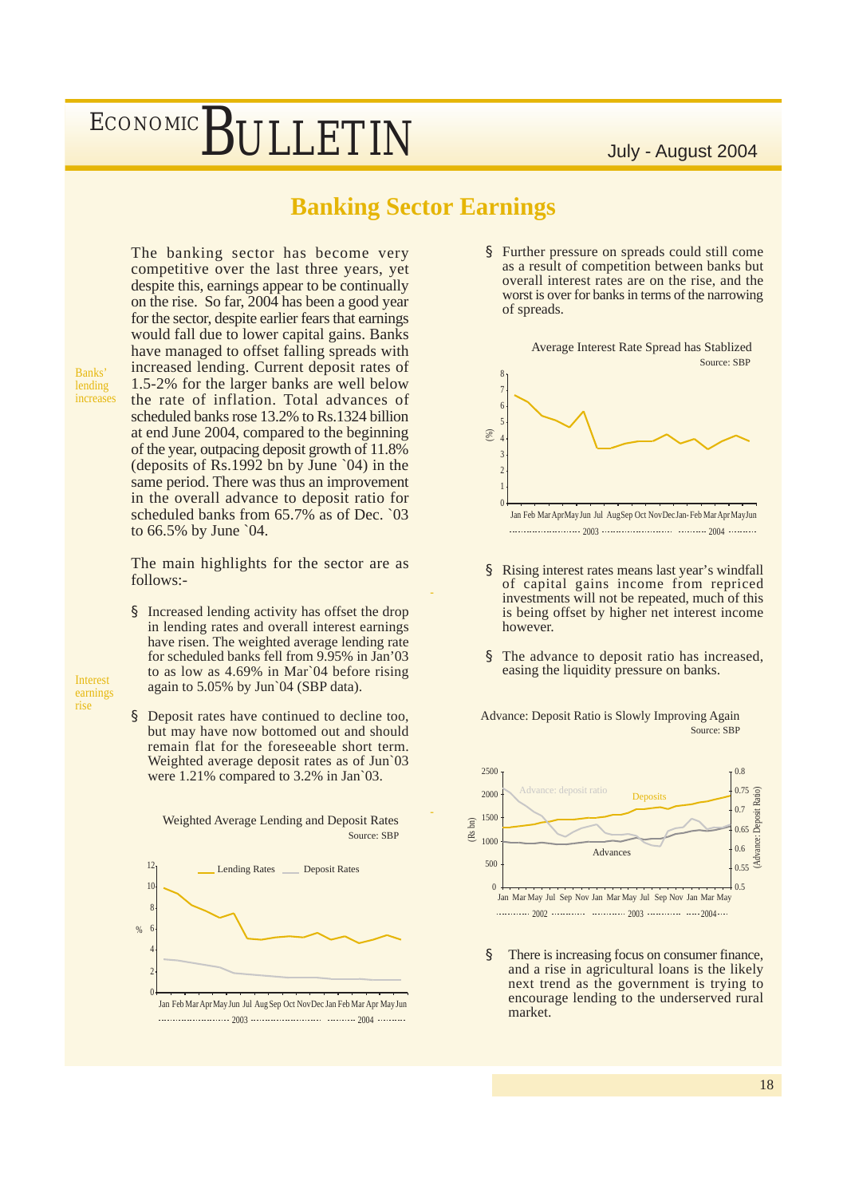## Banking Sector Earnings

The banking sector has become very competitive over the last three years, yet despite this, earnings appear to be continually on the rise. So far, 2004 has been a good year for the sector, despite earlier fears that earnings would fall due to lower capital gains. Banks have managed to offset falling spreads with increased lending. Current deposit rates of 1.5-2% for the larger banks are well below the rate of inflation. Total advances of scheduled banks rose 13.2% to Rs.1324 billion at end June 2004, compared to the beginning of the year, outpacing deposit growth of 11.8% (deposits of Rs.1992 bn by June `04) in the same period. There was thus an improvement in the overall advance to deposit ratio for scheduled banks from 65.7% as of Dec. `03 to 66.5% by June `04.

*Banks' lending increases*

The main highlights for the sector are as follows:-

- Increased lending activity has offset the drop in lending rates and overall interest earnings have risen. The weighted average lending rate for scheduled banks fell from 9.95% in Jan'03 to as low as 4.69% in Mar`04 before rising again to 5.05% by Jun`04 (SBP data).

*Interest earnings rise*

- Deposit rates have continued to decline too, but may have now bottomed out and should remain flat for the foreseeable short term. Weighted average deposit rates as of Jun`03 were 1.21% compared to 3.2% in Jan`03.

Weighted Average Lending and Deposit Rates

Source: SBP

- Further pressure on spreads could still come as a result of competition between banks but overall interest rates are on the rise, and the worst is over for banks in terms of the narrowing of spreads.

Average Interest Rate Spread has Stablized

Source: SBP

- Rising interest rates means last year's windfall of capital gains income from repriced investments will not be repeated, much of this is being offset by higher net interest income however.

- The advance to deposit ratio has increased, easing the liquidity pressure on banks.

Advance: Deposit Ratio is Slowly Improving Again

Source: SBP

- There is increasing focus on consumer finance, and a rise in agricultural loans is the likely next trend as the government is trying to encourage lending to the underserved rural market.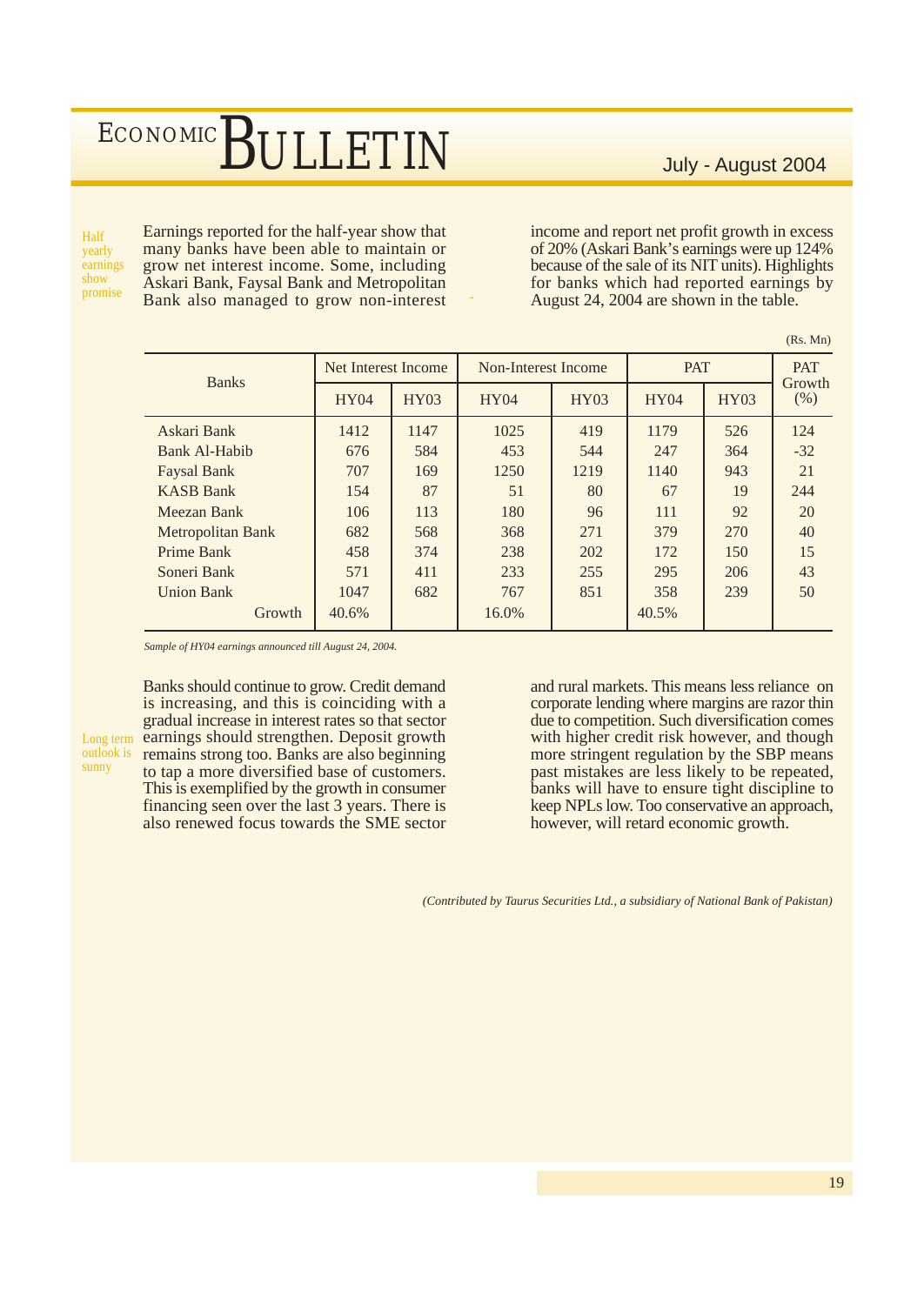*Half yearly earnings show promise*

Earnings reported for the half-year show that many banks have been able to maintain or grow net interest income. Some, including Askari Bank, Faysal Bank and Metropolitan Bank also managed to grow non-interest income and report net profit growth in excess of 20% (Askari Bank's earnings were up 124% because of the sale of its NIT units). Highlights for banks which had reported earnings by August 24, 2004 are shown in the table.

(Rs. Mn)

| Banks | Net Interest Income | | Non-Interest Income | | PAT | | PAT Growth (%) |
|---|---|---|---|---|---|---|---|
| | HY04 | HY03 | HY04 | HY03 | HY04 | HY03 | |
| Askari Bank | 1412 | 1147 | 1025 | 419 | 1179 | 526 | 124 |
| Bank Al-Habib | 676 | 584 | 453 | 544 | 247 | 364 | -32 |
| Faysal Bank | 707 | 169 | 1250 | 1219 | 1140 | 943 | 21 |
| KASB Bank | 154 | 87 | 51 | 80 | 67 | 19 | 244 |
| Meezan Bank | 106 | 113 | 180 | 96 | 111 | 92 | 20 |
| Metropolitan Bank | 682 | 568 | 368 | 271 | 379 | 270 | 40 |
| Prime Bank | 458 | 374 | 238 | 202 | 172 | 150 | 15 |
| Soneri Bank | 571 | 411 | 233 | 255 | 295 | 206 | 43 |
| Union Bank | 1047 | 682 | 767 | 851 | 358 | 239 | 50 |
| Growth | 40.6% | | 16.0% | | 40.5% | | |

*Sample of HY04 earnings announced till August 24, 2004.*

*Long term outlook is sunny*

Banks should continue to grow. Credit demand is increasing, and this is coinciding with a gradual increase in interest rates so that sector earnings should strengthen. Deposit growth remains strong too. Banks are also beginning to tap a more diversified base of customers. This is exemplified by the growth in consumer financing seen over the last 3 years. There is also renewed focus towards the SME sector and rural markets. This means less reliance on corporate lending where margins are razor thin due to competition. Such diversification comes with higher credit risk however, and though more stringent regulation by the SBP means past mistakes are less likely to be repeated, banks will have to ensure tight discipline to keep NPLs low. Too conservative an approach, however, will retard economic growth.

*(Contributed by Taurus Securities Ltd., a subsidiary of National Bank of Pakistan)*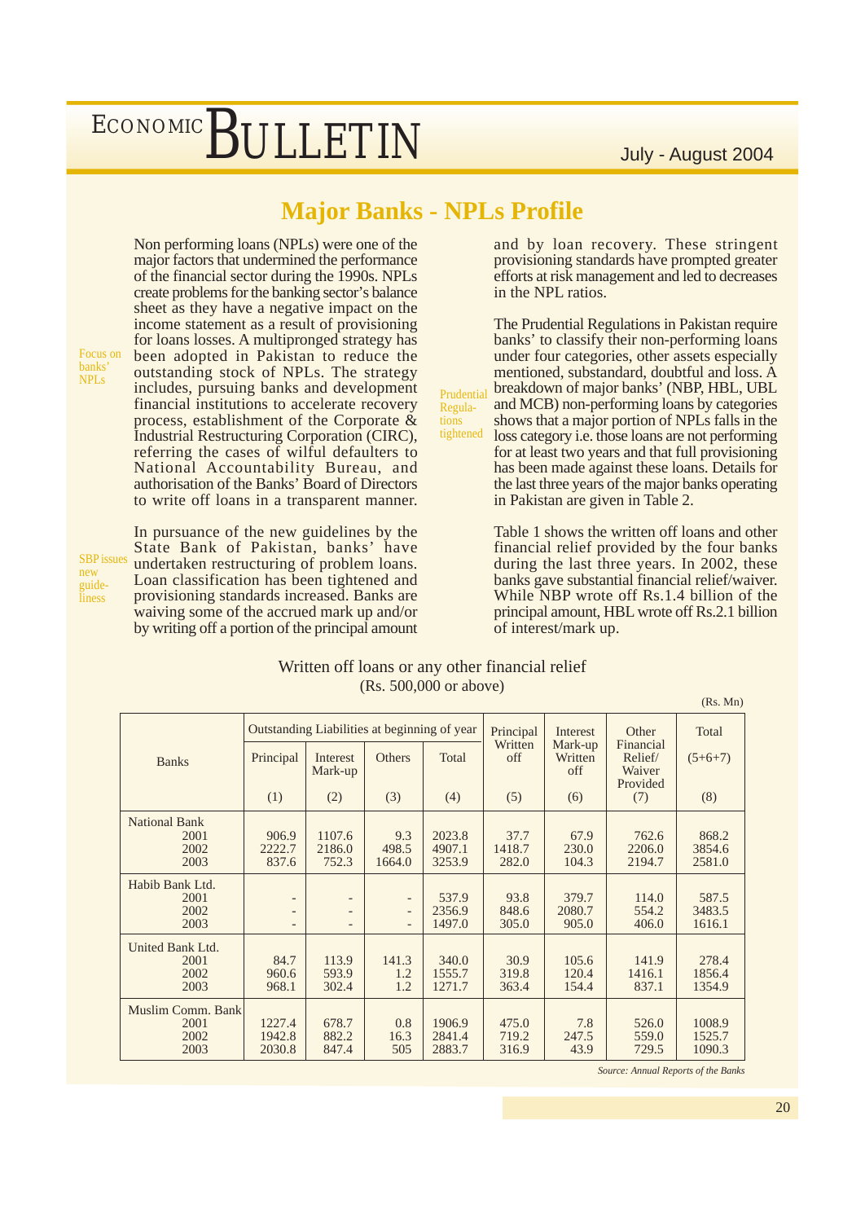## Major Banks - NPLs Profile

Focus on banks' NPLs

Non performing loans (NPLs) were one of the major factors that undermined the performance of the financial sector during the 1990s. NPLs create problems for the banking sector's balance sheet as they have a negative impact on the income statement as a result of provisioning for loans losses. A multipronged strategy has been adopted in Pakistan to reduce the outstanding stock of NPLs. The strategy includes, pursuing banks and development financial institutions to accelerate recovery process, establishment of the Corporate & Industrial Restructuring Corporation (CIRC), referring the cases of wilful defaulters to National Accountability Bureau, and authorisation of the Banks' Board of Directors to write off loans in a transparent manner.

SBP issues new guideliness

In pursuance of the new guidelines by the State Bank of Pakistan, banks' have undertaken restructuring of problem loans. Loan classification has been tightened and provisioning standards increased. Banks are waiving some of the accrued mark up and/or by writing off a portion of the principal amount and by loan recovery. These stringent provisioning standards have prompted greater efforts at risk management and led to decreases in the NPL ratios.

Prudential Regulations tightened

The Prudential Regulations in Pakistan require banks' to classify their non-performing loans under four categories, other assets especially mentioned, substandard, doubtful and loss. A breakdown of major banks' (NBP, HBL, UBL and MCB) non-performing loans by categories shows that a major portion of NPLs falls in the loss category i.e. those loans are not performing for at least two years and that full provisioning has been made against these loans. Details for the last three years of the major banks operating in Pakistan are given in Table 2.

Table 1 shows the written off loans and other financial relief provided by the four banks during the last three years. In 2002, these banks gave substantial financial relief/waiver. While NBP wrote off Rs.1.4 billion of the principal amount, HBL wrote off Rs.2.1 billion of interest/mark up.

Written off loans or any other financial relief
(Rs. 500,000 or above)

(Rs. Mn)

| Banks | Outstanding Liabilities at beginning of year | | | | Principal Written off | Interest Mark-up Written off | Other Financial Relief/ Waiver Provided | Total (5+6+7) |
|---|---|---|---|---|---|---|---|---|
| | Principal | Interest Mark-up | Others | Total | | | | |
| | (1) | (2) | (3) | (4) | (5) | (6) | (7) | (8) |
| **National Bank** | | | | | | | | |
| 2001 | 906.9 | 1107.6 | 9.3 | 2023.8 | 37.7 | 67.9 | 762.6 | 868.2 |
| 2002 | 2222.7 | 2186.0 | 498.5 | 4907.1 | 1418.7 | 230.0 | 2206.0 | 3854.6 |
| 2003 | 837.6 | 752.3 | 1664.0 | 3253.9 | 282.0 | 104.3 | 2194.7 | 2581.0 |
| **Habib Bank Ltd.** | | | | | | | | |
| 2001 | - | - | - | 537.9 | 93.8 | 379.7 | 114.0 | 587.5 |
| 2002 | - | - | - | 2356.9 | 848.6 | 2080.7 | 554.2 | 3483.5 |
| 2003 | - | - | - | 1497.0 | 305.0 | 905.0 | 406.0 | 1616.1 |
| **United Bank Ltd.** | | | | | | | | |
| 2001 | 84.7 | 113.9 | 141.3 | 340.0 | 30.9 | 105.6 | 141.9 | 278.4 |
| 2002 | 960.6 | 593.9 | 1.2 | 1555.7 | 319.8 | 120.4 | 1416.1 | 1856.4 |
| 2003 | 968.1 | 302.4 | 1.2 | 1271.7 | 363.4 | 154.4 | 837.1 | 1354.9 |
| **Muslim Comm. Bank** | | | | | | | | |
| 2001 | 1227.4 | 678.7 | 0.8 | 1906.9 | 475.0 | 7.8 | 526.0 | 1008.9 |
| 2002 | 1942.8 | 882.2 | 16.3 | 2841.4 | 719.2 | 247.5 | 559.0 | 1525.7 |
| 2003 | 2030.8 | 847.4 | 505 | 2883.7 | 316.9 | 43.9 | 729.5 | 1090.3 |

*Source: Annual Reports of the Banks*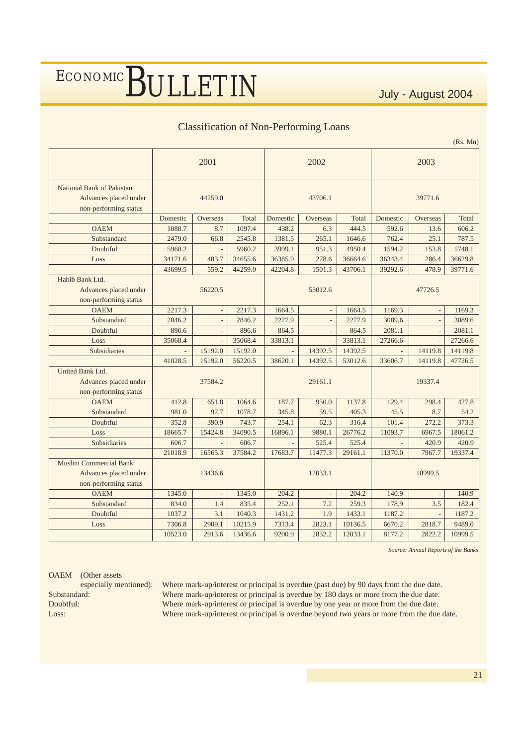## Classification of Non-Performing Loans

(Rs. Mn)

| | 2001 | | | 2002 | | | 2003 | | |
|---|---|---|---|---|---|---|---|---|---|
| **National Bank of Pakistan** Advances placed under non-performing status | 44259.0 | | | 43706.1 | | | 39771.6 | | |
| | Domestic | Overseas | Total | Domestic | Overseas | Total | Domestic | Overseas | Total |
| OAEM | 1088.7 | 8.7 | 1097.4 | 438.2 | 6.3 | 444.5 | 592.6 | 13.6 | 606.2 |
| Substandard | 2479.0 | 66.8 | 2545.8 | 1381.5 | 265.1 | 1646.6 | 762.4 | 25.1 | 787.5 |
| Doubtful | 5960.2 | - | 5960.2 | 3999.1 | 951.3 | 4950.4 | 1594.2 | 153.8 | 1748.1 |
| Loss | 34171.6 | 483.7 | 34655.6 | 36385.9 | 278.6 | 36664.6 | 36343.4 | 286.4 | 36629.8 |
| | 43699.5 | 559.2 | 44259.0 | 42204.8 | 1501.3 | 43706.1 | 39292.6 | 478.9 | 39771.6 |
| **Habib Bank Ltd.** Advances placed under non-performing status | 56220.5 | | | 53012.6 | | | 47726.5 | | |
| OAEM | 2217.3 | - | 2217.3 | 1664.5 | - | 1664.5 | 1169.3 | - | 1169.3 |
| Substandard | 2846.2 | - | 2846.2 | 2277.9 | - | 2277.9 | 3089.6 | - | 3089.6 |
| Doubtful | 896.6 | - | 896.6 | 864.5 | - | 864.5 | 2081.1 | - | 2081.1 |
| Loss | 35068.4 | - | 35068.4 | 33813.1 | - | 33813.1 | 27266.6 | - | 27266.6 |
| Subsidiaries | - | 15192.0 | 15192.0 | - | 14392.5 | 14392.5 | - | 14119.8 | 14119.8 |
| | 41028.5 | 15192.0 | 56220.5 | 38620.1 | 14392.5 | 53012.6 | 33606.7 | 14119.8 | 47726.5 |
| **United Bank Ltd.** Advances placed under non-performing status | 37584.2 | | | 29161.1 | | | 19337.4 | | |
| OAEM | 412.8 | 651.8 | 1064.6 | 187.7 | 950.0 | 1137.8 | 129.4 | 298.4 | 427.8 |
| Substandard | 981.0 | 97.7 | 1078.7 | 345.8 | 59.5 | 405.3 | 45.5 | 8.7 | 54.2 |
| Doubtful | 352.8 | 390.9 | 743.7 | 254.1 | 62.3 | 316.4 | 101.4 | 272.2 | 373.3 |
| Loss | 18665.7 | 15424.8 | 34090.5 | 16896.1 | 9880.1 | 26776.2 | 11093.7 | 6967.5 | 18061.2 |
| Subsidiaries | 606.7 | - | 606.7 | - | 525.4 | 525.4 | - | 420.9 | 420.9 |
| | 21018.9 | 16565.3 | 37584.2 | 17683.7 | 11477.3 | 29161.1 | 11370.0 | 7967.7 | 19337.4 |
| **Muslim Commercial Bank** Advances placed under non-performing status | 13436.6 | | | 12033.1 | | | 10999.5 | | |
| OAEM | 1345.0 | - | 1345.0 | 204.2 | - | 204.2 | 140.9 | - | 140.9 |
| Substandard | 834.0 | 1.4 | 835.4 | 252.1 | 7.2 | 259.3 | 178.9 | 3.5 | 182.4 |
| Doubtful | 1037.2 | 3.1 | 1040.3 | 1431.2 | 1.9 | 1433.1 | 1187.2 | - | 1187.2 |
| Loss | 7306.8 | 2909.1 | 10215.9 | 7313.4 | 2823.1 | 10136.5 | 6670.2 | 2818.7 | 9489.0 |
| | 10523.0 | 2913.6 | 13436.6 | 9200.9 | 2832.2 | 12033.1 | 8177.2 | 2822.2 | 10999.5 |

*Source: Annual Reports of the Banks*

OAEM (Other assets especially mentioned): Where mark-up/interest or principal is overdue (past due) by 90 days from the due date.
Substandard: Where mark-up/interest or principal is overdue by 180 days or more from the due date.
Doubtful: Where mark-up/interest or principal is overdue by one year or more from the due date.
Loss: Where mark-up/interest or principal is overdue beyond two years or more from the due date.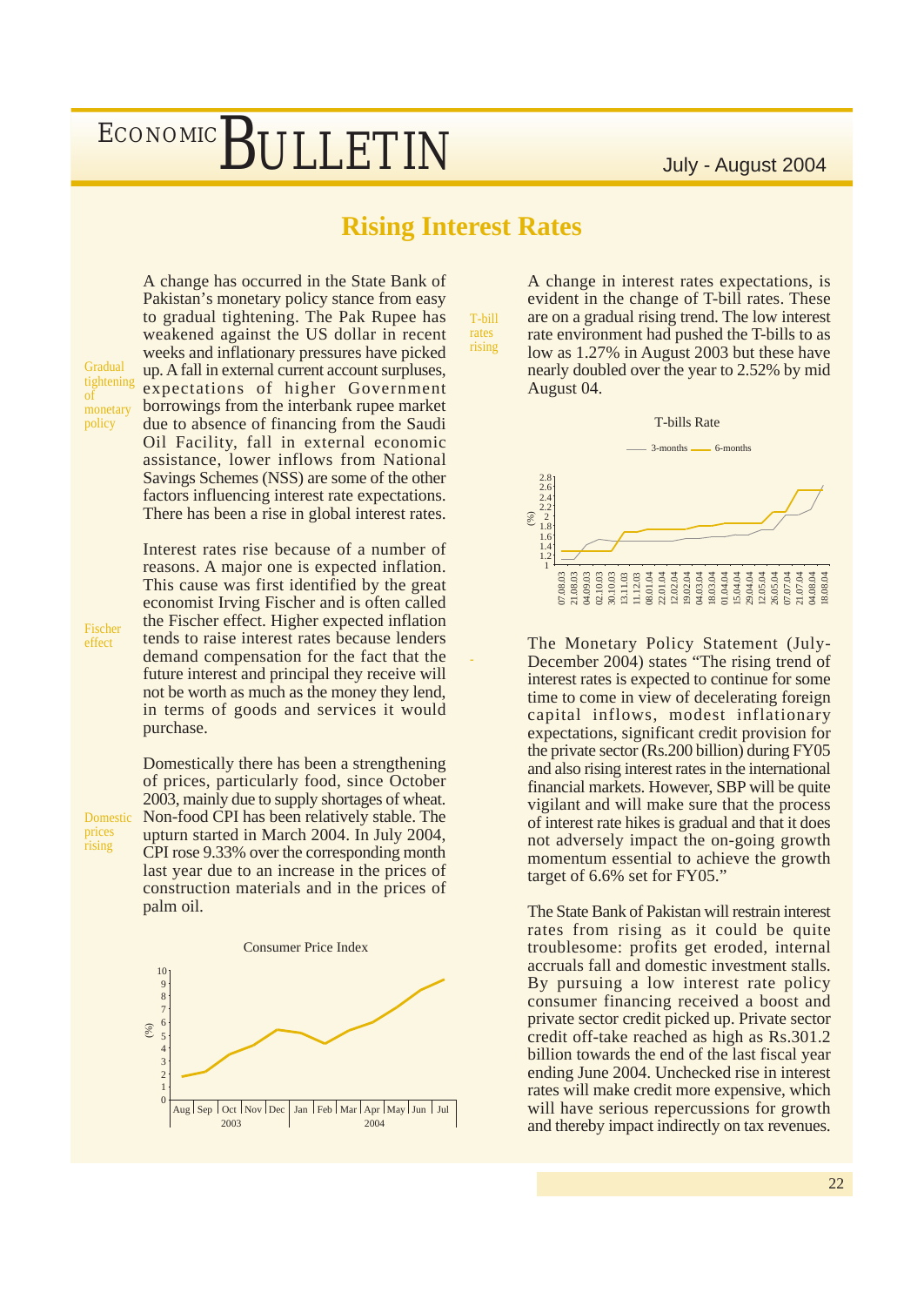# Rising Interest Rates

*Gradual tightening of monetary policy*

A change has occurred in the State Bank of Pakistan's monetary policy stance from easy to gradual tightening. The Pak Rupee has weakened against the US dollar in recent weeks and inflationary pressures have picked up. A fall in external current account surpluses, expectations of higher Government borrowings from the interbank rupee market due to absence of financing from the Saudi Oil Facility, fall in external economic assistance, lower inflows from National Savings Schemes (NSS) are some of the other factors influencing interest rate expectations. There has been a rise in global interest rates.

*Fischer effect*

Interest rates rise because of a number of reasons. A major one is expected inflation. This cause was first identified by the great economist Irving Fischer and is often called the Fischer effect. Higher expected inflation tends to raise interest rates because lenders demand compensation for the fact that the future interest and principal they receive will not be worth as much as the money they lend, in terms of goods and services it would purchase.

*Domestic prices rising*

Domestically there has been a strengthening of prices, particularly food, since October 2003, mainly due to supply shortages of wheat. Non-food CPI has been relatively stable. The upturn started in March 2004. In July 2004, CPI rose 9.33% over the corresponding month last year due to an increase in the prices of construction materials and in the prices of palm oil.

Consumer Price Index

*T-bill rates rising*

A change in interest rates expectations, is evident in the change of T-bill rates. These are on a gradual rising trend. The low interest rate environment had pushed the T-bills to as low as 1.27% in August 2003 but these have nearly doubled over the year to 2.52% by mid August 04.

T-bills Rate

The Monetary Policy Statement (July-December 2004) states "The rising trend of interest rates is expected to continue for some time to come in view of decelerating foreign capital inflows, modest inflationary expectations, significant credit provision for the private sector (Rs.200 billion) during FY05 and also rising interest rates in the international financial markets. However, SBP will be quite vigilant and will make sure that the process of interest rate hikes is gradual and that it does not adversely impact the on-going growth momentum essential to achieve the growth target of 6.6% set for FY05."

The State Bank of Pakistan will restrain interest rates from rising as it could be quite troublesome: profits get eroded, internal accruals fall and domestic investment stalls. By pursuing a low interest rate policy consumer financing received a boost and private sector credit picked up. Private sector credit off-take reached as high as Rs.301.2 billion towards the end of the last fiscal year ending June 2004. Unchecked rise in interest rates will make credit more expensive, which will have serious repercussions for growth and thereby impact indirectly on tax revenues.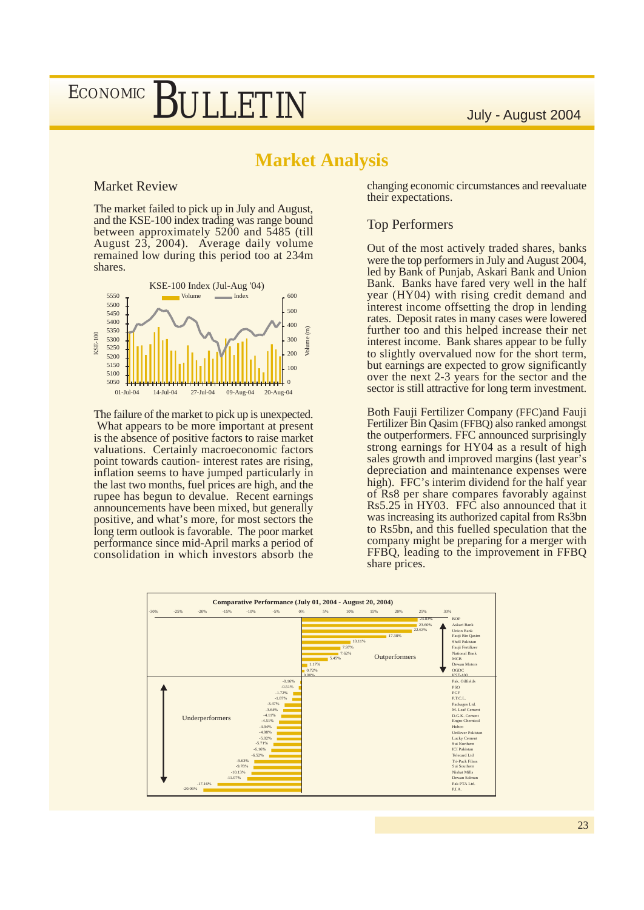# Market Analysis

## Market Review

The market failed to pick up in July and August, and the KSE-100 index trading was range bound between approximately 5200 and 5485 (till August 23, 2004). Average daily volume remained low during this period too at 234m shares.

KSE-100 Index (Jul-Aug '04)

The failure of the market to pick up is unexpected. What appears to be more important at present is the absence of positive factors to raise market valuations. Certainly macroeconomic factors point towards caution- interest rates are rising, inflation seems to have jumped particularly in the last two months, fuel prices are high, and the rupee has begun to devalue. Recent earnings announcements have been mixed, but generally positive, and what's more, for most sectors the long term outlook is favorable. The poor market performance since mid-April marks a period of consolidation in which investors absorb the changing economic circumstances and reevaluate their expectations.

## Top Performers

Out of the most actively traded shares, banks were the top performers in July and August 2004, led by Bank of Punjab, Askari Bank and Union Bank. Banks have fared very well in the half year (HY04) with rising credit demand and interest income offsetting the drop in lending rates. Deposit rates in many cases were lowered further too and this helped increase their net interest income. Bank shares appear to be fully to slightly overvalued now for the short term, but earnings are expected to grow significantly over the next 2-3 years for the sector and the sector is still attractive for long term investment.

Both Fauji Fertilizer Company (FFC)and Fauji Fertilizer Bin Qasim (FFBQ) also ranked amongst the outperformers. FFC announced surprisingly strong earnings for HY04 as a result of high sales growth and improved margins (last year's depreciation and maintenance expenses were high). FFC's interim dividend for the half year of Rs8 per share compares favorably against Rs5.25 in HY03. FFC also announced that it was increasing its authorized capital from Rs3bn to Rs5bn, and this fuelled speculation that the company might be preparing for a merger with FFBQ, leading to the improvement in FFBQ share prices.

**Comparative Performance (July 01, 2004 - August 20, 2004)**

| Company | Performance |
|---|---|
| BOP | 23.83% |
| Askari Bank | 23.60% |
| Union Bank | 22.63% |
| Fauji Bin Qasim | 17.38% |
| Shell Pakistan | 10.11% |
| Fauji Fertilizer | 7.97% |
| National Bank | 7.62% |
| MCB | 5.45% |
| Dewan Motors | 1.17% |
| OGDC | 0.72% |
| KSE-100 | 0.00% |
| Pak. Oilfields | -0.16% |
| PSO | -0.51% |
| PGF | -1.72% |
| P.T.C.L. | -1.87% |
| Packages Ltd. | -3.47% |
| M. Leaf Cement | -3.64% |
| D.G.K. Cement | -4.11% |
| Engro Chemical | -4.51% |
| Hubco | -4.94% |
| Unilever Pakistan | -4.98% |
| Lucky Cement | -5.02% |
| Sui Northern | -5.71% |
| ICI Pakistan | -6.16% |
| Telecard Ltd | -6.52% |
| Tri-Pack Films | -9.63% |
| Sui Southern | -9.78% |
| Nishat Mills | -10.13% |
| Dewan Salman | -11.07% |
| Pak PTA Ltd. | -17.16% |
| P.I.A. | -20.06% |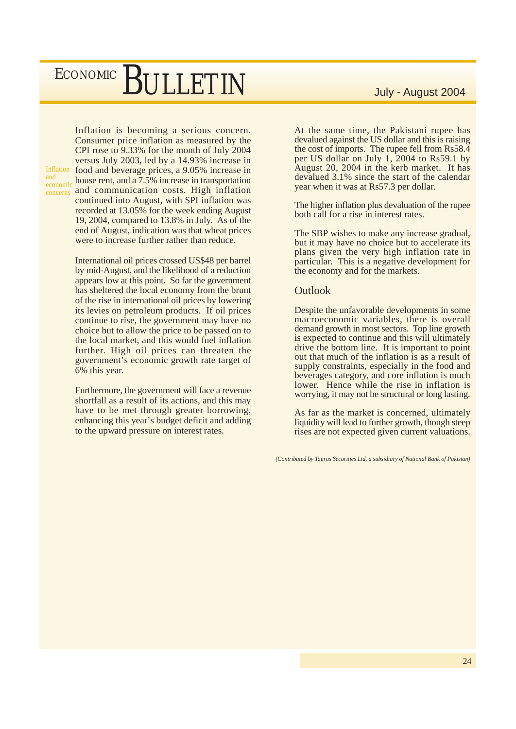Inflation and economic concerns

Inflation is becoming a serious concern. Consumer price inflation as measured by the CPI rose to 9.33% for the month of July 2004 versus July 2003, led by a 14.93% increase in food and beverage prices, a 9.05% increase in house rent, and a 7.5% increase in transportation and communication costs. High inflation continued into August, with SPI inflation was recorded at 13.05% for the week ending August 19, 2004, compared to 13.8% in July. As of the end of August, indication was that wheat prices were to increase further rather than reduce.

International oil prices crossed US$48 per barrel by mid-August, and the likelihood of a reduction appears low at this point. So far the government has sheltered the local economy from the brunt of the rise in international oil prices by lowering its levies on petroleum products. If oil prices continue to rise, the government may have no choice but to allow the price to be passed on to the local market, and this would fuel inflation further. High oil prices can threaten the government's economic growth rate target of 6% this year.

Furthermore, the government will face a revenue shortfall as a result of its actions, and this may have to be met through greater borrowing, enhancing this year's budget deficit and adding to the upward pressure on interest rates.

At the same time, the Pakistani rupee has devalued against the US dollar and this is raising the cost of imports. The rupee fell from Rs58.4 per US dollar on July 1, 2004 to Rs59.1 by August 20, 2004 in the kerb market. It has devalued 3.1% since the start of the calendar year when it was at Rs57.3 per dollar.

The higher inflation plus devaluation of the rupee both call for a rise in interest rates.

The SBP wishes to make any increase gradual, but it may have no choice but to accelerate its plans given the very high inflation rate in particular. This is a negative development for the economy and for the markets.

## Outlook

Despite the unfavorable developments in some macroeconomic variables, there is overall demand growth in most sectors. Top line growth is expected to continue and this will ultimately drive the bottom line. It is important to point out that much of the inflation is as a result of supply constraints, especially in the food and beverages category, and core inflation is much lower. Hence while the rise in inflation is worrying, it may not be structural or long lasting.

As far as the market is concerned, ultimately liquidity will lead to further growth, though steep rises are not expected given current valuations.

*(Contributed by Taurus Securities Ltd, a subsidiary of National Bank of Pakistan)*